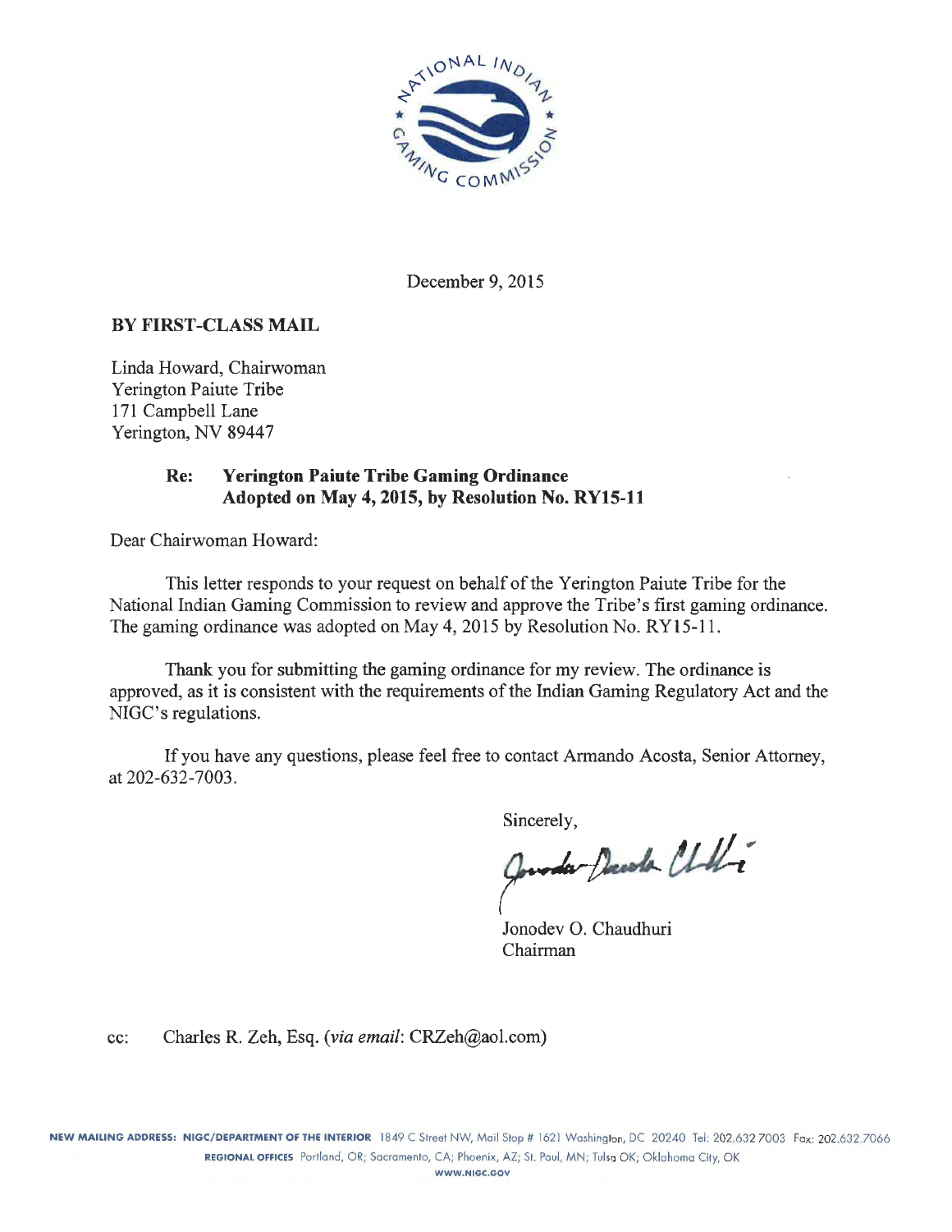December 9, 2015

**BY FIRST-CLASS MAIL**

Linda Howard, Chairwoman
Yerington Paiute Tribe
171 Campbell Lane
Yerington, NV 89447

**Re: Yerington Paiute Tribe Gaming Ordinance Adopted on May 4, 2015, by Resolution No. RY15-11**

Dear Chairwoman Howard:

This letter responds to your request on behalf of the Yerington Paiute Tribe for the National Indian Gaming Commission to review and approve the Tribe's first gaming ordinance. The gaming ordinance was adopted on May 4, 2015 by Resolution No. RY15-11.

Thank you for submitting the gaming ordinance for my review. The ordinance is approved, as it is consistent with the requirements of the Indian Gaming Regulatory Act and the NIGC's regulations.

If you have any questions, please feel free to contact Armando Acosta, Senior Attorney, at 202-632-7003.

Sincerely,

Jonodev O. Chaudhuri
Chairman

cc: Charles R. Zeh, Esq. (*via email*: CRZeh@aol.com)

**NEW MAILING ADDRESS: NIGC/DEPARTMENT OF THE INTERIOR** 1849 C Street NW, Mail Stop # 1621 Washington, DC 20240 Tel: 202.632.7003 Fax: 202.632.7066
**REGIONAL OFFICES** Portland, OR; Sacramento, CA; Phoenix, AZ; St. Paul, MN; Tulsa OK; Oklahoma City, OK
WWW.NIGC.GOV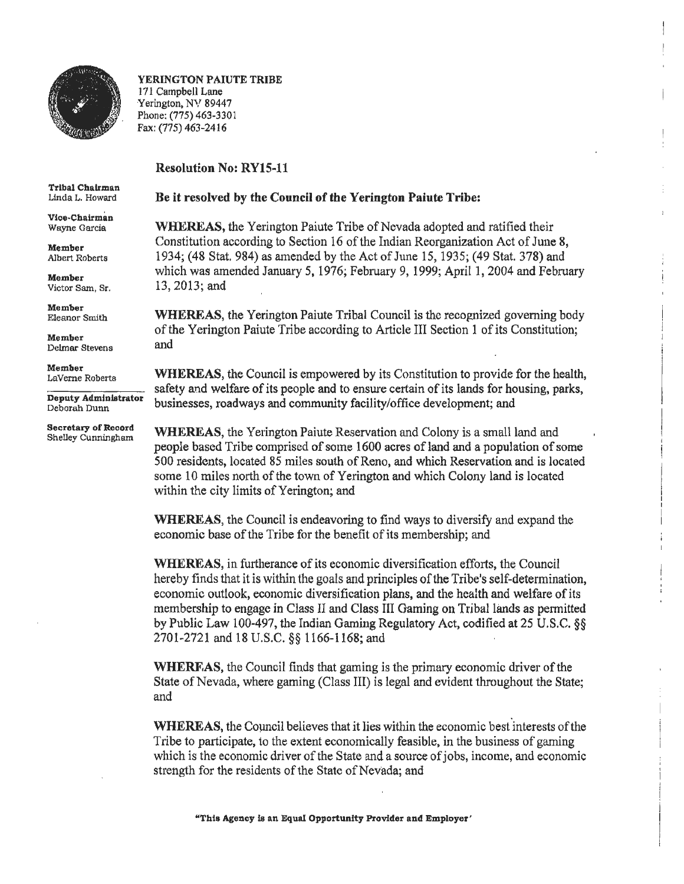**YERINGTON PAIUTE TRIBE**
171 Campbell Lane
Yerington, NV 89447
Phone: (775) 463-3301
Fax: (775) 463-2416

**Tribal Chairman**
Linda L. Howard

**Vice-Chairman**
Wayne Garcia

**Member**
Albert Roberts

**Member**
Victor Sam, Sr.

**Member**
Eleanor Smith

**Member**
Delmar Stevens

**Member**
LaVerne Roberts

**Deputy Administrator**
Deborah Dunn

**Secretary of Record**
Shelley Cunningham

## Resolution No: RY15-11

**Be it resolved by the Council of the Yerington Paiute Tribe:**

**WHEREAS,** the Yerington Paiute Tribe of Nevada adopted and ratified their Constitution according to Section 16 of the Indian Reorganization Act of June 8, 1934; (48 Stat. 984) as amended by the Act of June 15, 1935; (49 Stat. 378) and which was amended January 5, 1976; February 9, 1999; April 1, 2004 and February 13, 2013; and

**WHEREAS,** the Yerington Paiute Tribal Council is the recognized governing body of the Yerington Paiute Tribe according to Article III Section 1 of its Constitution; and

**WHEREAS,** the Council is empowered by its Constitution to provide for the health, safety and welfare of its people and to ensure certain of its lands for housing, parks, businesses, roadways and community facility/office development; and

**WHEREAS,** the Yerington Paiute Reservation and Colony is a small land and people based Tribe comprised of some 1600 acres of land and a population of some 500 residents, located 85 miles south of Reno, and which Reservation and is located some 10 miles north of the town of Yerington and which Colony land is located within the city limits of Yerington; and

**WHEREAS,** the Council is endeavoring to find ways to diversify and expand the economic base of the Tribe for the benefit of its membership; and

**WHEREAS,** in furtherance of its economic diversification efforts, the Council hereby finds that it is within the goals and principles of the Tribe's self-determination, economic outlook, economic diversification plans, and the health and welfare of its membership to engage in Class II and Class III Gaming on Tribal lands as permitted by Public Law 100-497, the Indian Gaming Regulatory Act, codified at 25 U.S.C. §§ 2701-2721 and 18 U.S.C. §§ 1166-1168; and

**WHERFAS,** the Council finds that gaming is the primary economic driver of the State of Nevada, where gaming (Class III) is legal and evident throughout the State; and

**WHEREAS,** the Council believes that it lies within the economic best interests of the Tribe to participate, to the extent economically feasible, in the business of gaming which is the economic driver of the State and a source of jobs, income, and economic strength for the residents of the State of Nevada; and

"This Agency is an Equal Opportunity Provider and Employer"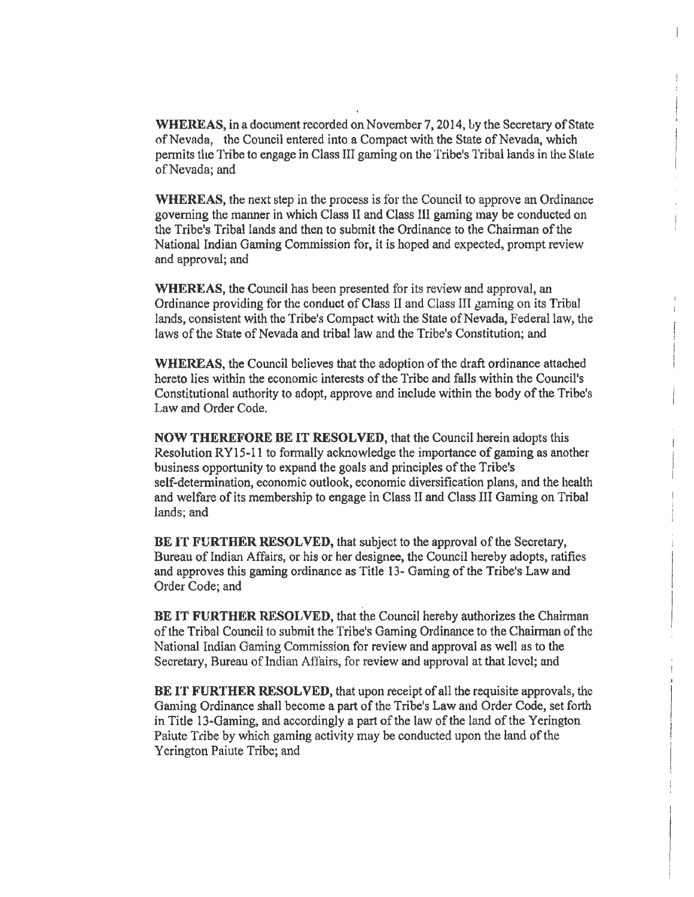**WHEREAS,** in a document recorded on November 7, 2014, by the Secretary of State of Nevada, the Council entered into a Compact with the State of Nevada, which permits the Tribe to engage in Class III gaming on the Tribe's Tribal lands in the State of Nevada; and

**WHEREAS,** the next step in the process is for the Council to approve an Ordinance governing the manner in which Class II and Class III gaming may be conducted on the Tribe's Tribal lands and then to submit the Ordinance to the Chairman of the National Indian Gaming Commission for, it is hoped and expected, prompt review and approval; and

**WHEREAS,** the Council has been presented for its review and approval, an Ordinance providing for the conduct of Class II and Class III gaming on its Tribal lands, consistent with the Tribe's Compact with the State of Nevada, Federal law, the laws of the State of Nevada and tribal law and the Tribe's Constitution; and

**WHEREAS,** the Council believes that the adoption of the draft ordinance attached hereto lies within the economic interests of the Tribe and falls within the Council's Constitutional authority to adopt, approve and include within the body of the Tribe's Law and Order Code.

**NOW THEREFORE BE IT RESOLVED,** that the Council herein adopts this Resolution RY15-11 to formally acknowledge the importance of gaming as another business opportunity to expand the goals and principles of the Tribe's self-determination, economic outlook, economic diversification plans, and the health and welfare of its membership to engage in Class II and Class III Gaming on Tribal lands; and

**BE IT FURTHER RESOLVED,** that subject to the approval of the Secretary, Bureau of Indian Affairs, or his or her designee, the Council hereby adopts, ratifies and approves this gaming ordinance as Title 13- Gaming of the Tribe's Law and Order Code; and

**BE IT FURTHER RESOLVED,** that the Council hereby authorizes the Chairman of the Tribal Council to submit the Tribe's Gaming Ordinance to the Chairman of the National Indian Gaming Commission for review and approval as well as to the Secretary, Bureau of Indian Affairs, for review and approval at that level; and

**BE IT FURTHER RESOLVED,** that upon receipt of all the requisite approvals, the Gaming Ordinance shall become a part of the Tribe's Law and Order Code, set forth in Title 13-Gaming, and accordingly a part of the law of the land of the Yerington Paiute Tribe by which gaming activity may be conducted upon the land of the Yerington Paiute Tribe; and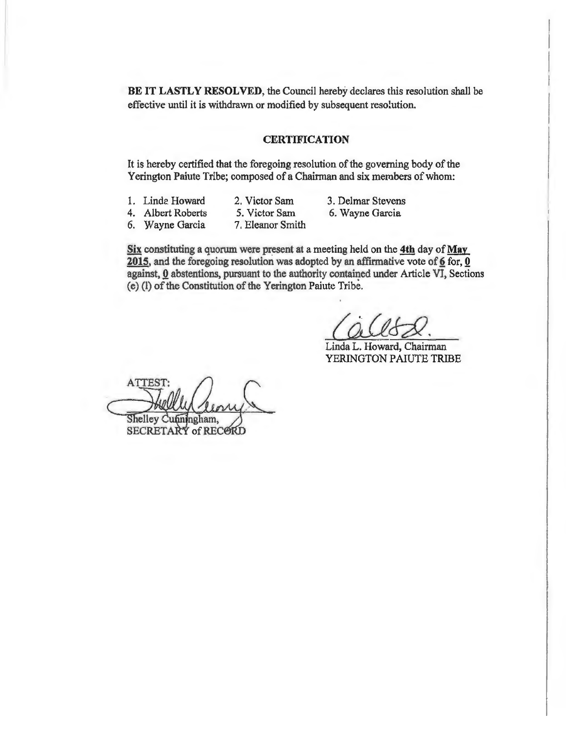**BE IT LASTLY RESOLVED**, the Council hereby declares this resolution shall be effective until it is withdrawn or modified by subsequent resolution.

## CERTIFICATION

It is hereby certified that the foregoing resolution of the governing body of the Yerington Paiute Tribe; composed of a Chairman and six members of whom:

1. Linda Howard
2. Victor Sam
3. Delmar Stevens
4. Albert Roberts
5. Victor Sam
6. Wayne Garcia
6. Wayne Garcia
7. Eleanor Smith

**Six** constituting a quorum were present at a meeting held on the **4th** day of **May 2015**, and the foregoing resolution was adopted by an affirmative vote of **6** for, **0** against, **0** abstentions, pursuant to the authority contained under Article VI, Sections (e) (l) of the Constitution of the Yerington Paiute Tribe.

Linda L. Howard, Chairman
YERINGTON PAIUTE TRIBE

ATTEST:

Shelley Cunningham,
SECRETARY of RECORD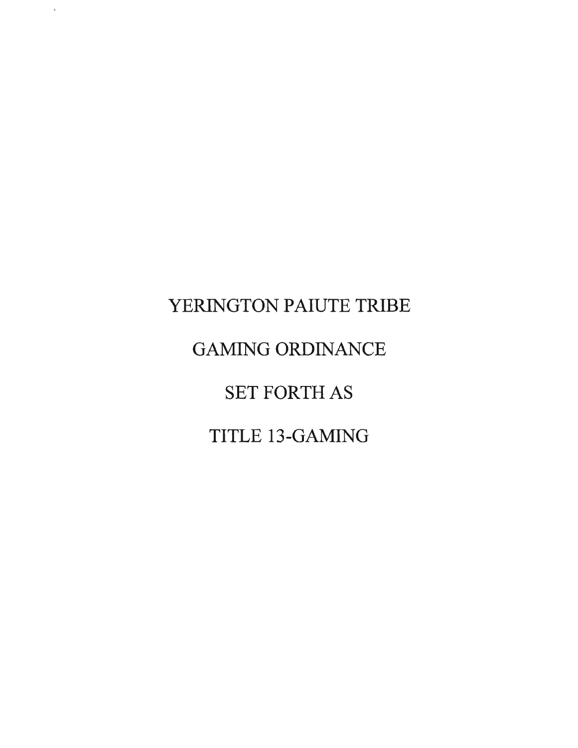# YERINGTON PAIUTE TRIBE

# GAMING ORDINANCE

# SET FORTH AS

# TITLE 13-GAMING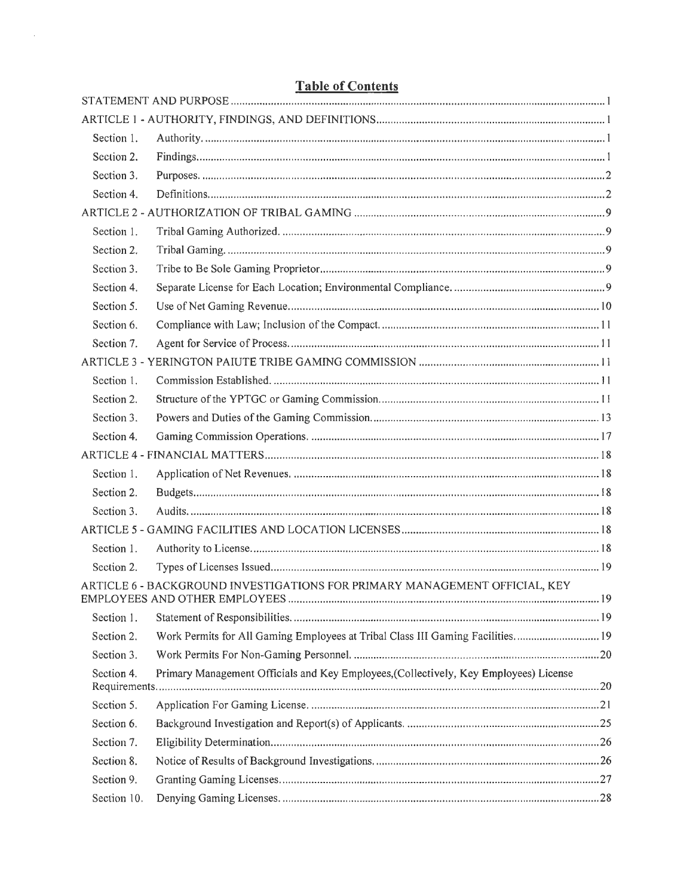# Table of Contents

| | | |
|---|---|---|
| STATEMENT AND PURPOSE | | 1 |
| ARTICLE 1 - AUTHORITY, FINDINGS, AND DEFINITIONS | | 1 |
| Section 1. | Authority. | 1 |
| Section 2. | Findings. | 1 |
| Section 3. | Purposes. | 2 |
| Section 4. | Definitions. | 2 |
| ARTICLE 2 - AUTHORIZATION OF TRIBAL GAMING | | 9 |
| Section 1. | Tribal Gaming Authorized. | 9 |
| Section 2. | Tribal Gaming. | 9 |
| Section 3. | Tribe to Be Sole Gaming Proprietor | 9 |
| Section 4. | Separate License for Each Location; Environmental Compliance. | 9 |
| Section 5. | Use of Net Gaming Revenue. | 10 |
| Section 6. | Compliance with Law; Inclusion of the Compact. | 11 |
| Section 7. | Agent for Service of Process. | 11 |
| ARTICLE 3 - YERINGTON PAIUTE TRIBE GAMING COMMISSION | | 11 |
| Section 1. | Commission Established. | 11 |
| Section 2. | Structure of the YPTGC or Gaming Commission. | 11 |
| Section 3. | Powers and Duties of the Gaming Commission. | 13 |
| Section 4. | Gaming Commission Operations. | 17 |
| ARTICLE 4 - FINANCIAL MATTERS | | 18 |
| Section 1. | Application of Net Revenues. | 18 |
| Section 2. | Budgets. | 18 |
| Section 3. | Audits. | 18 |
| ARTICLE 5 - GAMING FACILITIES AND LOCATION LICENSES | | 18 |
| Section 1. | Authority to License. | 18 |
| Section 2. | Types of Licenses Issued. | 19 |
| ARTICLE 6 - BACKGROUND INVESTIGATIONS FOR PRIMARY MANAGEMENT OFFICIAL, KEY EMPLOYEES AND OTHER EMPLOYEES | | 19 |
| Section 1. | Statement of Responsibilities. | 19 |
| Section 2. | Work Permits for All Gaming Employees at Tribal Class III Gaming Facilities. | 19 |
| Section 3. | Work Permits For Non-Gaming Personnel. | 20 |
| Section 4. | Primary Management Officials and Key Employees,(Collectively, Key Employees) License Requirements. | 20 |
| Section 5. | Application For Gaming License. | 21 |
| Section 6. | Background Investigation and Report(s) of Applicants. | 25 |
| Section 7. | Eligibility Determination. | 26 |
| Section 8. | Notice of Results of Background Investigations. | 26 |
| Section 9. | Granting Gaming Licenses. | 27 |
| Section 10. | Denying Gaming Licenses. | 28 |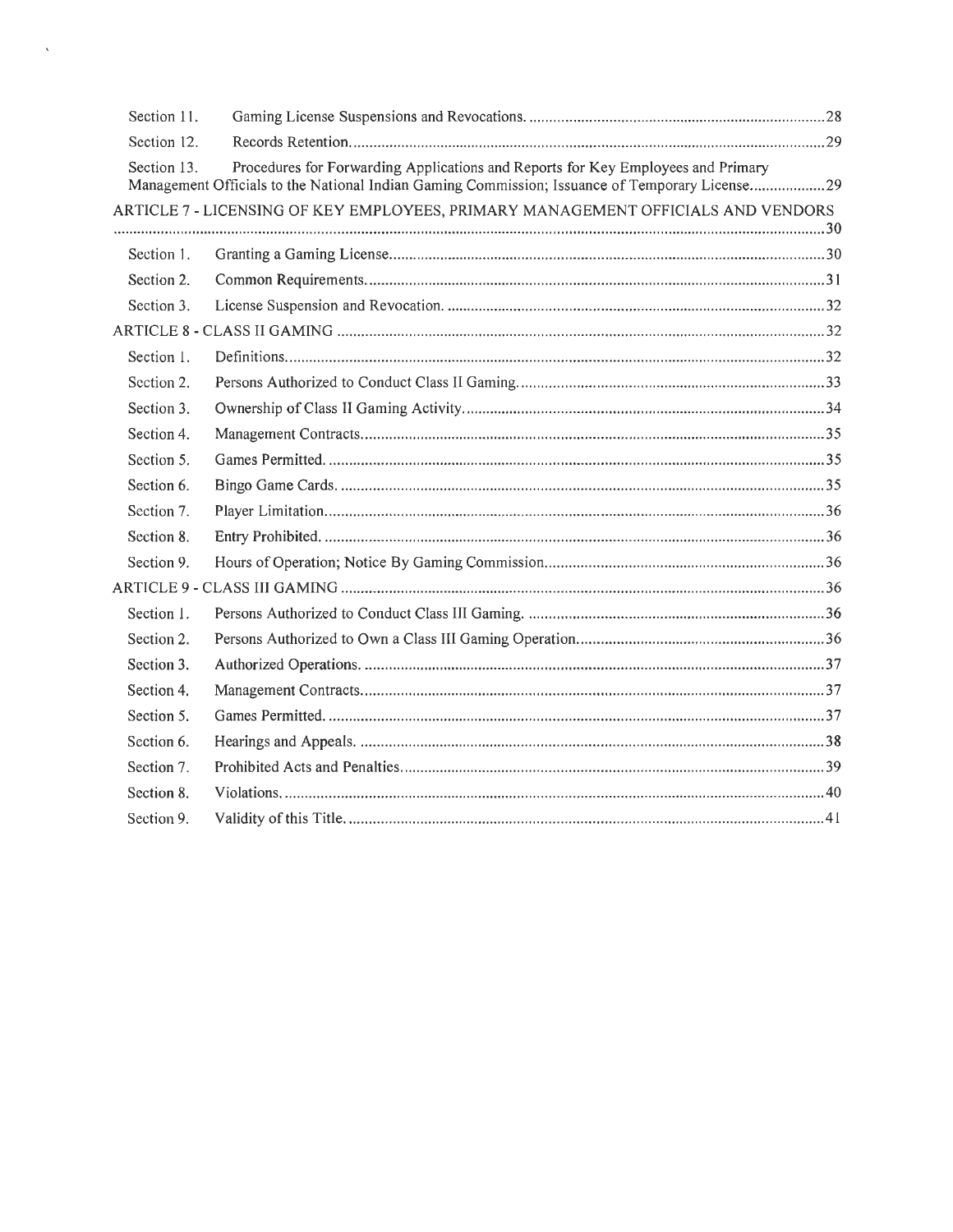| | | |
|---|---|---|
| Section 11. | Gaming License Suspensions and Revocations. | 28 |
| Section 12. | Records Retention. | 29 |
| Section 13. | Procedures for Forwarding Applications and Reports for Key Employees and Primary Management Officials to the National Indian Gaming Commission; Issuance of Temporary License. | 29 |
| ARTICLE 7 - LICENSING OF KEY EMPLOYEES, PRIMARY MANAGEMENT OFFICIALS AND VENDORS | | 30 |
| Section 1. | Granting a Gaming License. | 30 |
| Section 2. | Common Requirements. | 31 |
| Section 3. | License Suspension and Revocation. | 32 |
| ARTICLE 8 - CLASS II GAMING | | 32 |
| Section 1. | Definitions. | 32 |
| Section 2. | Persons Authorized to Conduct Class II Gaming. | 33 |
| Section 3. | Ownership of Class II Gaming Activity. | 34 |
| Section 4. | Management Contracts. | 35 |
| Section 5. | Games Permitted. | 35 |
| Section 6. | Bingo Game Cards. | 35 |
| Section 7. | Player Limitation. | 36 |
| Section 8. | Entry Prohibited. | 36 |
| Section 9. | Hours of Operation; Notice By Gaming Commission. | 36 |
| ARTICLE 9 - CLASS III GAMING | | 36 |
| Section 1. | Persons Authorized to Conduct Class III Gaming. | 36 |
| Section 2. | Persons Authorized to Own a Class III Gaming Operation. | 36 |
| Section 3. | Authorized Operations. | 37 |
| Section 4. | Management Contracts. | 37 |
| Section 5. | Games Permitted. | 37 |
| Section 6. | Hearings and Appeals. | 38 |
| Section 7. | Prohibited Acts and Penalties. | 39 |
| Section 8. | Violations. | 40 |
| Section 9. | Validity of this Title. | 41 |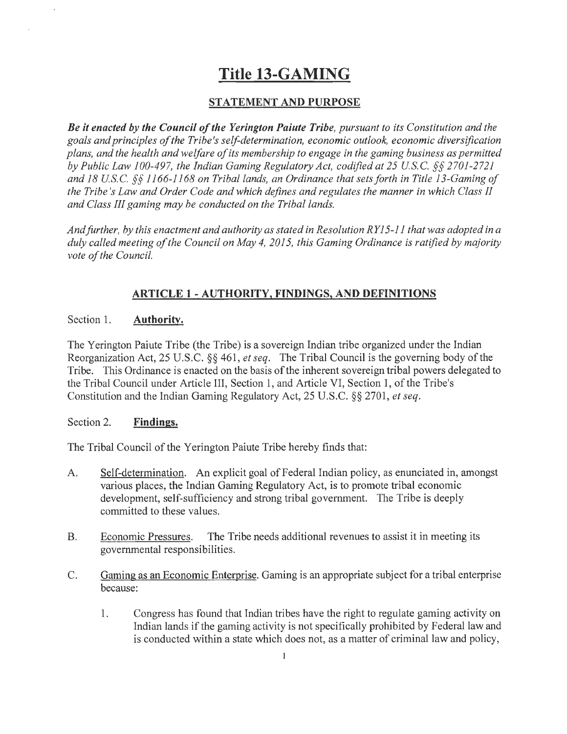# Title 13-GAMING

## STATEMENT AND PURPOSE

***Be it enacted by the Council of the Yerington Paiute Tribe****, pursuant to its Constitution and the goals and principles of the Tribe's self-determination, economic outlook, economic diversification plans, and the health and welfare of its membership to engage in the gaming business as permitted by Public Law 100-497, the Indian Gaming Regulatory Act, codified at 25 U.S.C. §§ 2701-2721 and 18 U.S.C. §§ 1166-1168 on Tribal lands, an Ordinance that sets forth in Title 13-Gaming of the Tribe's Law and Order Code and which defines and regulates the manner in which Class II and Class III gaming may be conducted on the Tribal lands.*

*And further, by this enactment and authority as stated in Resolution RY15-11 that was adopted in a duly called meeting of the Council on May 4, 2015, this Gaming Ordinance is ratified by majority vote of the Council.*

## ARTICLE 1 - AUTHORITY, FINDINGS, AND DEFINITIONS

Section 1. **Authority.**

The Yerington Paiute Tribe (the Tribe) is a sovereign Indian tribe organized under the Indian Reorganization Act, 25 U.S.C. §§ 461, *et seq*. The Tribal Council is the governing body of the Tribe. This Ordinance is enacted on the basis of the inherent sovereign tribal powers delegated to the Tribal Council under Article III, Section 1, and Article VI, Section 1, of the Tribe's Constitution and the Indian Gaming Regulatory Act, 25 U.S.C. §§ 2701, *et seq*.

Section 2. **Findings.**

The Tribal Council of the Yerington Paiute Tribe hereby finds that:

A. Self-determination. An explicit goal of Federal Indian policy, as enunciated in, amongst various places, the Indian Gaming Regulatory Act, is to promote tribal economic development, self-sufficiency and strong tribal government. The Tribe is deeply committed to these values.

B. Economic Pressures. The Tribe needs additional revenues to assist it in meeting its governmental responsibilities.

C. Gaming as an Economic Enterprise. Gaming is an appropriate subject for a tribal enterprise because:

   1. Congress has found that Indian tribes have the right to regulate gaming activity on Indian lands if the gaming activity is not specifically prohibited by Federal law and is conducted within a state which does not, as a matter of criminal law and policy,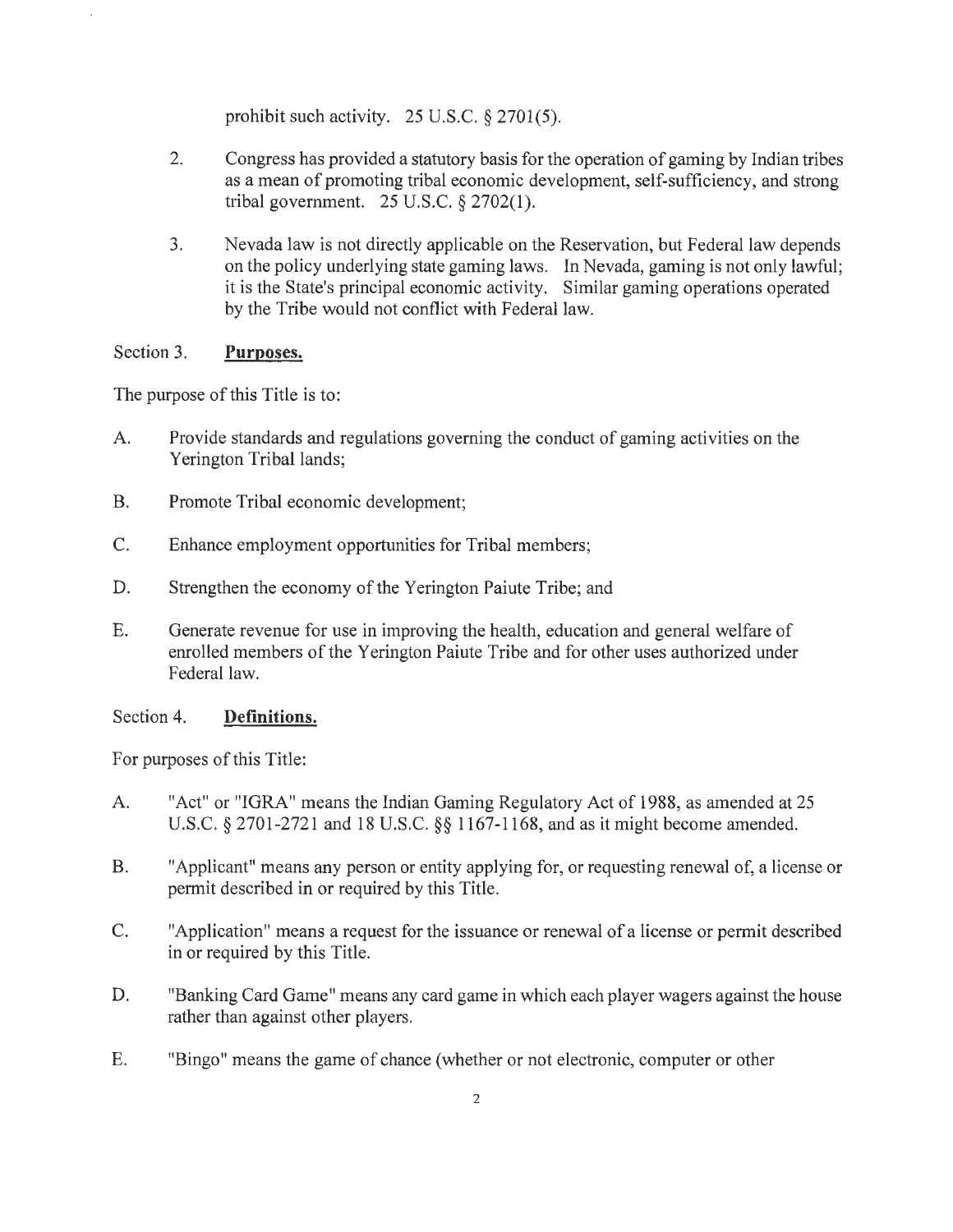prohibit such activity. 25 U.S.C. § 2701(5).

2. Congress has provided a statutory basis for the operation of gaming by Indian tribes as a mean of promoting tribal economic development, self-sufficiency, and strong tribal government. 25 U.S.C. § 2702(1).

3. Nevada law is not directly applicable on the Reservation, but Federal law depends on the policy underlying state gaming laws. In Nevada, gaming is not only lawful; it is the State's principal economic activity. Similar gaming operations operated by the Tribe would not conflict with Federal law.

Section 3. **Purposes.**

The purpose of this Title is to:

A. Provide standards and regulations governing the conduct of gaming activities on the Yerington Tribal lands;

B. Promote Tribal economic development;

C. Enhance employment opportunities for Tribal members;

D. Strengthen the economy of the Yerington Paiute Tribe; and

E. Generate revenue for use in improving the health, education and general welfare of enrolled members of the Yerington Paiute Tribe and for other uses authorized under Federal law.

Section 4. **Definitions.**

For purposes of this Title:

A. "Act" or "IGRA" means the Indian Gaming Regulatory Act of 1988, as amended at 25 U.S.C. § 2701-2721 and 18 U.S.C. §§ 1167-1168, and as it might become amended.

B. "Applicant" means any person or entity applying for, or requesting renewal of, a license or permit described in or required by this Title.

C. "Application" means a request for the issuance or renewal of a license or permit described in or required by this Title.

D. "Banking Card Game" means any card game in which each player wagers against the house rather than against other players.

E. "Bingo" means the game of chance (whether or not electronic, computer or other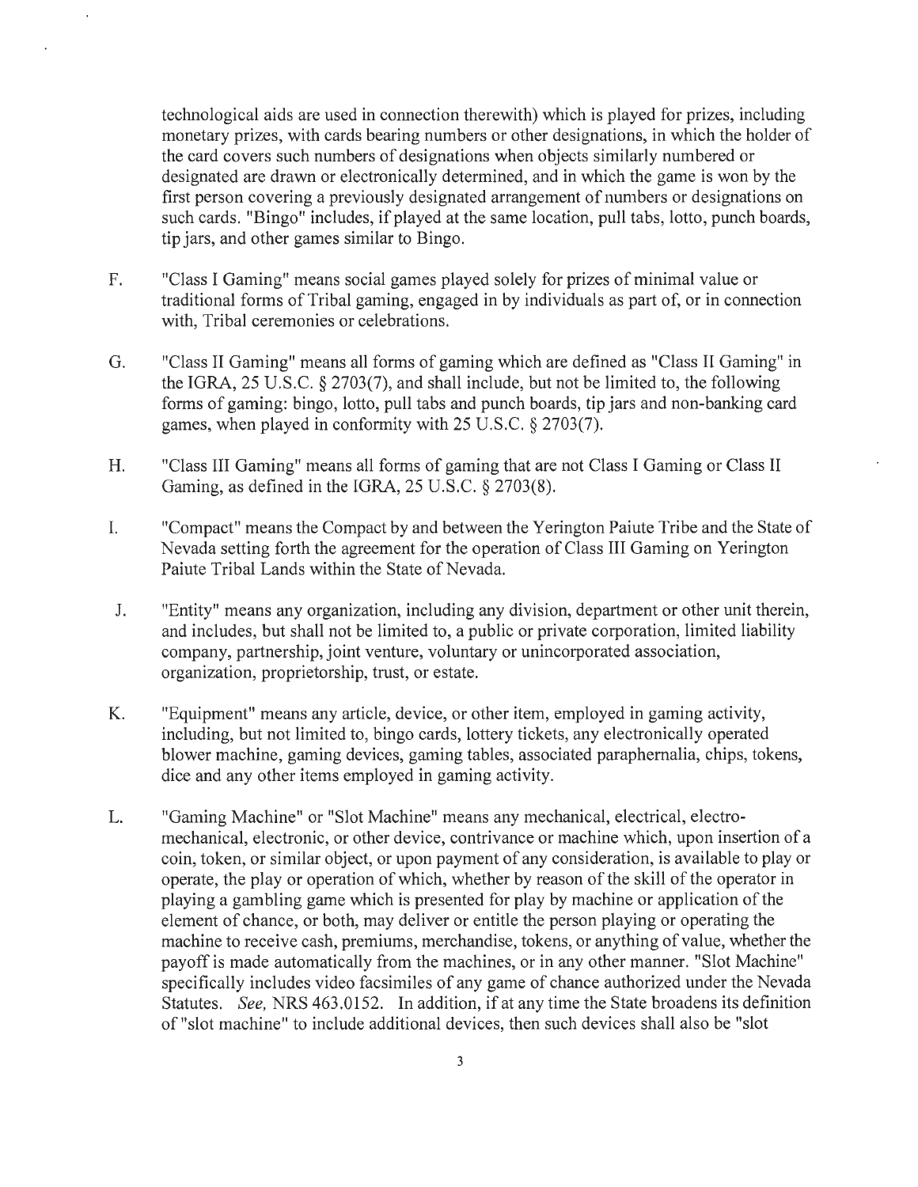technological aids are used in connection therewith) which is played for prizes, including monetary prizes, with cards bearing numbers or other designations, in which the holder of the card covers such numbers of designations when objects similarly numbered or designated are drawn or electronically determined, and in which the game is won by the first person covering a previously designated arrangement of numbers or designations on such cards. "Bingo" includes, if played at the same location, pull tabs, lotto, punch boards, tip jars, and other games similar to Bingo.

F. "Class I Gaming" means social games played solely for prizes of minimal value or traditional forms of Tribal gaming, engaged in by individuals as part of, or in connection with, Tribal ceremonies or celebrations.

G. "Class II Gaming" means all forms of gaming which are defined as "Class II Gaming" in the IGRA, 25 U.S.C. § 2703(7), and shall include, but not be limited to, the following forms of gaming: bingo, lotto, pull tabs and punch boards, tip jars and non-banking card games, when played in conformity with 25 U.S.C. § 2703(7).

H. "Class III Gaming" means all forms of gaming that are not Class I Gaming or Class II Gaming, as defined in the IGRA, 25 U.S.C. § 2703(8).

I. "Compact" means the Compact by and between the Yerington Paiute Tribe and the State of Nevada setting forth the agreement for the operation of Class III Gaming on Yerington Paiute Tribal Lands within the State of Nevada.

J. "Entity" means any organization, including any division, department or other unit therein, and includes, but shall not be limited to, a public or private corporation, limited liability company, partnership, joint venture, voluntary or unincorporated association, organization, proprietorship, trust, or estate.

K. "Equipment" means any article, device, or other item, employed in gaming activity, including, but not limited to, bingo cards, lottery tickets, any electronically operated blower machine, gaming devices, gaming tables, associated paraphernalia, chips, tokens, dice and any other items employed in gaming activity.

L. "Gaming Machine" or "Slot Machine" means any mechanical, electrical, electro-mechanical, electronic, or other device, contrivance or machine which, upon insertion of a coin, token, or similar object, or upon payment of any consideration, is available to play or operate, the play or operation of which, whether by reason of the skill of the operator in playing a gambling game which is presented for play by machine or application of the element of chance, or both, may deliver or entitle the person playing or operating the machine to receive cash, premiums, merchandise, tokens, or anything of value, whether the payoff is made automatically from the machines, or in any other manner. "Slot Machine" specifically includes video facsimiles of any game of chance authorized under the Nevada Statutes. *See,* NRS 463.0152. In addition, if at any time the State broadens its definition of "slot machine" to include additional devices, then such devices shall also be "slot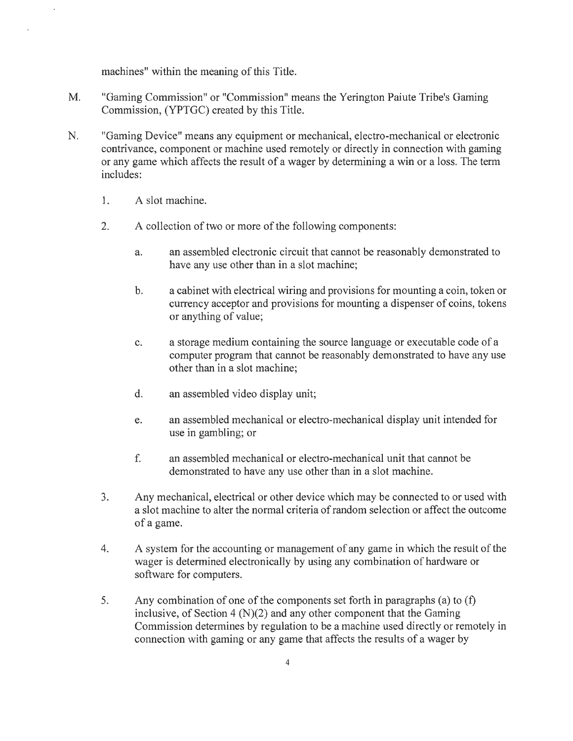machines" within the meaning of this Title.

M. "Gaming Commission" or "Commission" means the Yerington Paiute Tribe's Gaming Commission, (YPTGC) created by this Title.

N. "Gaming Device" means any equipment or mechanical, electro-mechanical or electronic contrivance, component or machine used remotely or directly in connection with gaming or any game which affects the result of a wager by determining a win or a loss. The term includes:

1. A slot machine.

2. A collection of two or more of the following components:

   a. an assembled electronic circuit that cannot be reasonably demonstrated to have any use other than in a slot machine;

   b. a cabinet with electrical wiring and provisions for mounting a coin, token or currency acceptor and provisions for mounting a dispenser of coins, tokens or anything of value;

   c. a storage medium containing the source language or executable code of a computer program that cannot be reasonably demonstrated to have any use other than in a slot machine;

   d. an assembled video display unit;

   e. an assembled mechanical or electro-mechanical display unit intended for use in gambling; or

   f. an assembled mechanical or electro-mechanical unit that cannot be demonstrated to have any use other than in a slot machine.

3. Any mechanical, electrical or other device which may be connected to or used with a slot machine to alter the normal criteria of random selection or affect the outcome of a game.

4. A system for the accounting or management of any game in which the result of the wager is determined electronically by using any combination of hardware or software for computers.

5. Any combination of one of the components set forth in paragraphs (a) to (f) inclusive, of Section 4 (N)(2) and any other component that the Gaming Commission determines by regulation to be a machine used directly or remotely in connection with gaming or any game that affects the results of a wager by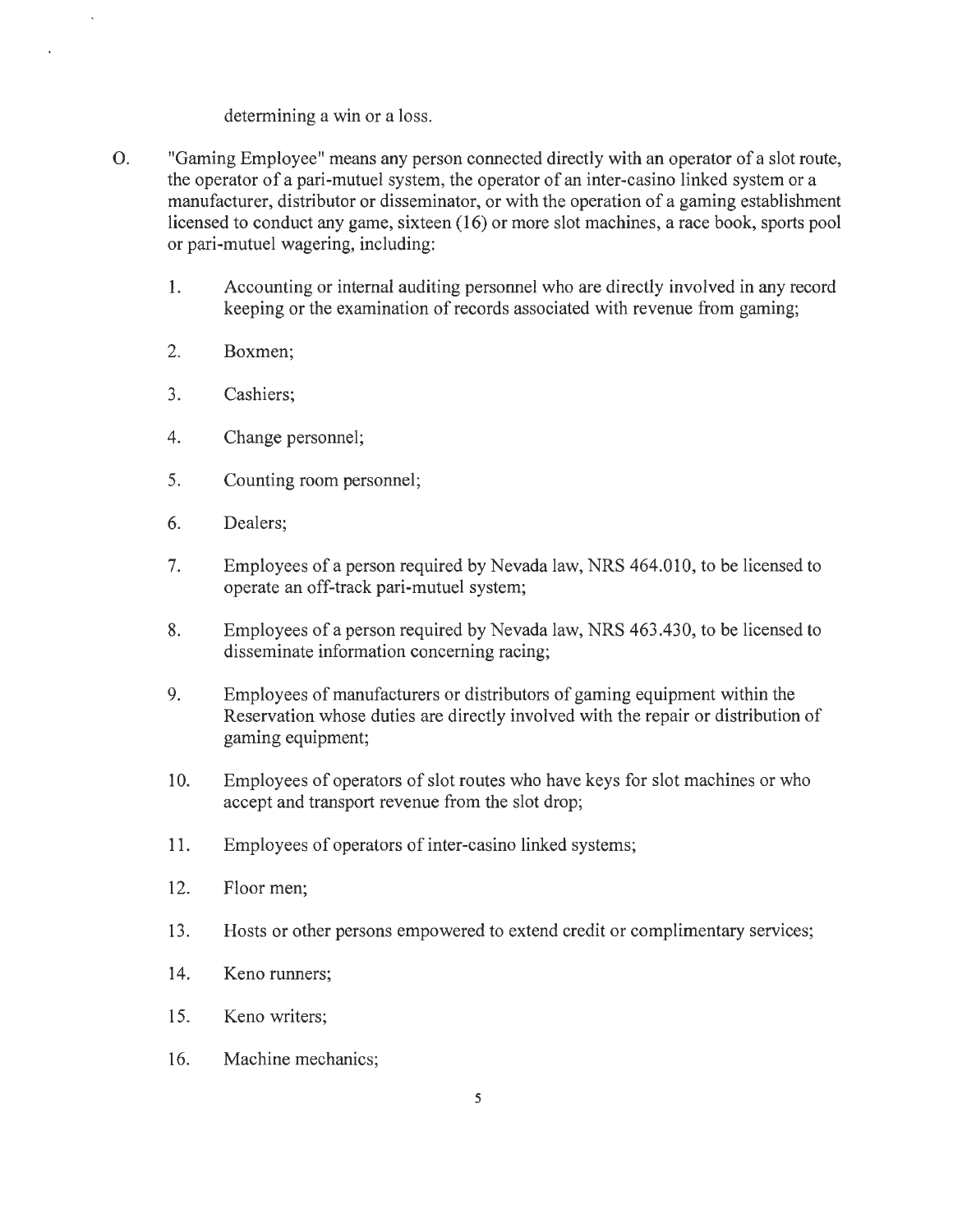determining a win or a loss.

O. "Gaming Employee" means any person connected directly with an operator of a slot route, the operator of a pari-mutuel system, the operator of an inter-casino linked system or a manufacturer, distributor or disseminator, or with the operation of a gaming establishment licensed to conduct any game, sixteen (16) or more slot machines, a race book, sports pool or pari-mutuel wagering, including:

1. Accounting or internal auditing personnel who are directly involved in any record keeping or the examination of records associated with revenue from gaming;

2. Boxmen;

3. Cashiers;

4. Change personnel;

5. Counting room personnel;

6. Dealers;

7. Employees of a person required by Nevada law, NRS 464.010, to be licensed to operate an off-track pari-mutuel system;

8. Employees of a person required by Nevada law, NRS 463.430, to be licensed to disseminate information concerning racing;

9. Employees of manufacturers or distributors of gaming equipment within the Reservation whose duties are directly involved with the repair or distribution of gaming equipment;

10. Employees of operators of slot routes who have keys for slot machines or who accept and transport revenue from the slot drop;

11. Employees of operators of inter-casino linked systems;

12. Floor men;

13. Hosts or other persons empowered to extend credit or complimentary services;

14. Keno runners;

15. Keno writers;

16. Machine mechanics;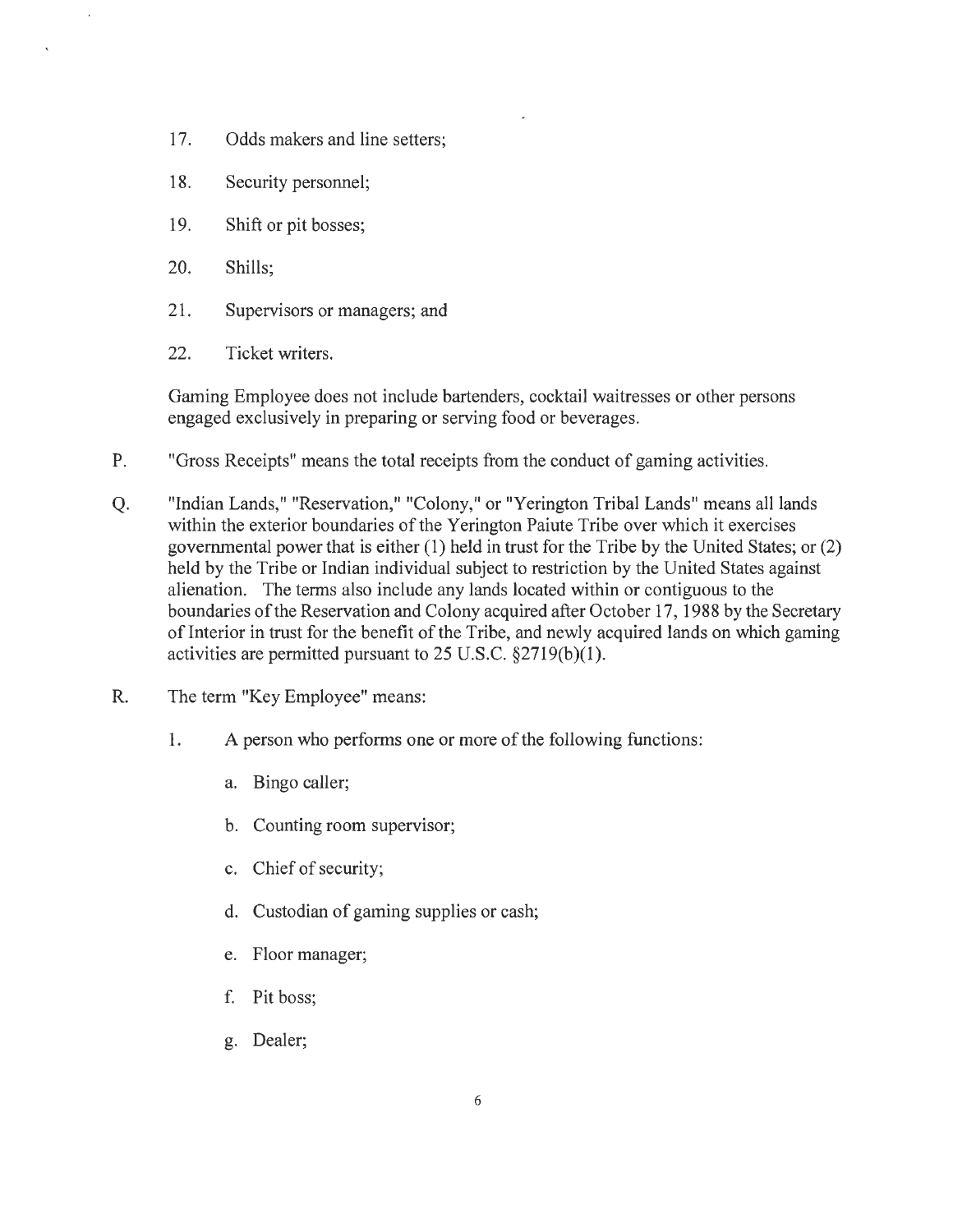17. Odds makers and line setters;

18. Security personnel;

19. Shift or pit bosses;

20. Shills;

21. Supervisors or managers; and

22. Ticket writers.

Gaming Employee does not include bartenders, cocktail waitresses or other persons engaged exclusively in preparing or serving food or beverages.

P. "Gross Receipts" means the total receipts from the conduct of gaming activities.

Q. "Indian Lands," "Reservation," "Colony," or "Yerington Tribal Lands" means all lands within the exterior boundaries of the Yerington Paiute Tribe over which it exercises governmental power that is either (1) held in trust for the Tribe by the United States; or (2) held by the Tribe or Indian individual subject to restriction by the United States against alienation. The terms also include any lands located within or contiguous to the boundaries of the Reservation and Colony acquired after October 17, 1988 by the Secretary of Interior in trust for the benefit of the Tribe, and newly acquired lands on which gaming activities are permitted pursuant to 25 U.S.C. §2719(b)(1).

R. The term "Key Employee" means:

1. A person who performs one or more of the following functions:

   a. Bingo caller;

   b. Counting room supervisor;

   c. Chief of security;

   d. Custodian of gaming supplies or cash;

   e. Floor manager;

   f. Pit boss;

   g. Dealer;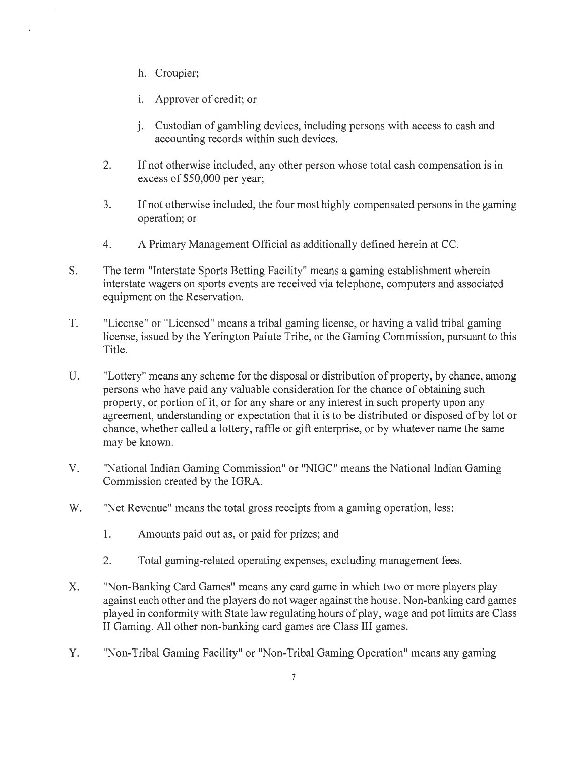h. Croupier;

   i. Approver of credit; or

   j. Custodian of gambling devices, including persons with access to cash and accounting records within such devices.

2. If not otherwise included, any other person whose total cash compensation is in excess of $50,000 per year;

3. If not otherwise included, the four most highly compensated persons in the gaming operation; or

4. A Primary Management Official as additionally defined herein at CC.

S. The term "Interstate Sports Betting Facility" means a gaming establishment wherein interstate wagers on sports events are received via telephone, computers and associated equipment on the Reservation.

T. "License" or "Licensed" means a tribal gaming license, or having a valid tribal gaming license, issued by the Yerington Paiute Tribe, or the Gaming Commission, pursuant to this Title.

U. "Lottery" means any scheme for the disposal or distribution of property, by chance, among persons who have paid any valuable consideration for the chance of obtaining such property, or portion of it, or for any share or any interest in such property upon any agreement, understanding or expectation that it is to be distributed or disposed of by lot or chance, whether called a lottery, raffle or gift enterprise, or by whatever name the same may be known.

V. "National Indian Gaming Commission" or "NIGC" means the National Indian Gaming Commission created by the IGRA.

W. "Net Revenue" means the total gross receipts from a gaming operation, less:

1. Amounts paid out as, or paid for prizes; and

2. Total gaming-related operating expenses, excluding management fees.

X. "Non-Banking Card Games" means any card game in which two or more players play against each other and the players do not wager against the house. Non-banking card games played in conformity with State law regulating hours of play, wage and pot limits are Class II Gaming. All other non-banking card games are Class III games.

Y. "Non-Tribal Gaming Facility" or "Non-Tribal Gaming Operation" means any gaming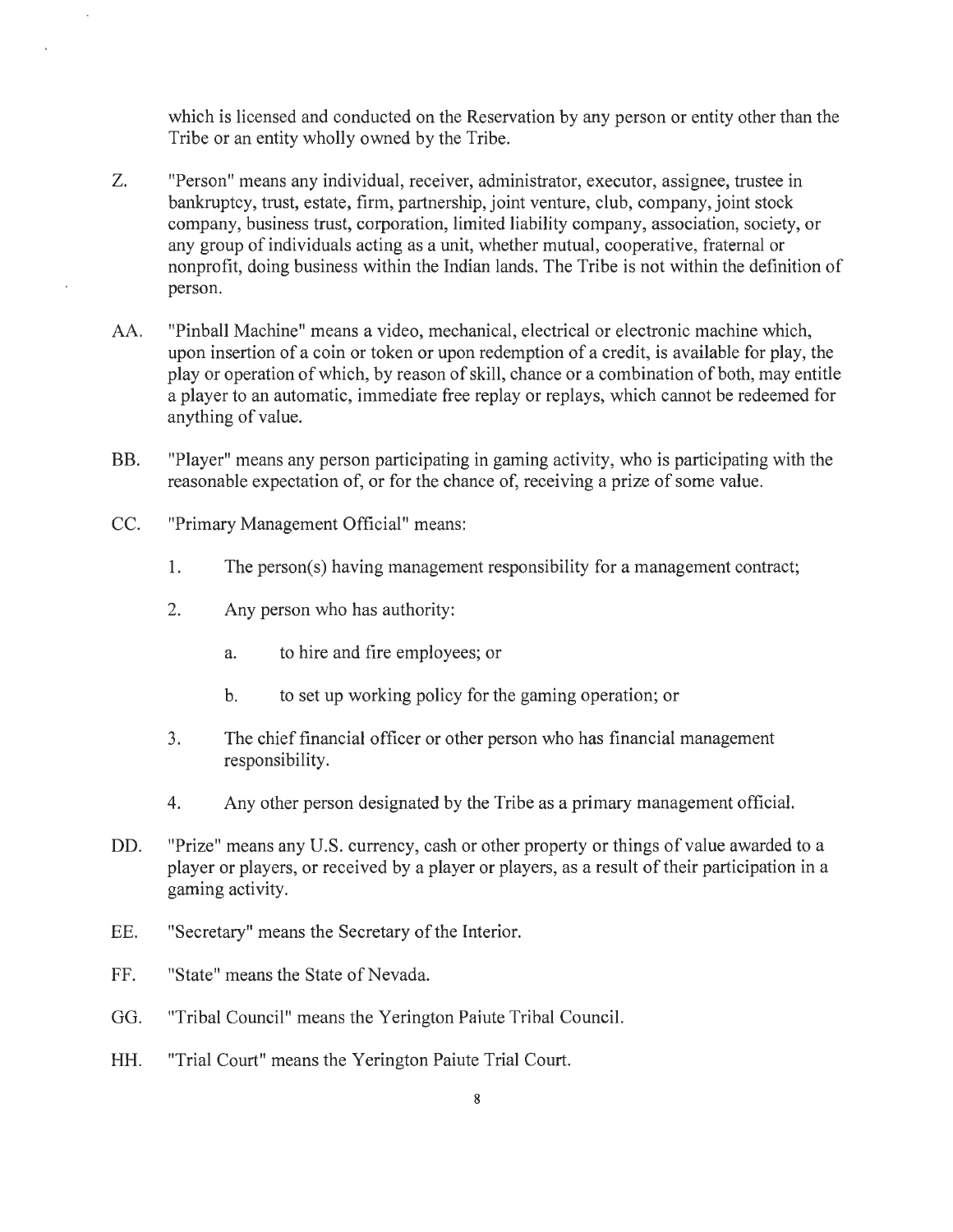which is licensed and conducted on the Reservation by any person or entity other than the Tribe or an entity wholly owned by the Tribe.

Z. "Person" means any individual, receiver, administrator, executor, assignee, trustee in bankruptcy, trust, estate, firm, partnership, joint venture, club, company, joint stock company, business trust, corporation, limited liability company, association, society, or any group of individuals acting as a unit, whether mutual, cooperative, fraternal or nonprofit, doing business within the Indian lands. The Tribe is not within the definition of person.

AA. "Pinball Machine" means a video, mechanical, electrical or electronic machine which, upon insertion of a coin or token or upon redemption of a credit, is available for play, the play or operation of which, by reason of skill, chance or a combination of both, may entitle a player to an automatic, immediate free replay or replays, which cannot be redeemed for anything of value.

BB. "Player" means any person participating in gaming activity, who is participating with the reasonable expectation of, or for the chance of, receiving a prize of some value.

CC. "Primary Management Official" means:

1. The person(s) having management responsibility for a management contract;
2. Any person who has authority:
   a. to hire and fire employees; or
   b. to set up working policy for the gaming operation; or
3. The chief financial officer or other person who has financial management responsibility.
4. Any other person designated by the Tribe as a primary management official.

DD. "Prize" means any U.S. currency, cash or other property or things of value awarded to a player or players, or received by a player or players, as a result of their participation in a gaming activity.

EE. "Secretary" means the Secretary of the Interior.

FF. "State" means the State of Nevada.

GG. "Tribal Council" means the Yerington Paiute Tribal Council.

HH. "Trial Court" means the Yerington Paiute Trial Court.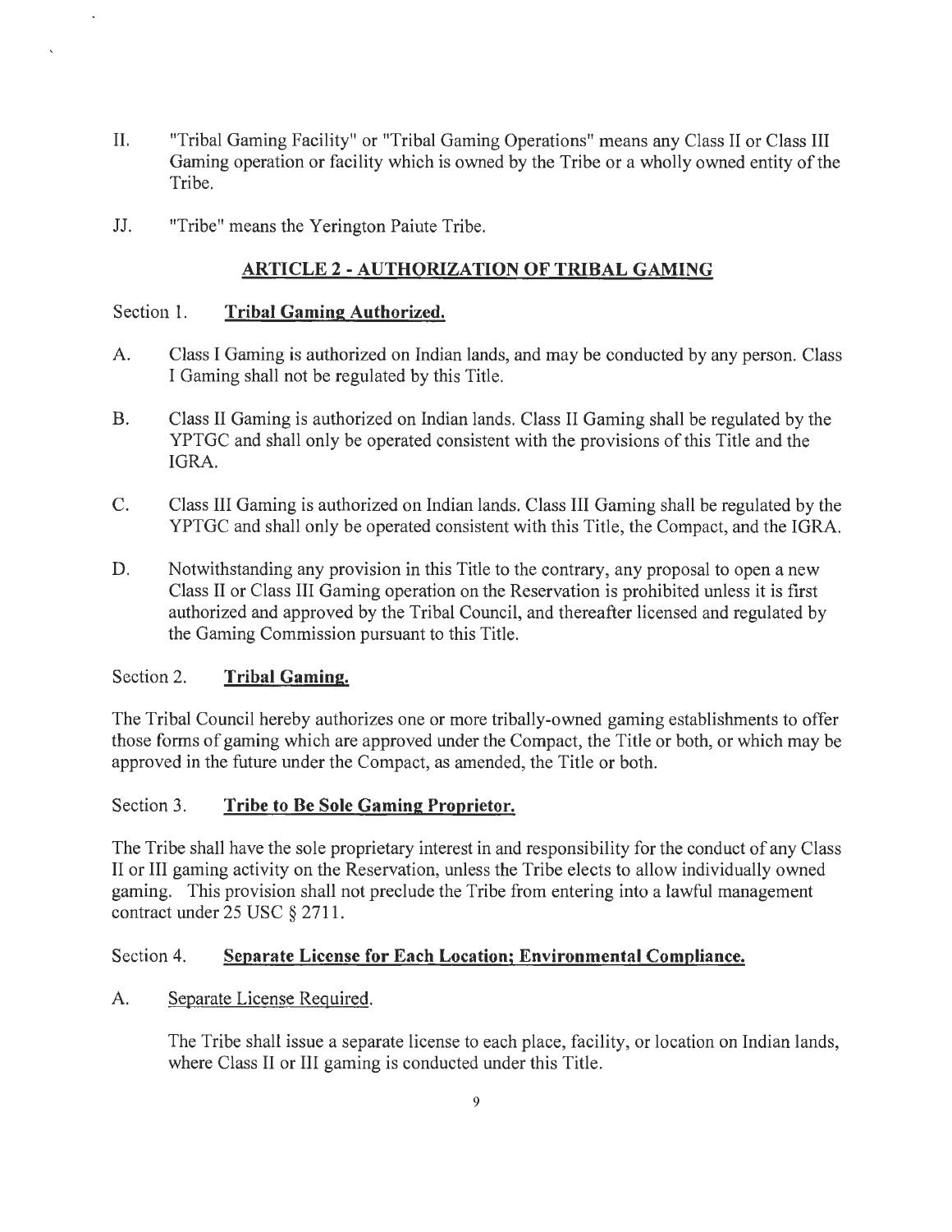II. "Tribal Gaming Facility" or "Tribal Gaming Operations" means any Class II or Class III Gaming operation or facility which is owned by the Tribe or a wholly owned entity of the Tribe.

JJ. "Tribe" means the Yerington Paiute Tribe.

## ARTICLE 2 - AUTHORIZATION OF TRIBAL GAMING

### Section 1. Tribal Gaming Authorized.

A. Class I Gaming is authorized on Indian lands, and may be conducted by any person. Class I Gaming shall not be regulated by this Title.

B. Class II Gaming is authorized on Indian lands. Class II Gaming shall be regulated by the YPTGC and shall only be operated consistent with the provisions of this Title and the IGRA.

C. Class III Gaming is authorized on Indian lands. Class III Gaming shall be regulated by the YPTGC and shall only be operated consistent with this Title, the Compact, and the IGRA.

D. Notwithstanding any provision in this Title to the contrary, any proposal to open a new Class II or Class III Gaming operation on the Reservation is prohibited unless it is first authorized and approved by the Tribal Council, and thereafter licensed and regulated by the Gaming Commission pursuant to this Title.

### Section 2. Tribal Gaming.

The Tribal Council hereby authorizes one or more tribally-owned gaming establishments to offer those forms of gaming which are approved under the Compact, the Title or both, or which may be approved in the future under the Compact, as amended, the Title or both.

### Section 3. Tribe to Be Sole Gaming Proprietor.

The Tribe shall have the sole proprietary interest in and responsibility for the conduct of any Class II or III gaming activity on the Reservation, unless the Tribe elects to allow individually owned gaming. This provision shall not preclude the Tribe from entering into a lawful management contract under 25 USC § 2711.

### Section 4. Separate License for Each Location; Environmental Compliance.

A. Separate License Required.

The Tribe shall issue a separate license to each place, facility, or location on Indian lands, where Class II or III gaming is conducted under this Title.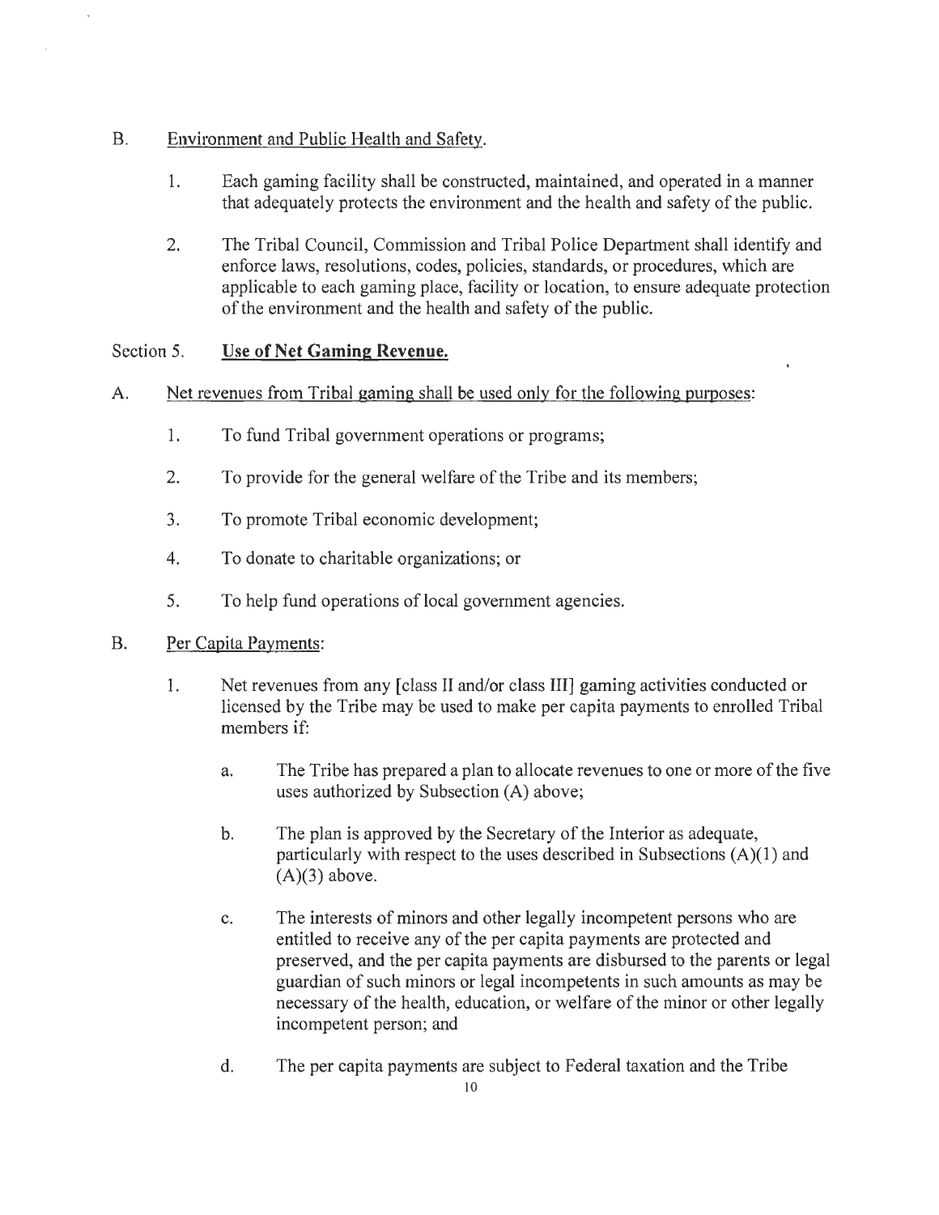B. Environment and Public Health and Safety.

1. Each gaming facility shall be constructed, maintained, and operated in a manner that adequately protects the environment and the health and safety of the public.

2. The Tribal Council, Commission and Tribal Police Department shall identify and enforce laws, resolutions, codes, policies, standards, or procedures, which are applicable to each gaming place, facility or location, to ensure adequate protection of the environment and the health and safety of the public.

Section 5. **Use of Net Gaming Revenue.**

A. Net revenues from Tribal gaming shall be used only for the following purposes:

1. To fund Tribal government operations or programs;

2. To provide for the general welfare of the Tribe and its members;

3. To promote Tribal economic development;

4. To donate to charitable organizations; or

5. To help fund operations of local government agencies.

B. Per Capita Payments:

1. Net revenues from any [class II and/or class III] gaming activities conducted or licensed by the Tribe may be used to make per capita payments to enrolled Tribal members if:

   a. The Tribe has prepared a plan to allocate revenues to one or more of the five uses authorized by Subsection (A) above;

   b. The plan is approved by the Secretary of the Interior as adequate, particularly with respect to the uses described in Subsections (A)(1) and (A)(3) above.

   c. The interests of minors and other legally incompetent persons who are entitled to receive any of the per capita payments are protected and preserved, and the per capita payments are disbursed to the parents or legal guardian of such minors or legal incompetents in such amounts as may be necessary of the health, education, or welfare of the minor or other legally incompetent person; and

   d. The per capita payments are subject to Federal taxation and the Tribe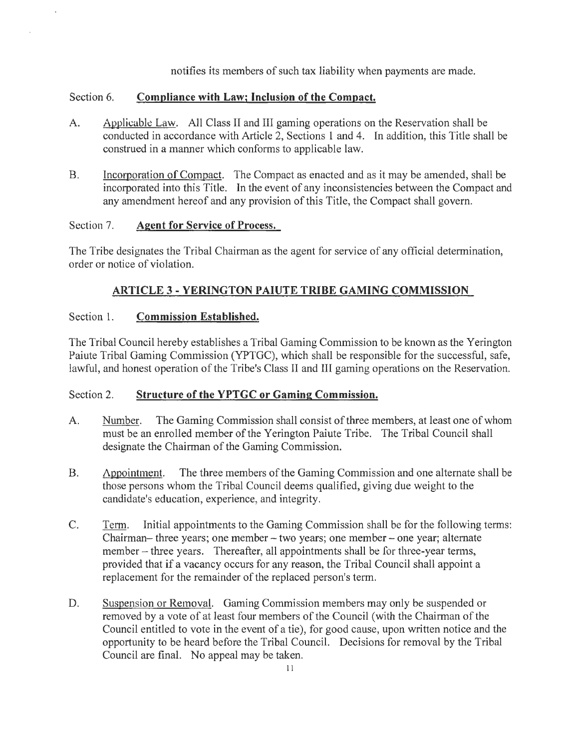notifies its members of such tax liability when payments are made.

### Section 6. **Compliance with Law; Inclusion of the Compact.**

A. Applicable Law. All Class II and III gaming operations on the Reservation shall be conducted in accordance with Article 2, Sections 1 and 4. In addition, this Title shall be construed in a manner which conforms to applicable law.

B. Incorporation of Compact. The Compact as enacted and as it may be amended, shall be incorporated into this Title. In the event of any inconsistencies between the Compact and any amendment hereof and any provision of this Title, the Compact shall govern.

### Section 7. **Agent for Service of Process.**

The Tribe designates the Tribal Chairman as the agent for service of any official determination, order or notice of violation.

## ARTICLE 3 - YERINGTON PAIUTE TRIBE GAMING COMMISSION

### Section 1. **Commission Established.**

The Tribal Council hereby establishes a Tribal Gaming Commission to be known as the Yerington Paiute Tribal Gaming Commission (YPTGC), which shall be responsible for the successful, safe, lawful, and honest operation of the Tribe's Class II and III gaming operations on the Reservation.

### Section 2. **Structure of the YPTGC or Gaming Commission.**

A. Number. The Gaming Commission shall consist of three members, at least one of whom must be an enrolled member of the Yerington Paiute Tribe. The Tribal Council shall designate the Chairman of the Gaming Commission.

B. Appointment. The three members of the Gaming Commission and one alternate shall be those persons whom the Tribal Council deems qualified, giving due weight to the candidate's education, experience, and integrity.

C. Term. Initial appointments to the Gaming Commission shall be for the following terms: Chairman– three years; one member – two years; one member – one year; alternate member – three years. Thereafter, all appointments shall be for three-year terms, provided that if a vacancy occurs for any reason, the Tribal Council shall appoint a replacement for the remainder of the replaced person's term.

D. Suspension or Removal. Gaming Commission members may only be suspended or removed by a vote of at least four members of the Council (with the Chairman of the Council entitled to vote in the event of a tie), for good cause, upon written notice and the opportunity to be heard before the Tribal Council. Decisions for removal by the Tribal Council are final. No appeal may be taken.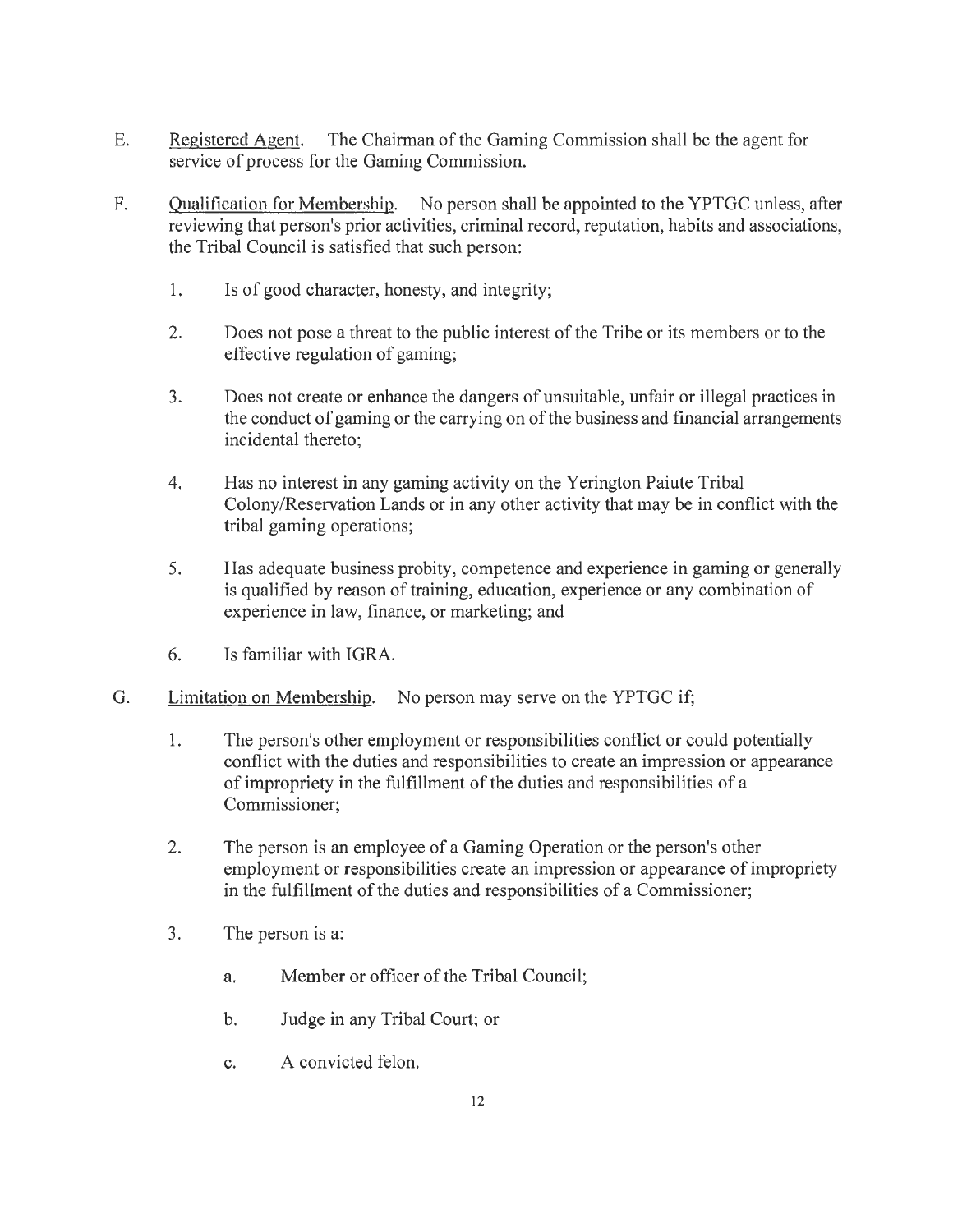E. Registered Agent. The Chairman of the Gaming Commission shall be the agent for service of process for the Gaming Commission.

F. Qualification for Membership. No person shall be appointed to the YPTGC unless, after reviewing that person's prior activities, criminal record, reputation, habits and associations, the Tribal Council is satisfied that such person:

   1. Is of good character, honesty, and integrity;

   2. Does not pose a threat to the public interest of the Tribe or its members or to the effective regulation of gaming;

   3. Does not create or enhance the dangers of unsuitable, unfair or illegal practices in the conduct of gaming or the carrying on of the business and financial arrangements incidental thereto;

   4. Has no interest in any gaming activity on the Yerington Paiute Tribal Colony/Reservation Lands or in any other activity that may be in conflict with the tribal gaming operations;

   5. Has adequate business probity, competence and experience in gaming or generally is qualified by reason of training, education, experience or any combination of experience in law, finance, or marketing; and

   6. Is familiar with IGRA.

G. Limitation on Membership. No person may serve on the YPTGC if;

   1. The person's other employment or responsibilities conflict or could potentially conflict with the duties and responsibilities to create an impression or appearance of impropriety in the fulfillment of the duties and responsibilities of a Commissioner;

   2. The person is an employee of a Gaming Operation or the person's other employment or responsibilities create an impression or appearance of impropriety in the fulfillment of the duties and responsibilities of a Commissioner;

   3. The person is a:

      a. Member or officer of the Tribal Council;

      b. Judge in any Tribal Court; or

      c. A convicted felon.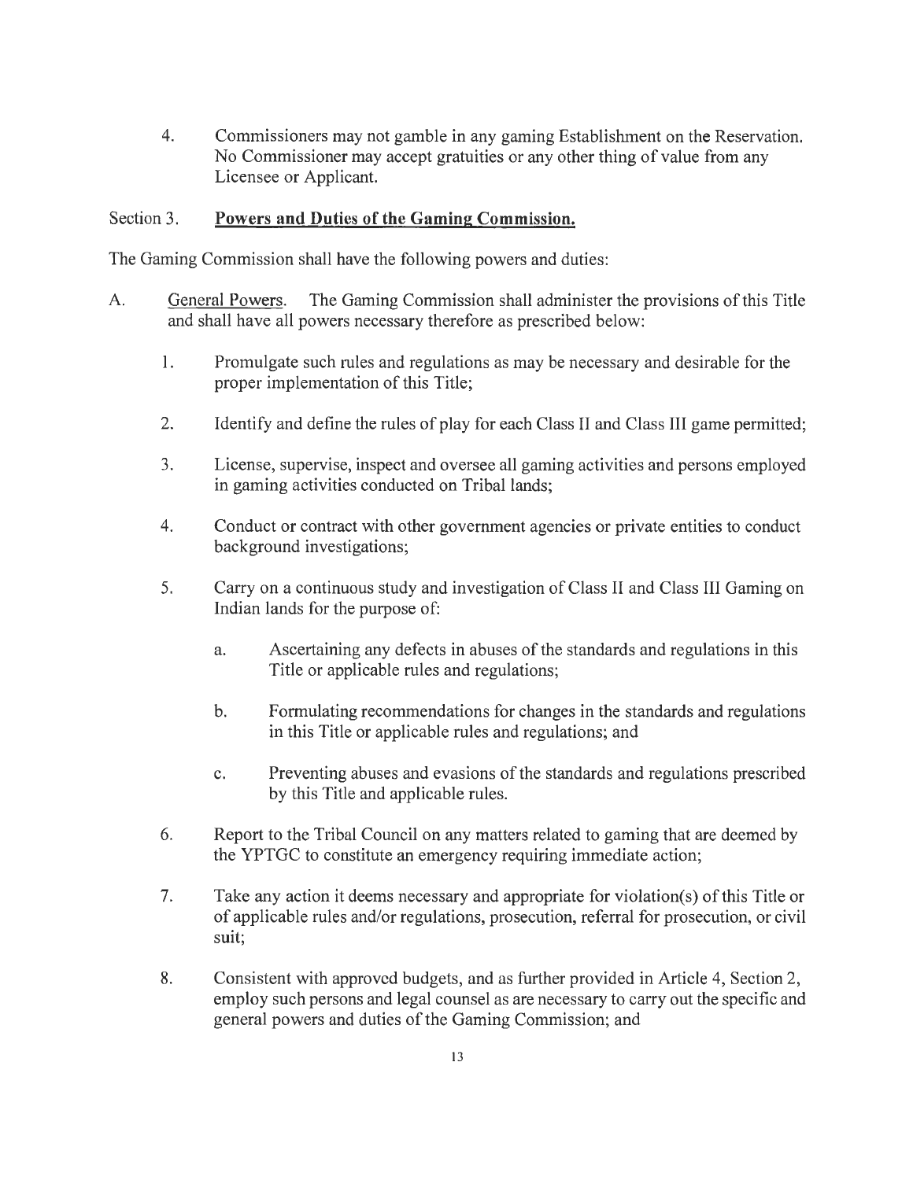4. Commissioners may not gamble in any gaming Establishment on the Reservation. No Commissioner may accept gratuities or any other thing of value from any Licensee or Applicant.

## Section 3. **Powers and Duties of the Gaming Commission.**

The Gaming Commission shall have the following powers and duties:

A. General Powers. The Gaming Commission shall administer the provisions of this Title and shall have all powers necessary therefore as prescribed below:

1. Promulgate such rules and regulations as may be necessary and desirable for the proper implementation of this Title;

2. Identify and define the rules of play for each Class II and Class III game permitted;

3. License, supervise, inspect and oversee all gaming activities and persons employed in gaming activities conducted on Tribal lands;

4. Conduct or contract with other government agencies or private entities to conduct background investigations;

5. Carry on a continuous study and investigation of Class II and Class III Gaming on Indian lands for the purpose of:

    a. Ascertaining any defects in abuses of the standards and regulations in this Title or applicable rules and regulations;

    b. Formulating recommendations for changes in the standards and regulations in this Title or applicable rules and regulations; and

    c. Preventing abuses and evasions of the standards and regulations prescribed by this Title and applicable rules.

6. Report to the Tribal Council on any matters related to gaming that are deemed by the YPTGC to constitute an emergency requiring immediate action;

7. Take any action it deems necessary and appropriate for violation(s) of this Title or of applicable rules and/or regulations, prosecution, referral for prosecution, or civil suit;

8. Consistent with approved budgets, and as further provided in Article 4, Section 2, employ such persons and legal counsel as are necessary to carry out the specific and general powers and duties of the Gaming Commission; and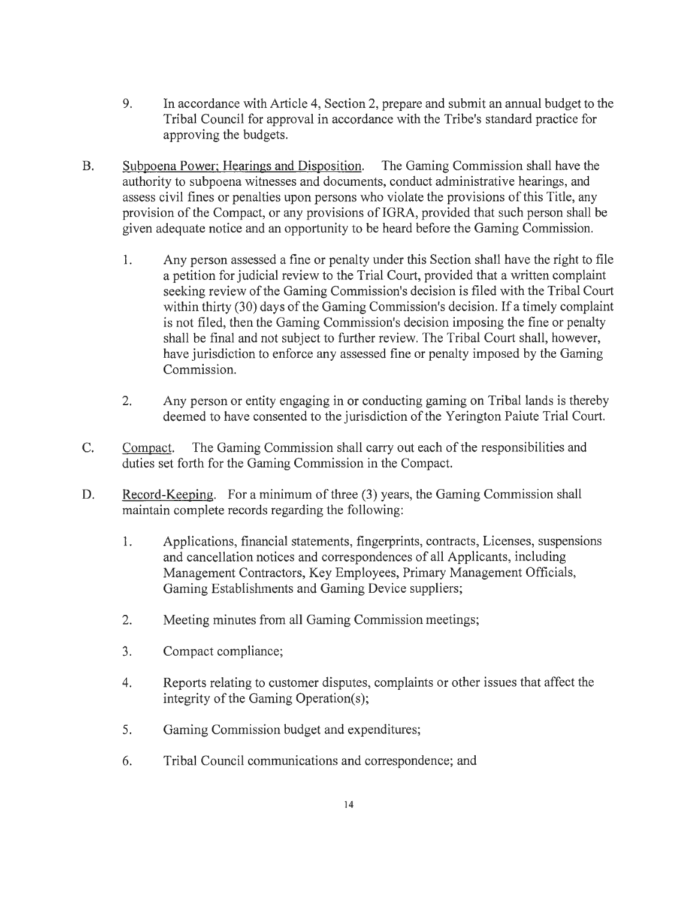9. In accordance with Article 4, Section 2, prepare and submit an annual budget to the Tribal Council for approval in accordance with the Tribe's standard practice for approving the budgets.

B. Subpoena Power; Hearings and Disposition. The Gaming Commission shall have the authority to subpoena witnesses and documents, conduct administrative hearings, and assess civil fines or penalties upon persons who violate the provisions of this Title, any provision of the Compact, or any provisions of IGRA, provided that such person shall be given adequate notice and an opportunity to be heard before the Gaming Commission.

   1. Any person assessed a fine or penalty under this Section shall have the right to file a petition for judicial review to the Trial Court, provided that a written complaint seeking review of the Gaming Commission's decision is filed with the Tribal Court within thirty (30) days of the Gaming Commission's decision. If a timely complaint is not filed, then the Gaming Commission's decision imposing the fine or penalty shall be final and not subject to further review. The Tribal Court shall, however, have jurisdiction to enforce any assessed fine or penalty imposed by the Gaming Commission.

   2. Any person or entity engaging in or conducting gaming on Tribal lands is thereby deemed to have consented to the jurisdiction of the Yerington Paiute Trial Court.

C. Compact. The Gaming Commission shall carry out each of the responsibilities and duties set forth for the Gaming Commission in the Compact.

D. Record-Keeping. For a minimum of three (3) years, the Gaming Commission shall maintain complete records regarding the following:

   1. Applications, financial statements, fingerprints, contracts, Licenses, suspensions and cancellation notices and correspondences of all Applicants, including Management Contractors, Key Employees, Primary Management Officials, Gaming Establishments and Gaming Device suppliers;

   2. Meeting minutes from all Gaming Commission meetings;

   3. Compact compliance;

   4. Reports relating to customer disputes, complaints or other issues that affect the integrity of the Gaming Operation(s);

   5. Gaming Commission budget and expenditures;

   6. Tribal Council communications and correspondence; and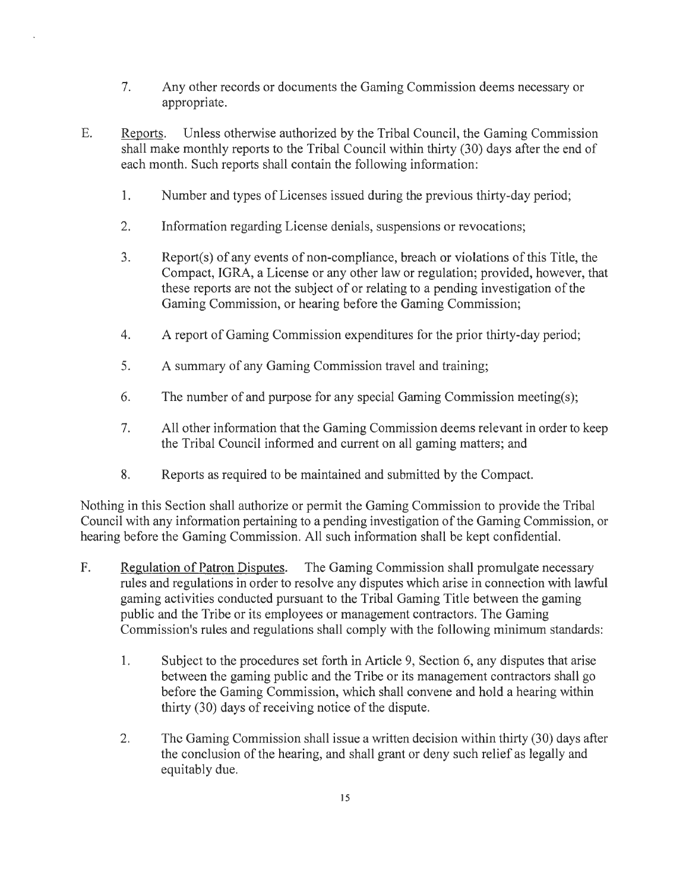7. Any other records or documents the Gaming Commission deems necessary or appropriate.

E. Reports. Unless otherwise authorized by the Tribal Council, the Gaming Commission shall make monthly reports to the Tribal Council within thirty (30) days after the end of each month. Such reports shall contain the following information:

   1. Number and types of Licenses issued during the previous thirty-day period;

   2. Information regarding License denials, suspensions or revocations;

   3. Report(s) of any events of non-compliance, breach or violations of this Title, the Compact, IGRA, a License or any other law or regulation; provided, however, that these reports are not the subject of or relating to a pending investigation of the Gaming Commission, or hearing before the Gaming Commission;

   4. A report of Gaming Commission expenditures for the prior thirty-day period;

   5. A summary of any Gaming Commission travel and training;

   6. The number of and purpose for any special Gaming Commission meeting(s);

   7. All other information that the Gaming Commission deems relevant in order to keep the Tribal Council informed and current on all gaming matters; and

   8. Reports as required to be maintained and submitted by the Compact.

Nothing in this Section shall authorize or permit the Gaming Commission to provide the Tribal Council with any information pertaining to a pending investigation of the Gaming Commission, or hearing before the Gaming Commission. All such information shall be kept confidential.

F. Regulation of Patron Disputes. The Gaming Commission shall promulgate necessary rules and regulations in order to resolve any disputes which arise in connection with lawful gaming activities conducted pursuant to the Tribal Gaming Title between the gaming public and the Tribe or its employees or management contractors. The Gaming Commission's rules and regulations shall comply with the following minimum standards:

   1. Subject to the procedures set forth in Article 9, Section 6, any disputes that arise between the gaming public and the Tribe or its management contractors shall go before the Gaming Commission, which shall convene and hold a hearing within thirty (30) days of receiving notice of the dispute.

   2. The Gaming Commission shall issue a written decision within thirty (30) days after the conclusion of the hearing, and shall grant or deny such relief as legally and equitably due.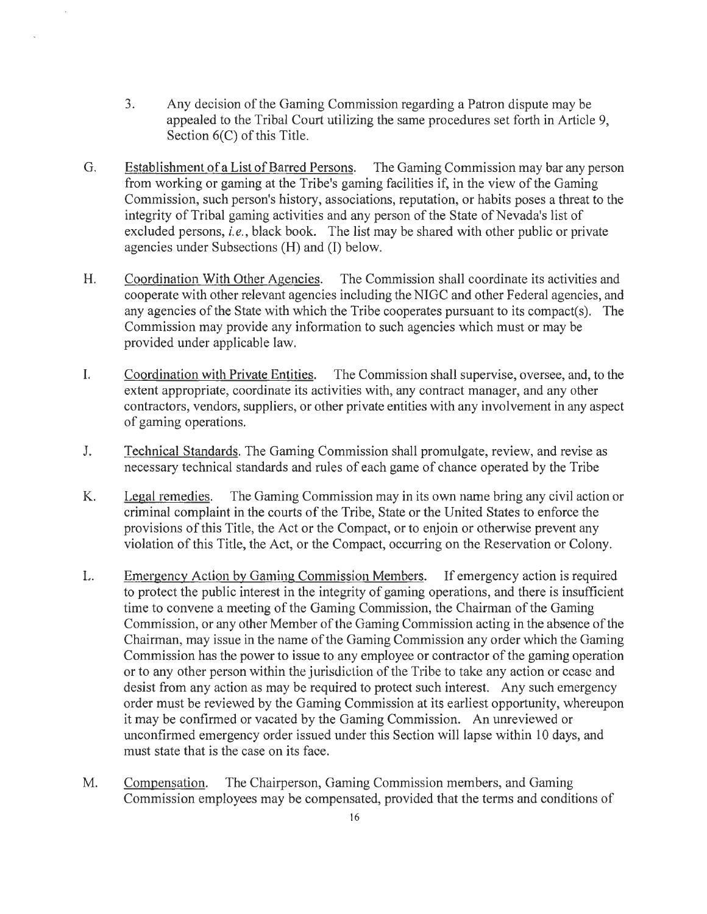3. Any decision of the Gaming Commission regarding a Patron dispute may be appealed to the Tribal Court utilizing the same procedures set forth in Article 9, Section 6(C) of this Title.

G. Establishment of a List of Barred Persons. The Gaming Commission may bar any person from working or gaming at the Tribe's gaming facilities if, in the view of the Gaming Commission, such person's history, associations, reputation, or habits poses a threat to the integrity of Tribal gaming activities and any person of the State of Nevada's list of excluded persons, *i.e.*, black book. The list may be shared with other public or private agencies under Subsections (H) and (I) below.

H. Coordination With Other Agencies. The Commission shall coordinate its activities and cooperate with other relevant agencies including the NIGC and other Federal agencies, and any agencies of the State with which the Tribe cooperates pursuant to its compact(s). The Commission may provide any information to such agencies which must or may be provided under applicable law.

I. Coordination with Private Entities. The Commission shall supervise, oversee, and, to the extent appropriate, coordinate its activities with, any contract manager, and any other contractors, vendors, suppliers, or other private entities with any involvement in any aspect of gaming operations.

J. Technical Standards. The Gaming Commission shall promulgate, review, and revise as necessary technical standards and rules of each game of chance operated by the Tribe

K. Legal remedies. The Gaming Commission may in its own name bring any civil action or criminal complaint in the courts of the Tribe, State or the United States to enforce the provisions of this Title, the Act or the Compact, or to enjoin or otherwise prevent any violation of this Title, the Act, or the Compact, occurring on the Reservation or Colony.

L. Emergency Action by Gaming Commission Members. If emergency action is required to protect the public interest in the integrity of gaming operations, and there is insufficient time to convene a meeting of the Gaming Commission, the Chairman of the Gaming Commission, or any other Member of the Gaming Commission acting in the absence of the Chairman, may issue in the name of the Gaming Commission any order which the Gaming Commission has the power to issue to any employee or contractor of the gaming operation or to any other person within the jurisdiction of the Tribe to take any action or cease and desist from any action as may be required to protect such interest. Any such emergency order must be reviewed by the Gaming Commission at its earliest opportunity, whereupon it may be confirmed or vacated by the Gaming Commission. An unreviewed or unconfirmed emergency order issued under this Section will lapse within 10 days, and must state that is the case on its face.

M. Compensation. The Chairperson, Gaming Commission members, and Gaming Commission employees may be compensated, provided that the terms and conditions of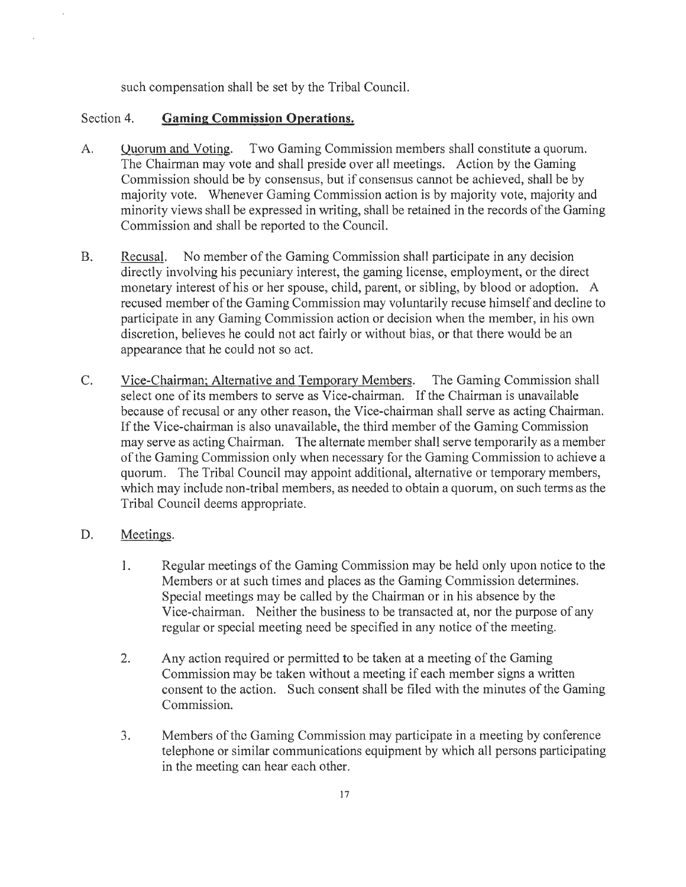such compensation shall be set by the Tribal Council.

## Section 4. **Gaming Commission Operations.**

A. Quorum and Voting. Two Gaming Commission members shall constitute a quorum. The Chairman may vote and shall preside over all meetings. Action by the Gaming Commission should be by consensus, but if consensus cannot be achieved, shall be by majority vote. Whenever Gaming Commission action is by majority vote, majority and minority views shall be expressed in writing, shall be retained in the records of the Gaming Commission and shall be reported to the Council.

B. Recusal. No member of the Gaming Commission shall participate in any decision directly involving his pecuniary interest, the gaming license, employment, or the direct monetary interest of his or her spouse, child, parent, or sibling, by blood or adoption. A recused member of the Gaming Commission may voluntarily recuse himself and decline to participate in any Gaming Commission action or decision when the member, in his own discretion, believes he could not act fairly or without bias, or that there would be an appearance that he could not so act.

C. Vice-Chairman; Alternative and Temporary Members. The Gaming Commission shall select one of its members to serve as Vice-chairman. If the Chairman is unavailable because of recusal or any other reason, the Vice-chairman shall serve as acting Chairman. If the Vice-chairman is also unavailable, the third member of the Gaming Commission may serve as acting Chairman. The alternate member shall serve temporarily as a member of the Gaming Commission only when necessary for the Gaming Commission to achieve a quorum. The Tribal Council may appoint additional, alternative or temporary members, which may include non-tribal members, as needed to obtain a quorum, on such terms as the Tribal Council deems appropriate.

D. Meetings.

1. Regular meetings of the Gaming Commission may be held only upon notice to the Members or at such times and places as the Gaming Commission determines. Special meetings may be called by the Chairman or in his absence by the Vice-chairman. Neither the business to be transacted at, nor the purpose of any regular or special meeting need be specified in any notice of the meeting.

2. Any action required or permitted to be taken at a meeting of the Gaming Commission may be taken without a meeting if each member signs a written consent to the action. Such consent shall be filed with the minutes of the Gaming Commission.

3. Members of the Gaming Commission may participate in a meeting by conference telephone or similar communications equipment by which all persons participating in the meeting can hear each other.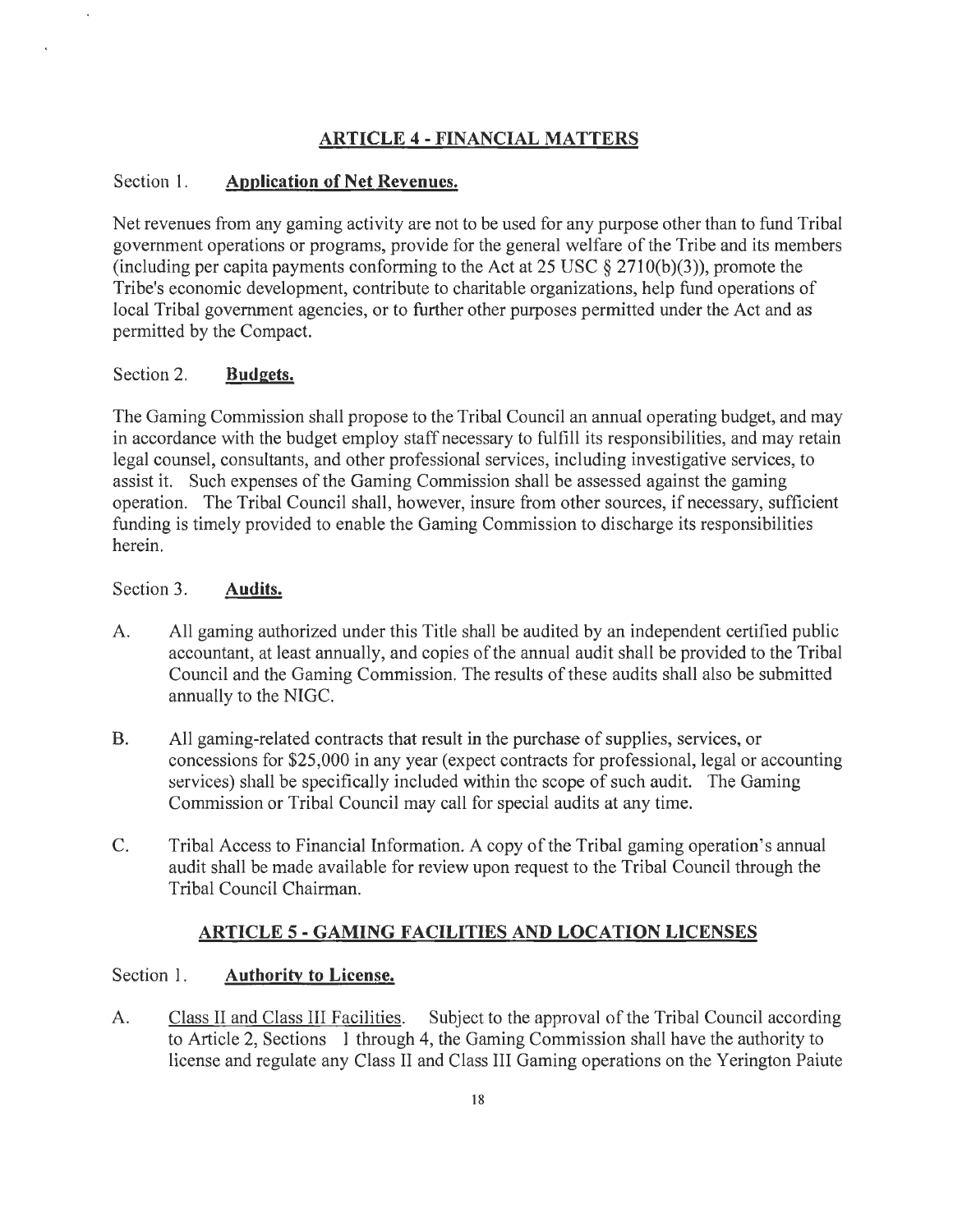## ARTICLE 4 - FINANCIAL MATTERS

Section 1. **Application of Net Revenues.**

Net revenues from any gaming activity are not to be used for any purpose other than to fund Tribal government operations or programs, provide for the general welfare of the Tribe and its members (including per capita payments conforming to the Act at 25 USC § 2710(b)(3)), promote the Tribe's economic development, contribute to charitable organizations, help fund operations of local Tribal government agencies, or to further other purposes permitted under the Act and as permitted by the Compact.

Section 2. **Budgets.**

The Gaming Commission shall propose to the Tribal Council an annual operating budget, and may in accordance with the budget employ staff necessary to fulfill its responsibilities, and may retain legal counsel, consultants, and other professional services, including investigative services, to assist it. Such expenses of the Gaming Commission shall be assessed against the gaming operation. The Tribal Council shall, however, insure from other sources, if necessary, sufficient funding is timely provided to enable the Gaming Commission to discharge its responsibilities herein.

Section 3. **Audits.**

A. All gaming authorized under this Title shall be audited by an independent certified public accountant, at least annually, and copies of the annual audit shall be provided to the Tribal Council and the Gaming Commission. The results of these audits shall also be submitted annually to the NIGC.

B. All gaming-related contracts that result in the purchase of supplies, services, or concessions for $25,000 in any year (expect contracts for professional, legal or accounting services) shall be specifically included within the scope of such audit. The Gaming Commission or Tribal Council may call for special audits at any time.

C. Tribal Access to Financial Information. A copy of the Tribal gaming operation's annual audit shall be made available for review upon request to the Tribal Council through the Tribal Council Chairman.

## ARTICLE 5 - GAMING FACILITIES AND LOCATION LICENSES

Section 1. **Authority to License.**

A. Class II and Class III Facilities. Subject to the approval of the Tribal Council according to Article 2, Sections 1 through 4, the Gaming Commission shall have the authority to license and regulate any Class II and Class III Gaming operations on the Yerington Paiute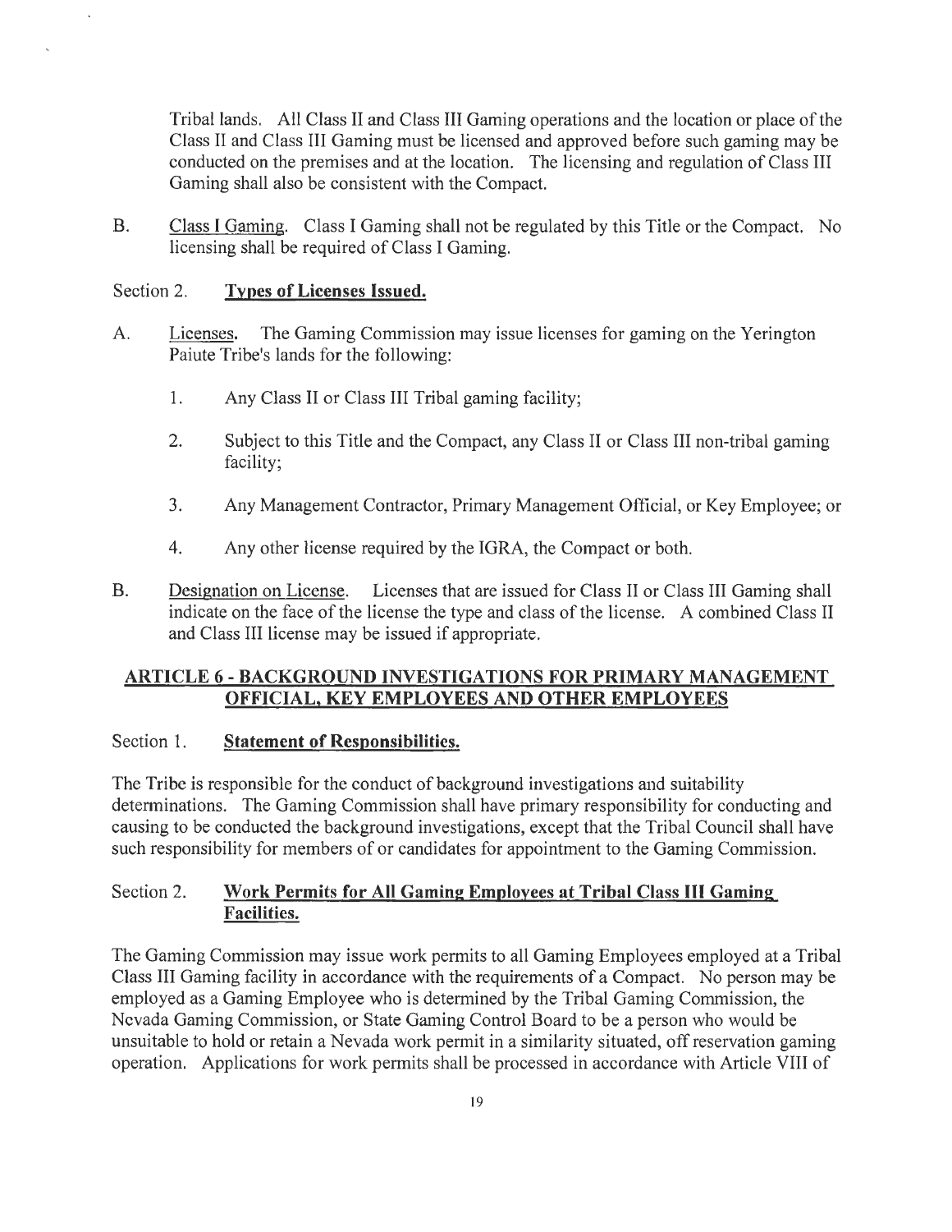Tribal lands. All Class II and Class III Gaming operations and the location or place of the Class II and Class III Gaming must be licensed and approved before such gaming may be conducted on the premises and at the location. The licensing and regulation of Class III Gaming shall also be consistent with the Compact.

B. Class I Gaming. Class I Gaming shall not be regulated by this Title or the Compact. No licensing shall be required of Class I Gaming.

Section 2. **Types of Licenses Issued.**

A. Licenses. The Gaming Commission may issue licenses for gaming on the Yerington Paiute Tribe's lands for the following:

1. Any Class II or Class III Tribal gaming facility;

2. Subject to this Title and the Compact, any Class II or Class III non-tribal gaming facility;

3. Any Management Contractor, Primary Management Official, or Key Employee; or

4. Any other license required by the IGRA, the Compact or both.

B. Designation on License. Licenses that are issued for Class II or Class III Gaming shall indicate on the face of the license the type and class of the license. A combined Class II and Class III license may be issued if appropriate.

## ARTICLE 6 - BACKGROUND INVESTIGATIONS FOR PRIMARY MANAGEMENT OFFICIAL, KEY EMPLOYEES AND OTHER EMPLOYEES

Section 1. **Statement of Responsibilities.**

The Tribe is responsible for the conduct of background investigations and suitability determinations. The Gaming Commission shall have primary responsibility for conducting and causing to be conducted the background investigations, except that the Tribal Council shall have such responsibility for members of or candidates for appointment to the Gaming Commission.

Section 2. **Work Permits for All Gaming Employees at Tribal Class III Gaming Facilities.**

The Gaming Commission may issue work permits to all Gaming Employees employed at a Tribal Class III Gaming facility in accordance with the requirements of a Compact. No person may be employed as a Gaming Employee who is determined by the Tribal Gaming Commission, the Nevada Gaming Commission, or State Gaming Control Board to be a person who would be unsuitable to hold or retain a Nevada work permit in a similarity situated, off reservation gaming operation. Applications for work permits shall be processed in accordance with Article VIII of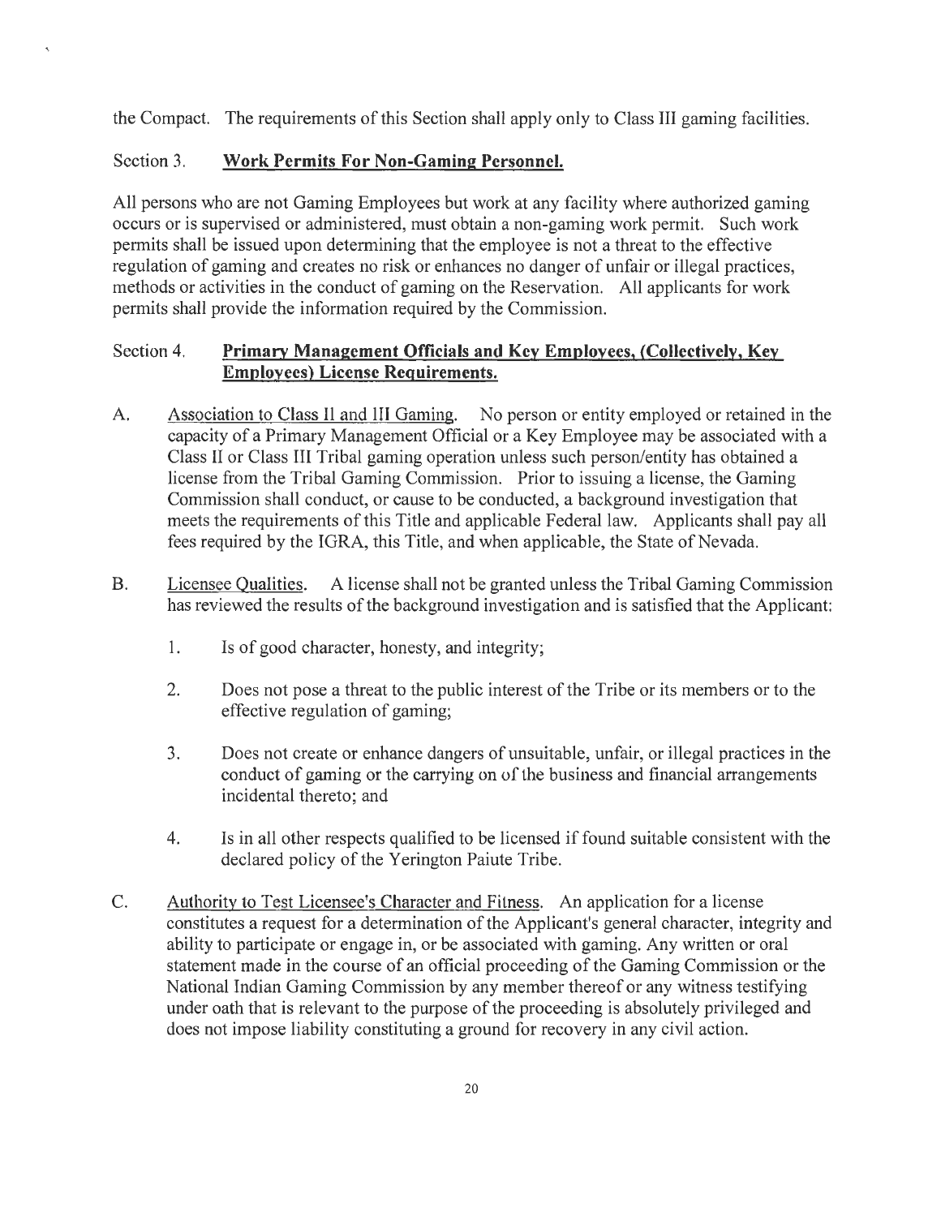the Compact. The requirements of this Section shall apply only to Class III gaming facilities.

### Section 3. **Work Permits For Non-Gaming Personnel.**

All persons who are not Gaming Employees but work at any facility where authorized gaming occurs or is supervised or administered, must obtain a non-gaming work permit. Such work permits shall be issued upon determining that the employee is not a threat to the effective regulation of gaming and creates no risk or enhances no danger of unfair or illegal practices, methods or activities in the conduct of gaming on the Reservation. All applicants for work permits shall provide the information required by the Commission.

### Section 4. **Primary Management Officials and Key Employees, (Collectively, Key Employees) License Requirements.**

A. Association to Class II and III Gaming. No person or entity employed or retained in the capacity of a Primary Management Official or a Key Employee may be associated with a Class II or Class III Tribal gaming operation unless such person/entity has obtained a license from the Tribal Gaming Commission. Prior to issuing a license, the Gaming Commission shall conduct, or cause to be conducted, a background investigation that meets the requirements of this Title and applicable Federal law. Applicants shall pay all fees required by the IGRA, this Title, and when applicable, the State of Nevada.

B. Licensee Qualities. A license shall not be granted unless the Tribal Gaming Commission has reviewed the results of the background investigation and is satisfied that the Applicant:

1. Is of good character, honesty, and integrity;

2. Does not pose a threat to the public interest of the Tribe or its members or to the effective regulation of gaming;

3. Does not create or enhance dangers of unsuitable, unfair, or illegal practices in the conduct of gaming or the carrying on of the business and financial arrangements incidental thereto; and

4. Is in all other respects qualified to be licensed if found suitable consistent with the declared policy of the Yerington Paiute Tribe.

C. Authority to Test Licensee's Character and Fitness. An application for a license constitutes a request for a determination of the Applicant's general character, integrity and ability to participate or engage in, or be associated with gaming. Any written or oral statement made in the course of an official proceeding of the Gaming Commission or the National Indian Gaming Commission by any member thereof or any witness testifying under oath that is relevant to the purpose of the proceeding is absolutely privileged and does not impose liability constituting a ground for recovery in any civil action.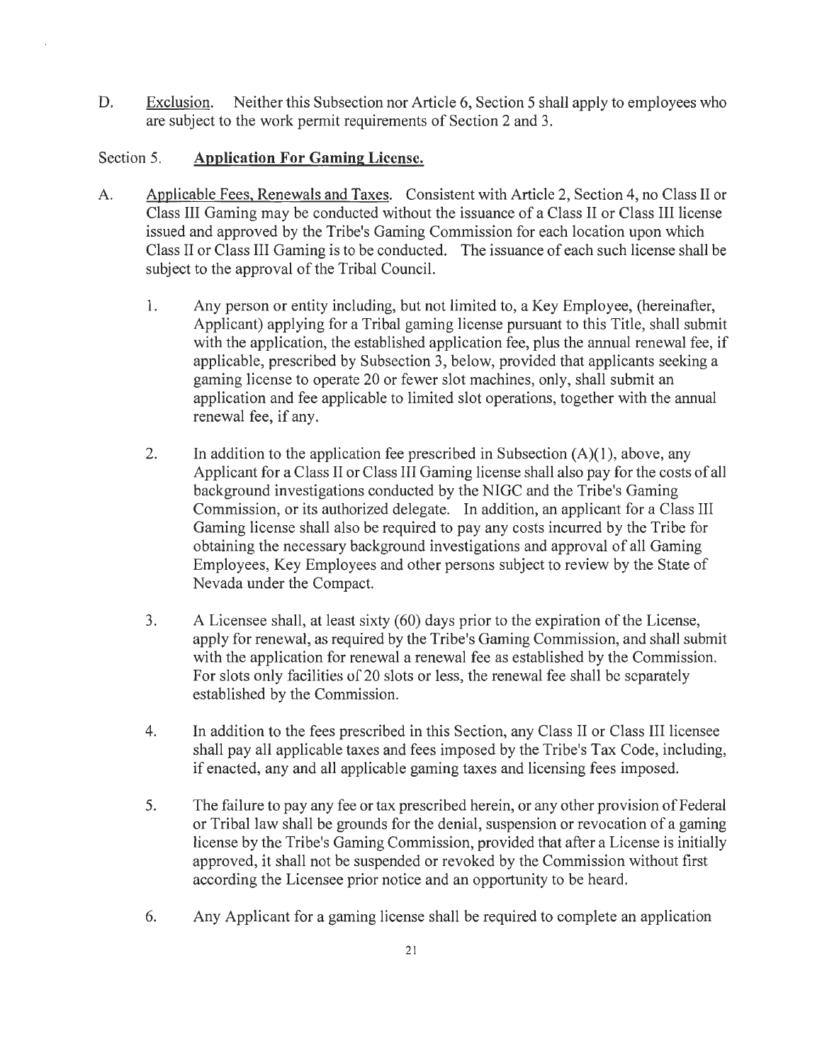D. <u>Exclusion</u>. Neither this Subsection nor Article 6, Section 5 shall apply to employees who are subject to the work permit requirements of Section 2 and 3.

## Section 5. **Application For Gaming License.**

A. <u>Applicable Fees, Renewals and Taxes</u>. Consistent with Article 2, Section 4, no Class II or Class III Gaming may be conducted without the issuance of a Class II or Class III license issued and approved by the Tribe's Gaming Commission for each location upon which Class II or Class III Gaming is to be conducted. The issuance of each such license shall be subject to the approval of the Tribal Council.

1. Any person or entity including, but not limited to, a Key Employee, (hereinafter, Applicant) applying for a Tribal gaming license pursuant to this Title, shall submit with the application, the established application fee, plus the annual renewal fee, if applicable, prescribed by Subsection 3, below, provided that applicants seeking a gaming license to operate 20 or fewer slot machines, only, shall submit an application and fee applicable to limited slot operations, together with the annual renewal fee, if any.

2. In addition to the application fee prescribed in Subsection (A)(1), above, any Applicant for a Class II or Class III Gaming license shall also pay for the costs of all background investigations conducted by the NIGC and the Tribe's Gaming Commission, or its authorized delegate. In addition, an applicant for a Class III Gaming license shall also be required to pay any costs incurred by the Tribe for obtaining the necessary background investigations and approval of all Gaming Employees, Key Employees and other persons subject to review by the State of Nevada under the Compact.

3. A Licensee shall, at least sixty (60) days prior to the expiration of the License, apply for renewal, as required by the Tribe's Gaming Commission, and shall submit with the application for renewal a renewal fee as established by the Commission. For slots only facilities of 20 slots or less, the renewal fee shall be separately established by the Commission.

4. In addition to the fees prescribed in this Section, any Class II or Class III licensee shall pay all applicable taxes and fees imposed by the Tribe's Tax Code, including, if enacted, any and all applicable gaming taxes and licensing fees imposed.

5. The failure to pay any fee or tax prescribed herein, or any other provision of Federal or Tribal law shall be grounds for the denial, suspension or revocation of a gaming license by the Tribe's Gaming Commission, provided that after a License is initially approved, it shall not be suspended or revoked by the Commission without first according the Licensee prior notice and an opportunity to be heard.

6. Any Applicant for a gaming license shall be required to complete an application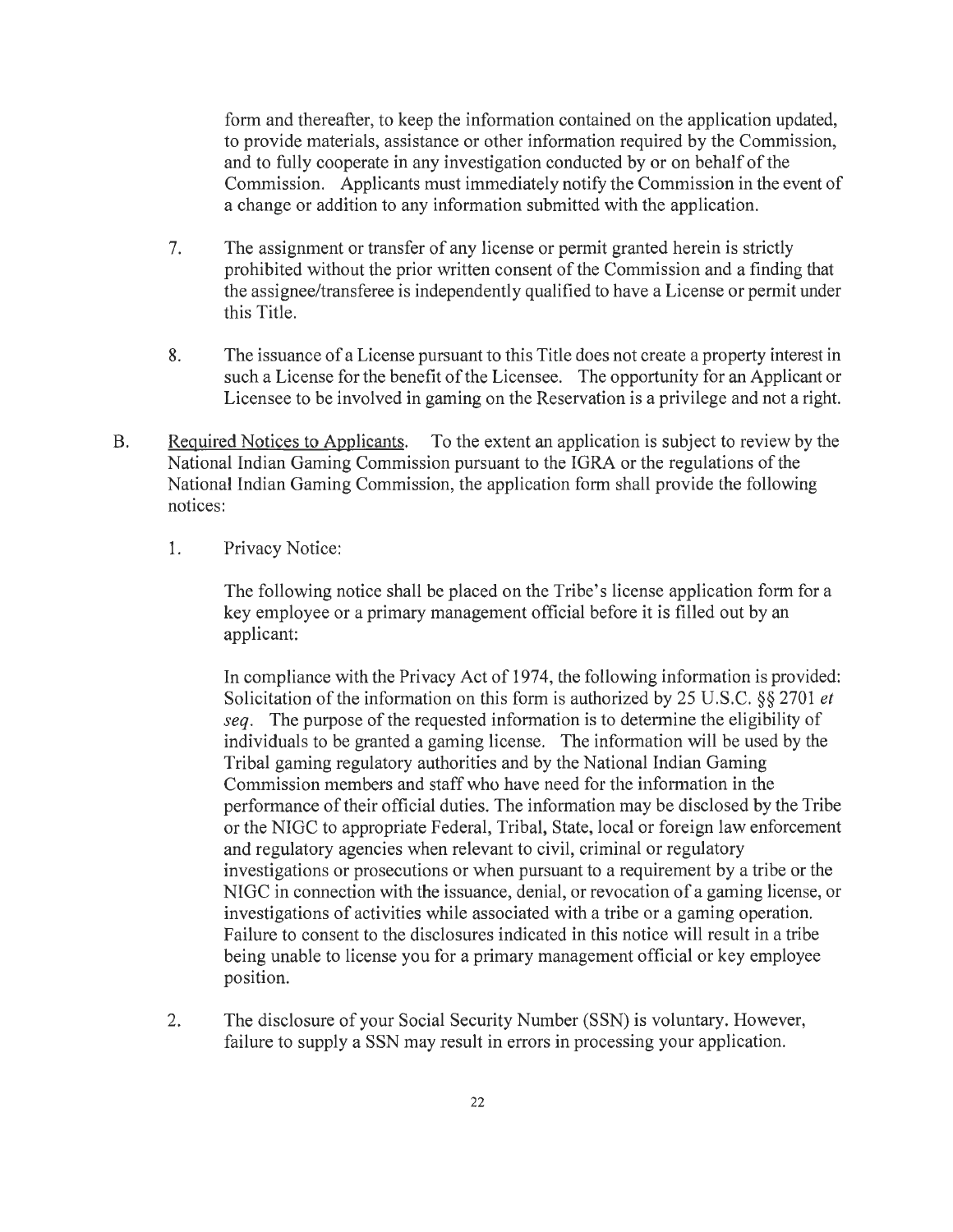form and thereafter, to keep the information contained on the application updated, to provide materials, assistance or other information required by the Commission, and to fully cooperate in any investigation conducted by or on behalf of the Commission. Applicants must immediately notify the Commission in the event of a change or addition to any information submitted with the application.

7. The assignment or transfer of any license or permit granted herein is strictly prohibited without the prior written consent of the Commission and a finding that the assignee/transferee is independently qualified to have a License or permit under this Title.

8. The issuance of a License pursuant to this Title does not create a property interest in such a License for the benefit of the Licensee. The opportunity for an Applicant or Licensee to be involved in gaming on the Reservation is a privilege and not a right.

B. Required Notices to Applicants. To the extent an application is subject to review by the National Indian Gaming Commission pursuant to the IGRA or the regulations of the National Indian Gaming Commission, the application form shall provide the following notices:

1. Privacy Notice:

   The following notice shall be placed on the Tribe's license application form for a key employee or a primary management official before it is filled out by an applicant:

   In compliance with the Privacy Act of 1974, the following information is provided: Solicitation of the information on this form is authorized by 25 U.S.C. §§ 2701 *et seq*. The purpose of the requested information is to determine the eligibility of individuals to be granted a gaming license. The information will be used by the Tribal gaming regulatory authorities and by the National Indian Gaming Commission members and staff who have need for the information in the performance of their official duties. The information may be disclosed by the Tribe or the NIGC to appropriate Federal, Tribal, State, local or foreign law enforcement and regulatory agencies when relevant to civil, criminal or regulatory investigations or prosecutions or when pursuant to a requirement by a tribe or the NIGC in connection with the issuance, denial, or revocation of a gaming license, or investigations of activities while associated with a tribe or a gaming operation. Failure to consent to the disclosures indicated in this notice will result in a tribe being unable to license you for a primary management official or key employee position.

2. The disclosure of your Social Security Number (SSN) is voluntary. However, failure to supply a SSN may result in errors in processing your application.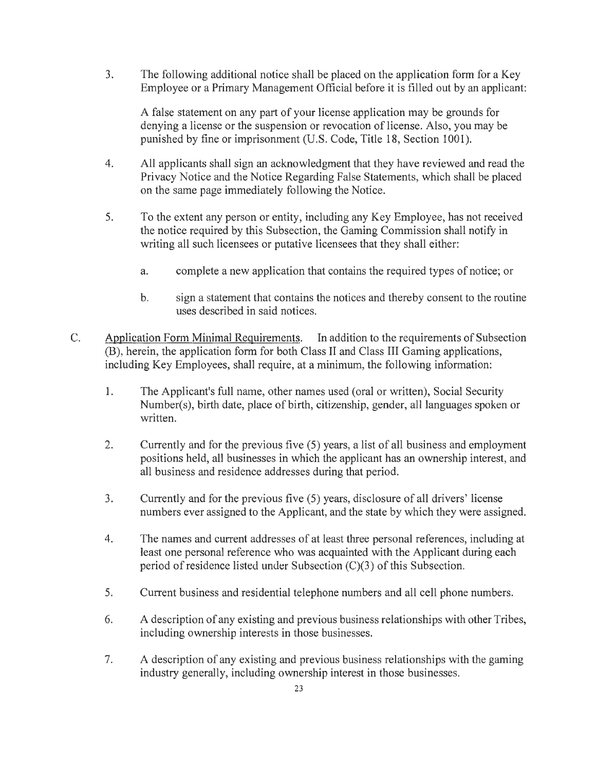3. The following additional notice shall be placed on the application form for a Key Employee or a Primary Management Official before it is filled out by an applicant:

   A false statement on any part of your license application may be grounds for denying a license or the suspension or revocation of license. Also, you may be punished by fine or imprisonment (U.S. Code, Title 18, Section 1001).

4. All applicants shall sign an acknowledgment that they have reviewed and read the Privacy Notice and the Notice Regarding False Statements, which shall be placed on the same page immediately following the Notice.

5. To the extent any person or entity, including any Key Employee, has not received the notice required by this Subsection, the Gaming Commission shall notify in writing all such licensees or putative licensees that they shall either:

   a. complete a new application that contains the required types of notice; or

   b. sign a statement that contains the notices and thereby consent to the routine uses described in said notices.

C. Application Form Minimal Requirements. In addition to the requirements of Subsection (B), herein, the application form for both Class II and Class III Gaming applications, including Key Employees, shall require, at a minimum, the following information:

   1. The Applicant's full name, other names used (oral or written), Social Security Number(s), birth date, place of birth, citizenship, gender, all languages spoken or written.

   2. Currently and for the previous five (5) years, a list of all business and employment positions held, all businesses in which the applicant has an ownership interest, and all business and residence addresses during that period.

   3. Currently and for the previous five (5) years, disclosure of all drivers' license numbers ever assigned to the Applicant, and the state by which they were assigned.

   4. The names and current addresses of at least three personal references, including at least one personal reference who was acquainted with the Applicant during each period of residence listed under Subsection (C)(3) of this Subsection.

   5. Current business and residential telephone numbers and all cell phone numbers.

   6. A description of any existing and previous business relationships with other Tribes, including ownership interests in those businesses.

   7. A description of any existing and previous business relationships with the gaming industry generally, including ownership interest in those businesses.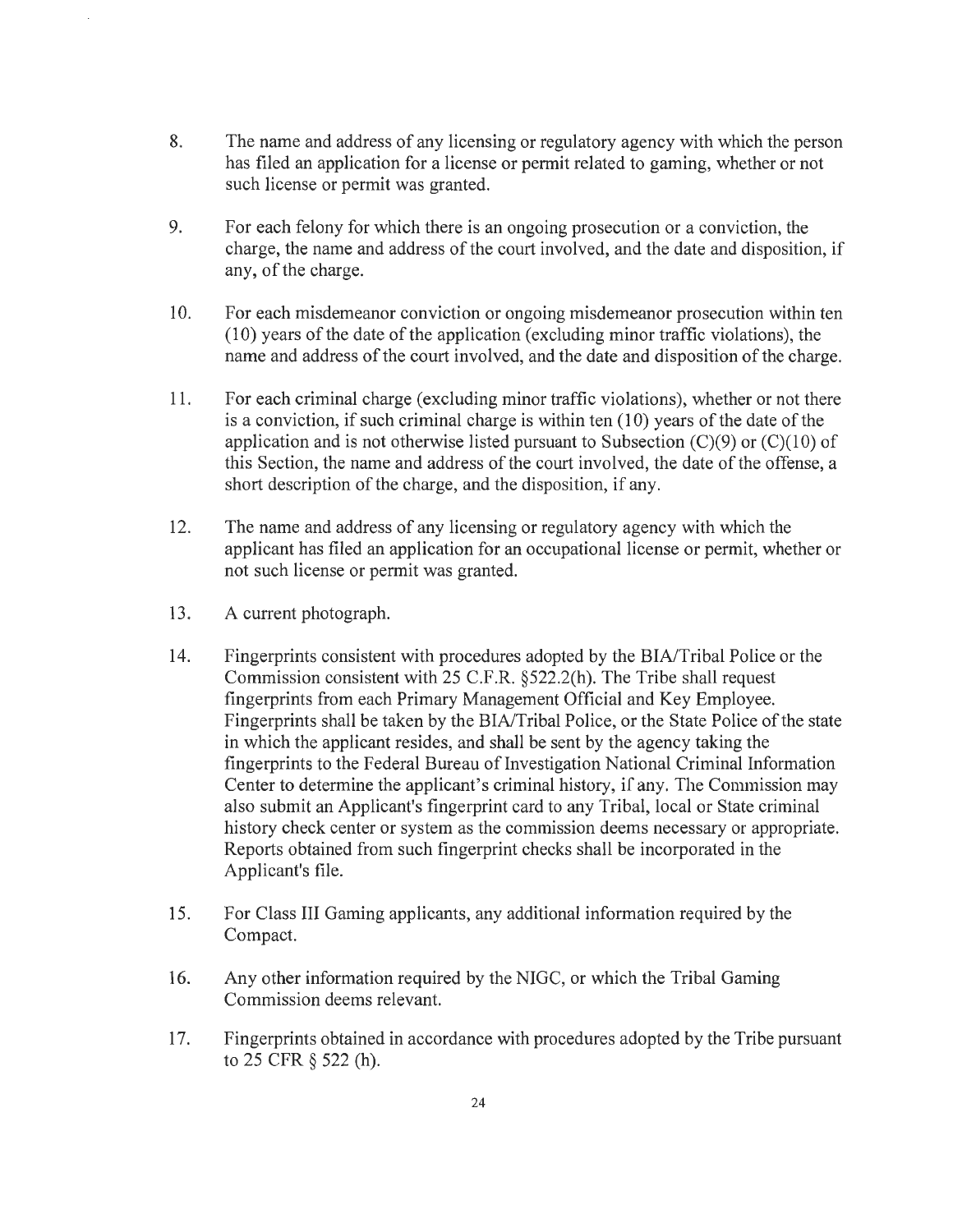8. The name and address of any licensing or regulatory agency with which the person has filed an application for a license or permit related to gaming, whether or not such license or permit was granted.

9. For each felony for which there is an ongoing prosecution or a conviction, the charge, the name and address of the court involved, and the date and disposition, if any, of the charge.

10. For each misdemeanor conviction or ongoing misdemeanor prosecution within ten (10) years of the date of the application (excluding minor traffic violations), the name and address of the court involved, and the date and disposition of the charge.

11. For each criminal charge (excluding minor traffic violations), whether or not there is a conviction, if such criminal charge is within ten (10) years of the date of the application and is not otherwise listed pursuant to Subsection (C)(9) or (C)(10) of this Section, the name and address of the court involved, the date of the offense, a short description of the charge, and the disposition, if any.

12. The name and address of any licensing or regulatory agency with which the applicant has filed an application for an occupational license or permit, whether or not such license or permit was granted.

13. A current photograph.

14. Fingerprints consistent with procedures adopted by the BIA/Tribal Police or the Commission consistent with 25 C.F.R. §522.2(h). The Tribe shall request fingerprints from each Primary Management Official and Key Employee. Fingerprints shall be taken by the BIA/Tribal Police, or the State Police of the state in which the applicant resides, and shall be sent by the agency taking the fingerprints to the Federal Bureau of Investigation National Criminal Information Center to determine the applicant's criminal history, if any. The Commission may also submit an Applicant's fingerprint card to any Tribal, local or State criminal history check center or system as the commission deems necessary or appropriate. Reports obtained from such fingerprint checks shall be incorporated in the Applicant's file.

15. For Class III Gaming applicants, any additional information required by the Compact.

16. Any other information required by the NIGC, or which the Tribal Gaming Commission deems relevant.

17. Fingerprints obtained in accordance with procedures adopted by the Tribe pursuant to 25 CFR § 522 (h).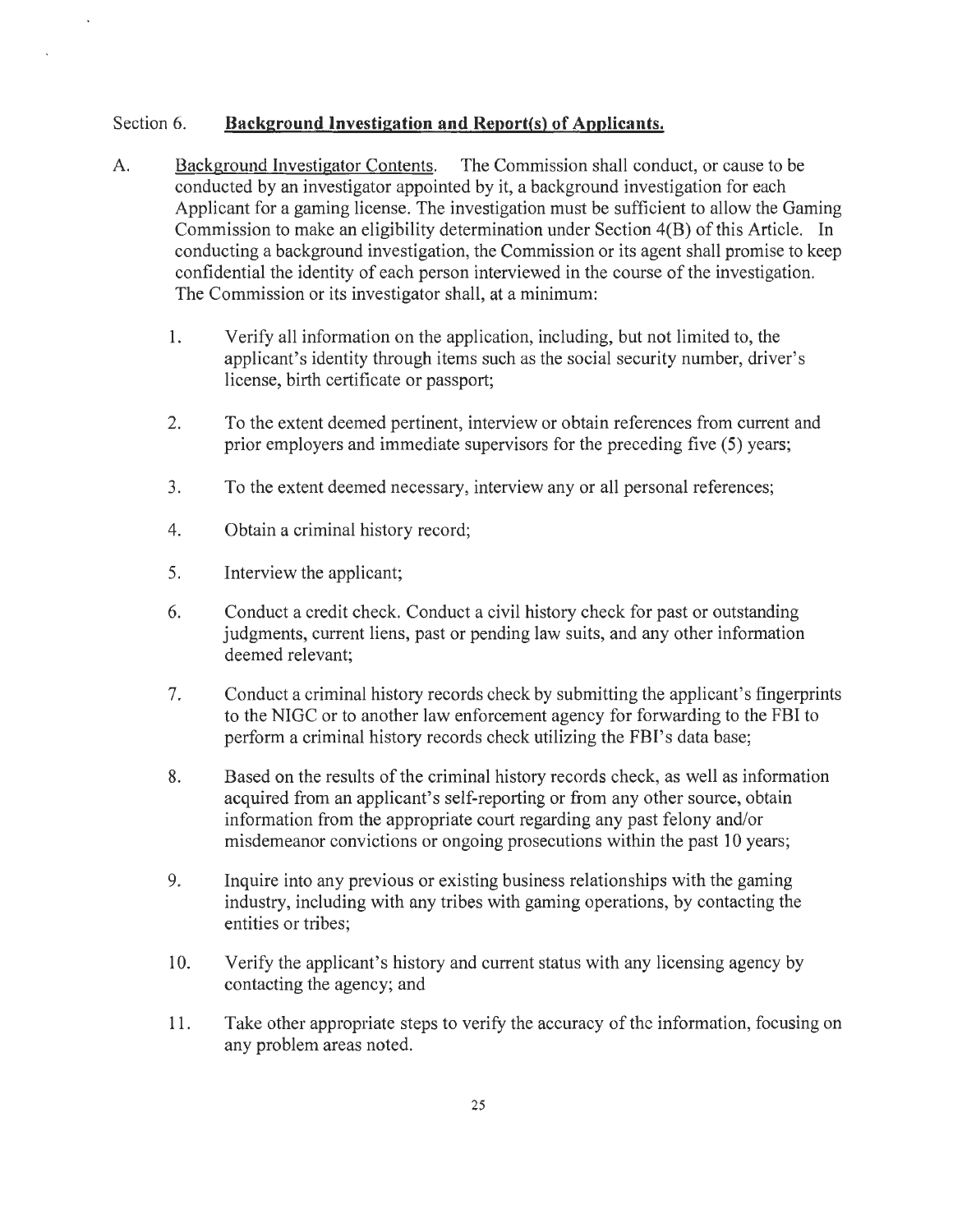## Section 6. **Background Investigation and Report(s) of Applicants.**

A. Background Investigator Contents. The Commission shall conduct, or cause to be conducted by an investigator appointed by it, a background investigation for each Applicant for a gaming license. The investigation must be sufficient to allow the Gaming Commission to make an eligibility determination under Section 4(B) of this Article. In conducting a background investigation, the Commission or its agent shall promise to keep confidential the identity of each person interviewed in the course of the investigation. The Commission or its investigator shall, at a minimum:

1. Verify all information on the application, including, but not limited to, the applicant's identity through items such as the social security number, driver's license, birth certificate or passport;

2. To the extent deemed pertinent, interview or obtain references from current and prior employers and immediate supervisors for the preceding five (5) years;

3. To the extent deemed necessary, interview any or all personal references;

4. Obtain a criminal history record;

5. Interview the applicant;

6. Conduct a credit check. Conduct a civil history check for past or outstanding judgments, current liens, past or pending law suits, and any other information deemed relevant;

7. Conduct a criminal history records check by submitting the applicant's fingerprints to the NIGC or to another law enforcement agency for forwarding to the FBI to perform a criminal history records check utilizing the FBI's data base;

8. Based on the results of the criminal history records check, as well as information acquired from an applicant's self-reporting or from any other source, obtain information from the appropriate court regarding any past felony and/or misdemeanor convictions or ongoing prosecutions within the past 10 years;

9. Inquire into any previous or existing business relationships with the gaming industry, including with any tribes with gaming operations, by contacting the entities or tribes;

10. Verify the applicant's history and current status with any licensing agency by contacting the agency; and

11. Take other appropriate steps to verify the accuracy of the information, focusing on any problem areas noted.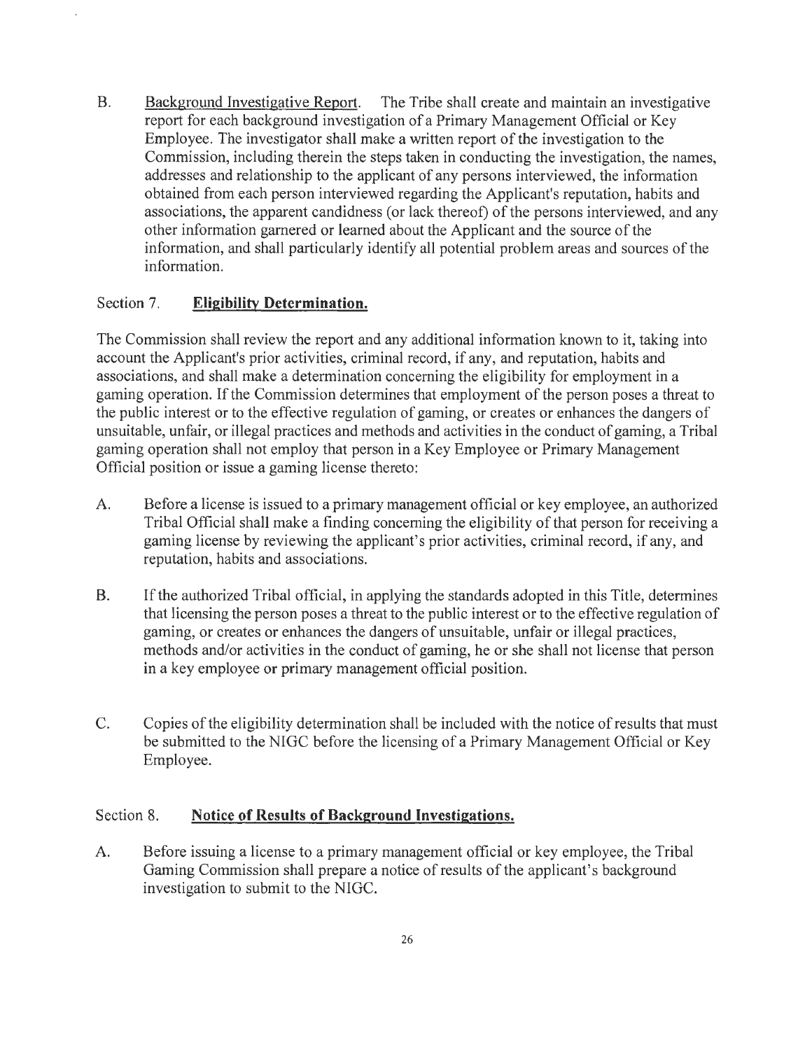B. <u>Background Investigative Report</u>. The Tribe shall create and maintain an investigative report for each background investigation of a Primary Management Official or Key Employee. The investigator shall make a written report of the investigation to the Commission, including therein the steps taken in conducting the investigation, the names, addresses and relationship to the applicant of any persons interviewed, the information obtained from each person interviewed regarding the Applicant's reputation, habits and associations, the apparent candidness (or lack thereof) of the persons interviewed, and any other information garnered or learned about the Applicant and the source of the information, and shall particularly identify all potential problem areas and sources of the information.

## Section 7. **<u>Eligibility Determination.</u>**

The Commission shall review the report and any additional information known to it, taking into account the Applicant's prior activities, criminal record, if any, and reputation, habits and associations, and shall make a determination concerning the eligibility for employment in a gaming operation. If the Commission determines that employment of the person poses a threat to the public interest or to the effective regulation of gaming, or creates or enhances the dangers of unsuitable, unfair, or illegal practices and methods and activities in the conduct of gaming, a Tribal gaming operation shall not employ that person in a Key Employee or Primary Management Official position or issue a gaming license thereto:

A. Before a license is issued to a primary management official or key employee, an authorized Tribal Official shall make a finding concerning the eligibility of that person for receiving a gaming license by reviewing the applicant's prior activities, criminal record, if any, and reputation, habits and associations.

B. If the authorized Tribal official, in applying the standards adopted in this Title, determines that licensing the person poses a threat to the public interest or to the effective regulation of gaming, or creates or enhances the dangers of unsuitable, unfair or illegal practices, methods and/or activities in the conduct of gaming, he or she shall not license that person in a key employee or primary management official position.

C. Copies of the eligibility determination shall be included with the notice of results that must be submitted to the NIGC before the licensing of a Primary Management Official or Key Employee.

## Section 8. **<u>Notice of Results of Background Investigations.</u>**

A. Before issuing a license to a primary management official or key employee, the Tribal Gaming Commission shall prepare a notice of results of the applicant's background investigation to submit to the NIGC.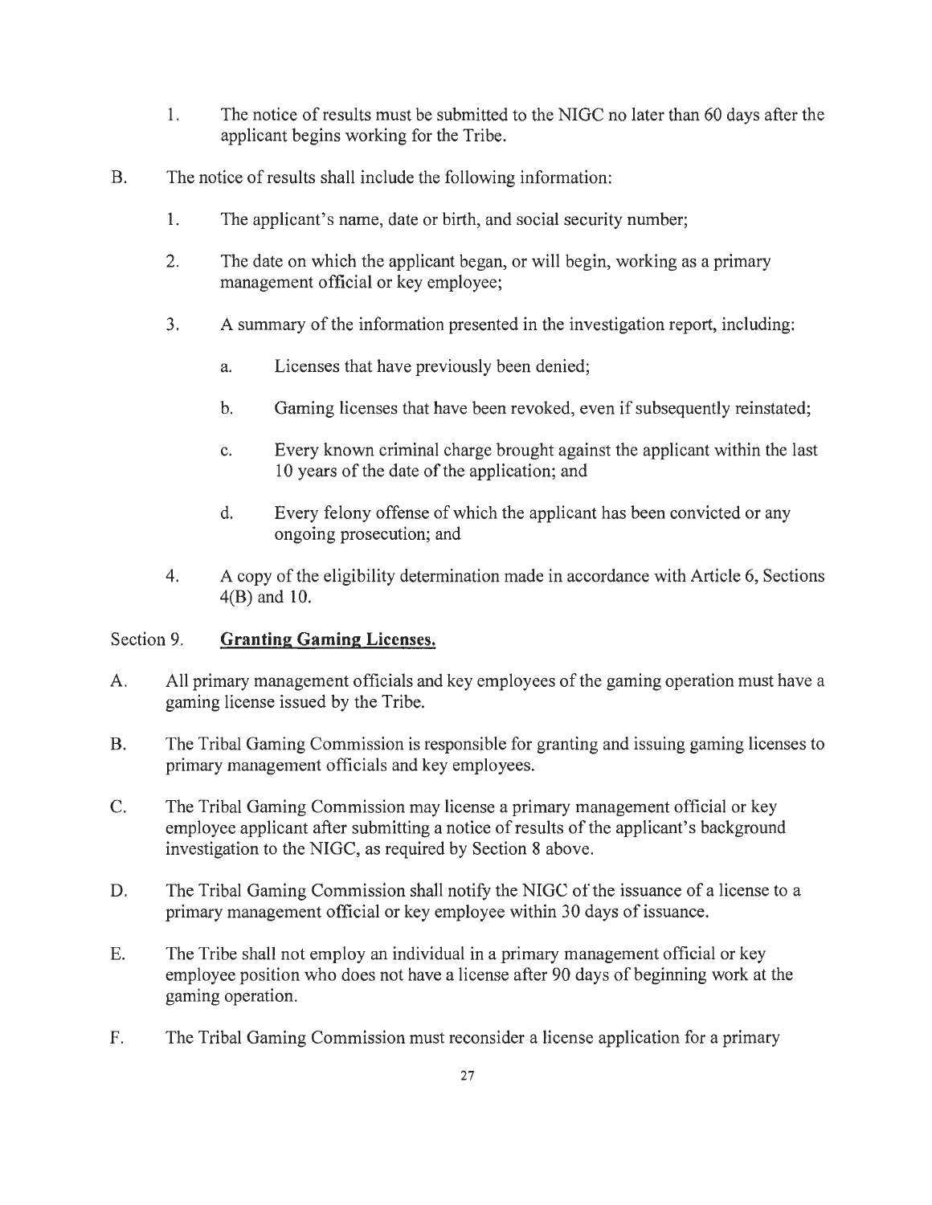1. The notice of results must be submitted to the NIGC no later than 60 days after the applicant begins working for the Tribe.

B. The notice of results shall include the following information:

   1. The applicant's name, date or birth, and social security number;

   2. The date on which the applicant began, or will begin, working as a primary management official or key employee;

   3. A summary of the information presented in the investigation report, including:

      a. Licenses that have previously been denied;

      b. Gaming licenses that have been revoked, even if subsequently reinstated;

      c. Every known criminal charge brought against the applicant within the last 10 years of the date of the application; and

      d. Every felony offense of which the applicant has been convicted or any ongoing prosecution; and

   4. A copy of the eligibility determination made in accordance with Article 6, Sections 4(B) and 10.

Section 9. **Granting Gaming Licenses.**

A. All primary management officials and key employees of the gaming operation must have a gaming license issued by the Tribe.

B. The Tribal Gaming Commission is responsible for granting and issuing gaming licenses to primary management officials and key employees.

C. The Tribal Gaming Commission may license a primary management official or key employee applicant after submitting a notice of results of the applicant's background investigation to the NIGC, as required by Section 8 above.

D. The Tribal Gaming Commission shall notify the NIGC of the issuance of a license to a primary management official or key employee within 30 days of issuance.

E. The Tribe shall not employ an individual in a primary management official or key employee position who does not have a license after 90 days of beginning work at the gaming operation.

F. The Tribal Gaming Commission must reconsider a license application for a primary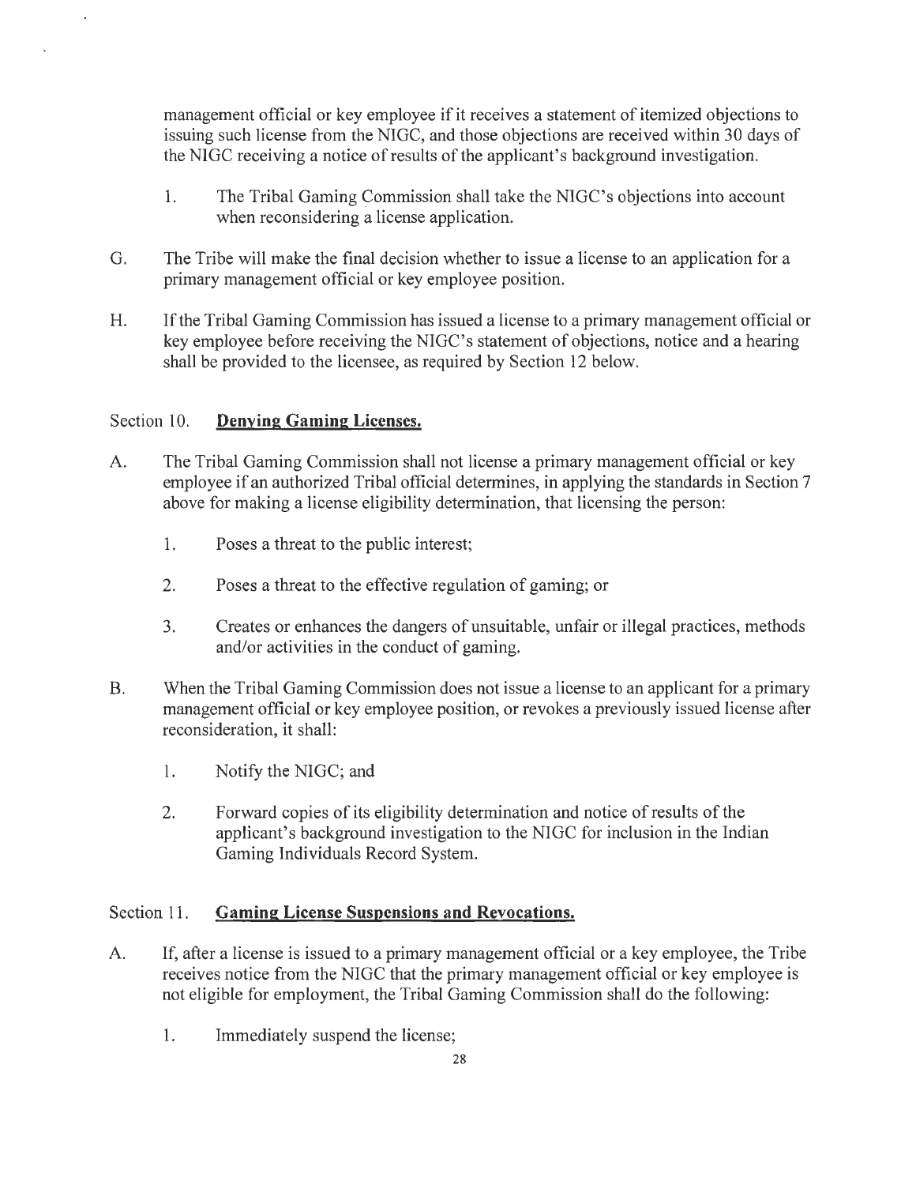management official or key employee if it receives a statement of itemized objections to issuing such license from the NIGC, and those objections are received within 30 days of the NIGC receiving a notice of results of the applicant's background investigation.

1. The Tribal Gaming Commission shall take the NIGC's objections into account when reconsidering a license application.

G. The Tribe will make the final decision whether to issue a license to an application for a primary management official or key employee position.

H. If the Tribal Gaming Commission has issued a license to a primary management official or key employee before receiving the NIGC's statement of objections, notice and a hearing shall be provided to the licensee, as required by Section 12 below.

Section 10. **Denying Gaming Licenses.**

A. The Tribal Gaming Commission shall not license a primary management official or key employee if an authorized Tribal official determines, in applying the standards in Section 7 above for making a license eligibility determination, that licensing the person:

1. Poses a threat to the public interest;

2. Poses a threat to the effective regulation of gaming; or

3. Creates or enhances the dangers of unsuitable, unfair or illegal practices, methods and/or activities in the conduct of gaming.

B. When the Tribal Gaming Commission does not issue a license to an applicant for a primary management official or key employee position, or revokes a previously issued license after reconsideration, it shall:

1. Notify the NIGC; and

2. Forward copies of its eligibility determination and notice of results of the applicant's background investigation to the NIGC for inclusion in the Indian Gaming Individuals Record System.

Section 11. **Gaming License Suspensions and Revocations.**

A. If, after a license is issued to a primary management official or a key employee, the Tribe receives notice from the NIGC that the primary management official or key employee is not eligible for employment, the Tribal Gaming Commission shall do the following:

1. Immediately suspend the license;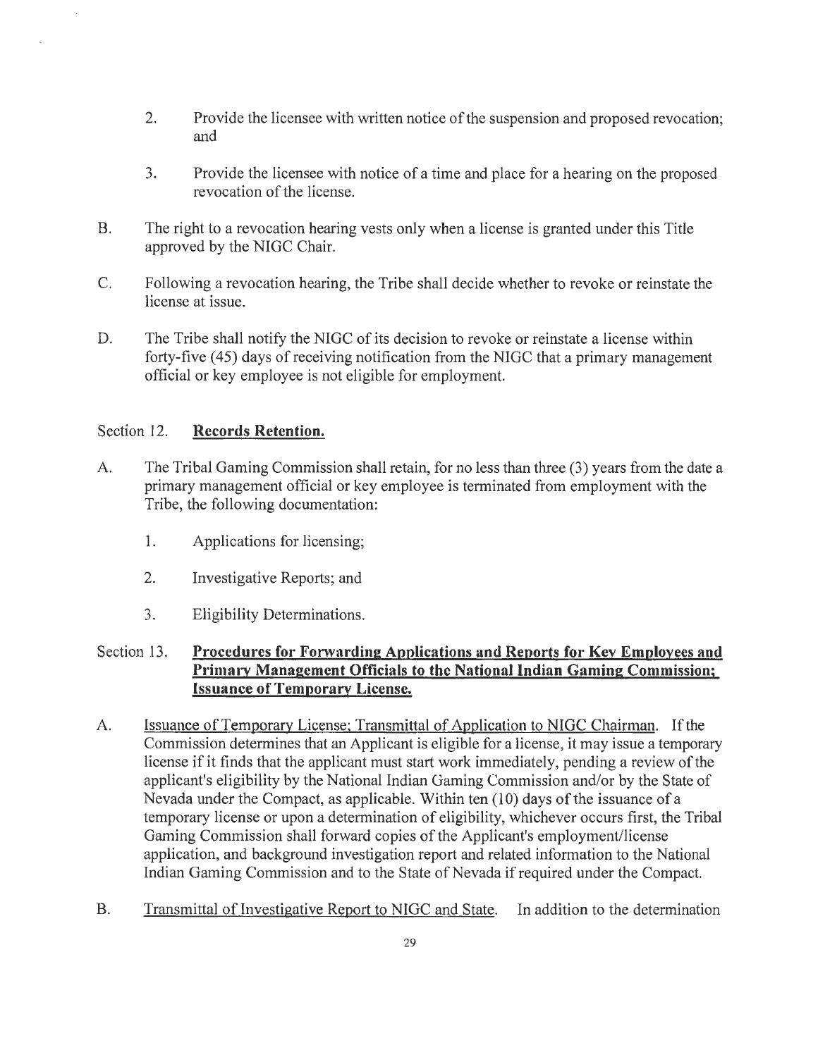2. Provide the licensee with written notice of the suspension and proposed revocation; and

3. Provide the licensee with notice of a time and place for a hearing on the proposed revocation of the license.

B. The right to a revocation hearing vests only when a license is granted under this Title approved by the NIGC Chair.

C. Following a revocation hearing, the Tribe shall decide whether to revoke or reinstate the license at issue.

D. The Tribe shall notify the NIGC of its decision to revoke or reinstate a license within forty-five (45) days of receiving notification from the NIGC that a primary management official or key employee is not eligible for employment.

## Section 12. **Records Retention.**

A. The Tribal Gaming Commission shall retain, for no less than three (3) years from the date a primary management official or key employee is terminated from employment with the Tribe, the following documentation:

1. Applications for licensing;

2. Investigative Reports; and

3. Eligibility Determinations.

## Section 13. **Procedures for Forwarding Applications and Reports for Key Employees and Primary Management Officials to the National Indian Gaming Commission; Issuance of Temporary License.**

A. Issuance of Temporary License; Transmittal of Application to NIGC Chairman. If the Commission determines that an Applicant is eligible for a license, it may issue a temporary license if it finds that the applicant must start work immediately, pending a review of the applicant's eligibility by the National Indian Gaming Commission and/or by the State of Nevada under the Compact, as applicable. Within ten (10) days of the issuance of a temporary license or upon a determination of eligibility, whichever occurs first, the Tribal Gaming Commission shall forward copies of the Applicant's employment/license application, and background investigation report and related information to the National Indian Gaming Commission and to the State of Nevada if required under the Compact.

B. Transmittal of Investigative Report to NIGC and State. In addition to the determination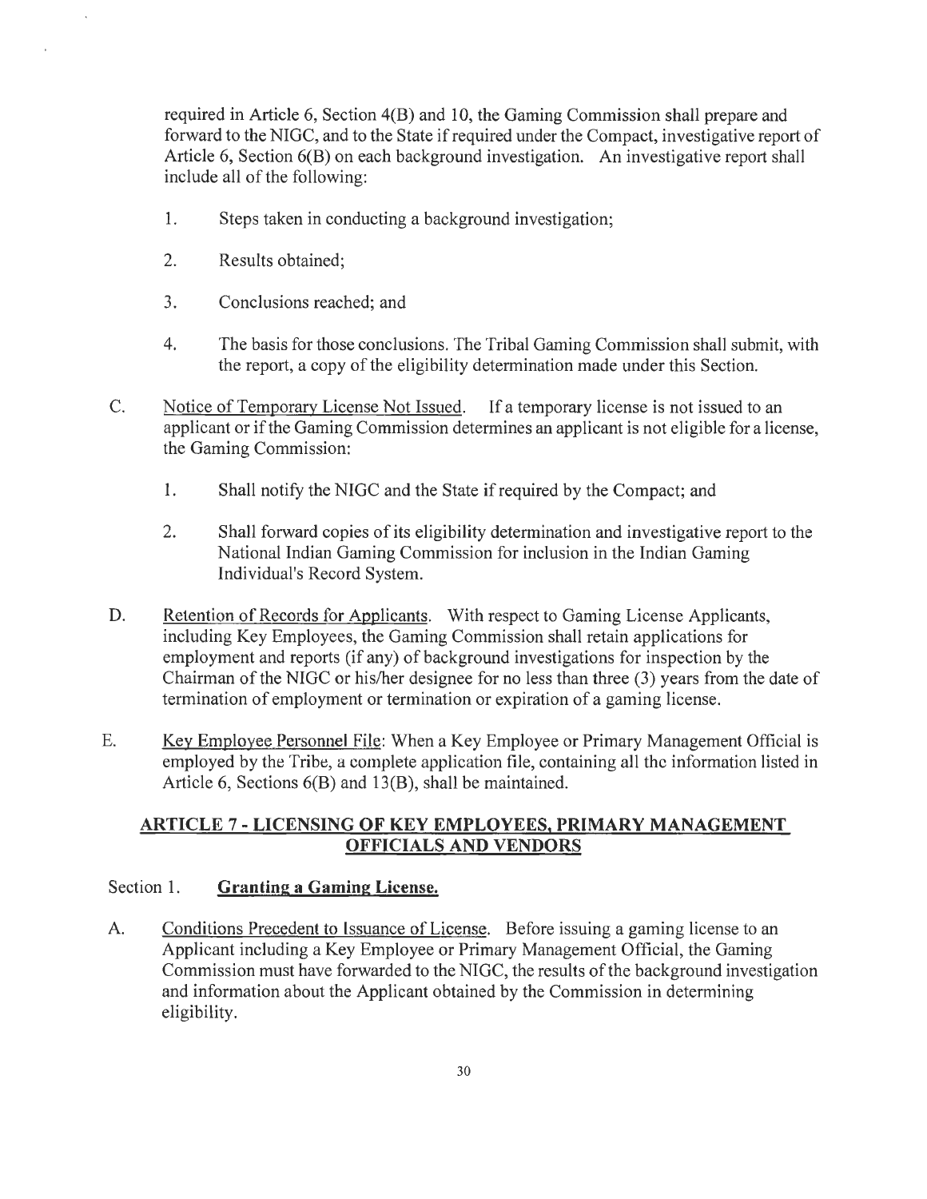required in Article 6, Section 4(B) and 10, the Gaming Commission shall prepare and forward to the NIGC, and to the State if required under the Compact, investigative report of Article 6, Section 6(B) on each background investigation. An investigative report shall include all of the following:

1. Steps taken in conducting a background investigation;

2. Results obtained;

3. Conclusions reached; and

4. The basis for those conclusions. The Tribal Gaming Commission shall submit, with the report, a copy of the eligibility determination made under this Section.

C. <u>Notice of Temporary License Not Issued</u>. If a temporary license is not issued to an applicant or if the Gaming Commission determines an applicant is not eligible for a license, the Gaming Commission:

1. Shall notify the NIGC and the State if required by the Compact; and

2. Shall forward copies of its eligibility determination and investigative report to the National Indian Gaming Commission for inclusion in the Indian Gaming Individual's Record System.

D. <u>Retention of Records for Applicants</u>. With respect to Gaming License Applicants, including Key Employees, the Gaming Commission shall retain applications for employment and reports (if any) of background investigations for inspection by the Chairman of the NIGC or his/her designee for no less than three (3) years from the date of termination of employment or termination or expiration of a gaming license.

E. <u>Key Employee Personnel File</u>: When a Key Employee or Primary Management Official is employed by the Tribe, a complete application file, containing all the information listed in Article 6, Sections 6(B) and 13(B), shall be maintained.

## ARTICLE 7 - LICENSING OF KEY EMPLOYEES, PRIMARY MANAGEMENT OFFICIALS AND VENDORS

### Section 1. Granting a Gaming License.

A. <u>Conditions Precedent to Issuance of License</u>. Before issuing a gaming license to an Applicant including a Key Employee or Primary Management Official, the Gaming Commission must have forwarded to the NIGC, the results of the background investigation and information about the Applicant obtained by the Commission in determining eligibility.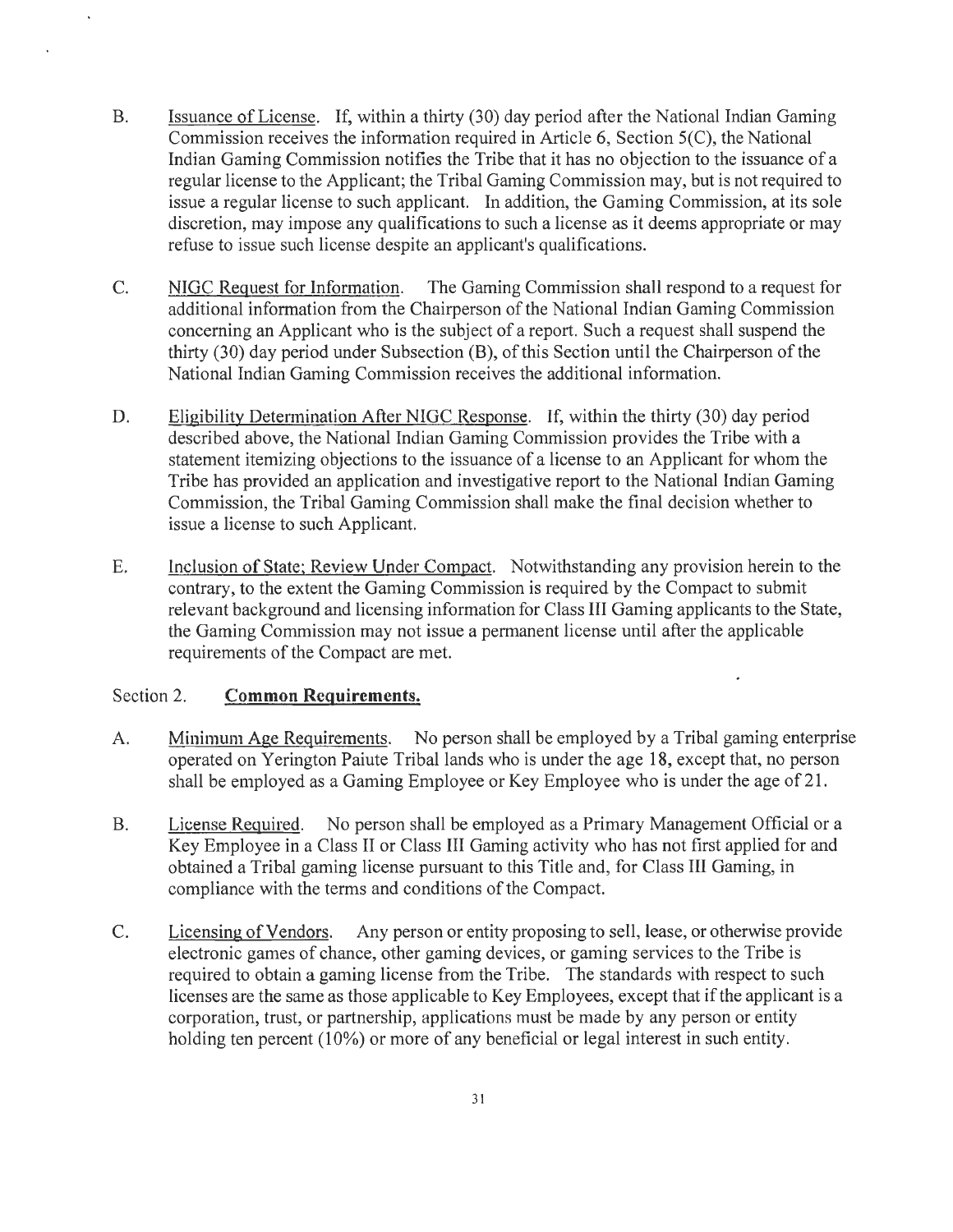B. Issuance of License. If, within a thirty (30) day period after the National Indian Gaming Commission receives the information required in Article 6, Section 5(C), the National Indian Gaming Commission notifies the Tribe that it has no objection to the issuance of a regular license to the Applicant; the Tribal Gaming Commission may, but is not required to issue a regular license to such applicant. In addition, the Gaming Commission, at its sole discretion, may impose any qualifications to such a license as it deems appropriate or may refuse to issue such license despite an applicant's qualifications.

C. NIGC Request for Information. The Gaming Commission shall respond to a request for additional information from the Chairperson of the National Indian Gaming Commission concerning an Applicant who is the subject of a report. Such a request shall suspend the thirty (30) day period under Subsection (B), of this Section until the Chairperson of the National Indian Gaming Commission receives the additional information.

D. Eligibility Determination After NIGC Response. If, within the thirty (30) day period described above, the National Indian Gaming Commission provides the Tribe with a statement itemizing objections to the issuance of a license to an Applicant for whom the Tribe has provided an application and investigative report to the National Indian Gaming Commission, the Tribal Gaming Commission shall make the final decision whether to issue a license to such Applicant.

E. Inclusion of State; Review Under Compact. Notwithstanding any provision herein to the contrary, to the extent the Gaming Commission is required by the Compact to submit relevant background and licensing information for Class III Gaming applicants to the State, the Gaming Commission may not issue a permanent license until after the applicable requirements of the Compact are met.

Section 2. **Common Requirements.**

A. Minimum Age Requirements. No person shall be employed by a Tribal gaming enterprise operated on Yerington Paiute Tribal lands who is under the age 18, except that, no person shall be employed as a Gaming Employee or Key Employee who is under the age of 21.

B. License Required. No person shall be employed as a Primary Management Official or a Key Employee in a Class II or Class III Gaming activity who has not first applied for and obtained a Tribal gaming license pursuant to this Title and, for Class III Gaming, in compliance with the terms and conditions of the Compact.

C. Licensing of Vendors. Any person or entity proposing to sell, lease, or otherwise provide electronic games of chance, other gaming devices, or gaming services to the Tribe is required to obtain a gaming license from the Tribe. The standards with respect to such licenses are the same as those applicable to Key Employees, except that if the applicant is a corporation, trust, or partnership, applications must be made by any person or entity holding ten percent (10%) or more of any beneficial or legal interest in such entity.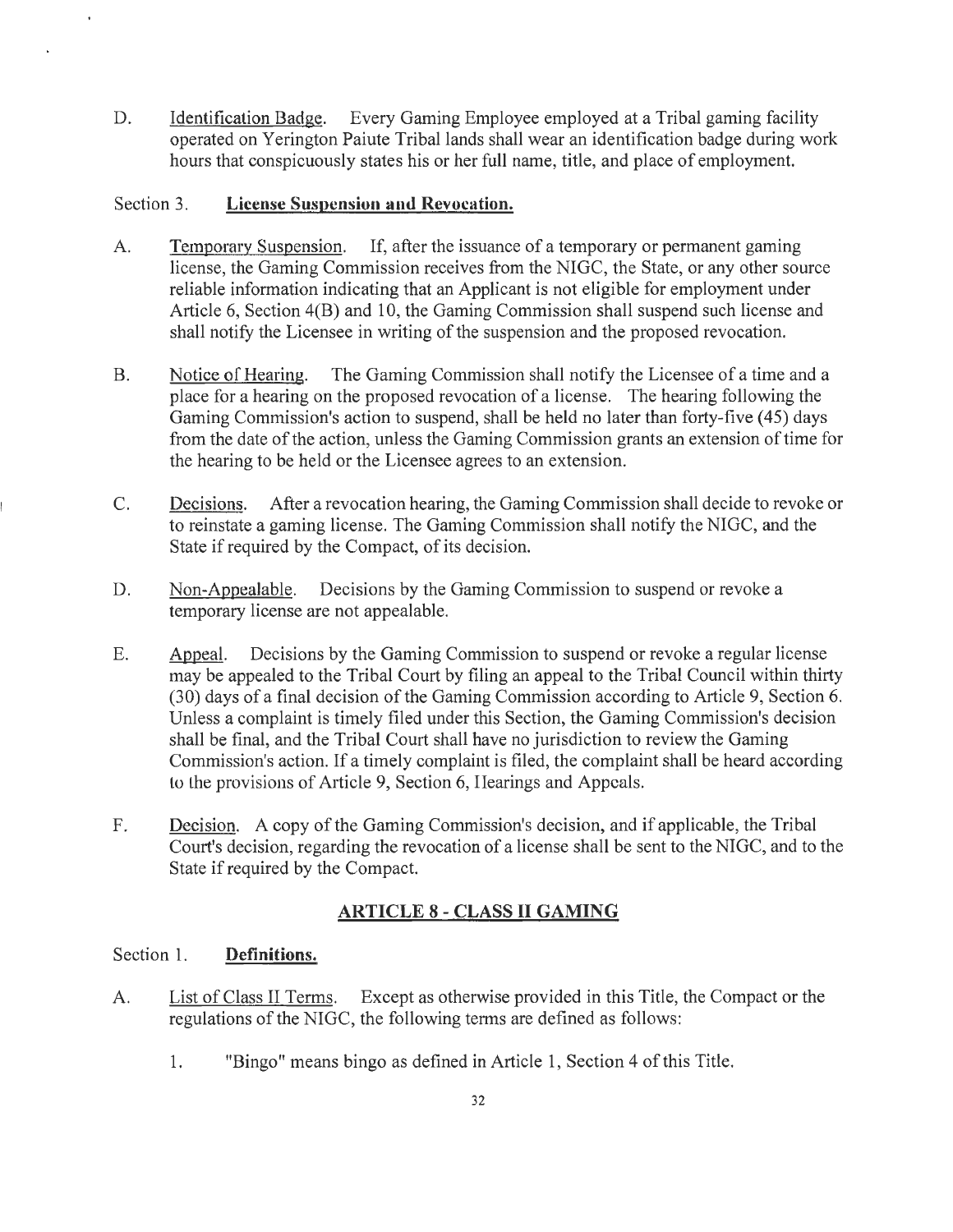D. Identification Badge. Every Gaming Employee employed at a Tribal gaming facility operated on Yerington Paiute Tribal lands shall wear an identification badge during work hours that conspicuously states his or her full name, title, and place of employment.

Section 3. **License Suspension and Revocation.**

A. Temporary Suspension. If, after the issuance of a temporary or permanent gaming license, the Gaming Commission receives from the NIGC, the State, or any other source reliable information indicating that an Applicant is not eligible for employment under Article 6, Section 4(B) and 10, the Gaming Commission shall suspend such license and shall notify the Licensee in writing of the suspension and the proposed revocation.

B. Notice of Hearing. The Gaming Commission shall notify the Licensee of a time and a place for a hearing on the proposed revocation of a license. The hearing following the Gaming Commission's action to suspend, shall be held no later than forty-five (45) days from the date of the action, unless the Gaming Commission grants an extension of time for the hearing to be held or the Licensee agrees to an extension.

C. Decisions. After a revocation hearing, the Gaming Commission shall decide to revoke or to reinstate a gaming license. The Gaming Commission shall notify the NIGC, and the State if required by the Compact, of its decision.

D. Non-Appealable. Decisions by the Gaming Commission to suspend or revoke a temporary license are not appealable.

E. Appeal. Decisions by the Gaming Commission to suspend or revoke a regular license may be appealed to the Tribal Court by filing an appeal to the Tribal Council within thirty (30) days of a final decision of the Gaming Commission according to Article 9, Section 6. Unless a complaint is timely filed under this Section, the Gaming Commission's decision shall be final, and the Tribal Court shall have no jurisdiction to review the Gaming Commission's action. If a timely complaint is filed, the complaint shall be heard according to the provisions of Article 9, Section 6, Hearings and Appeals.

F. Decision. A copy of the Gaming Commission's decision, and if applicable, the Tribal Court's decision, regarding the revocation of a license shall be sent to the NIGC, and to the State if required by the Compact.

## ARTICLE 8 - CLASS II GAMING

Section 1. **Definitions.**

A. List of Class II Terms. Except as otherwise provided in this Title, the Compact or the regulations of the NIGC, the following terms are defined as follows:

1. "Bingo" means bingo as defined in Article 1, Section 4 of this Title.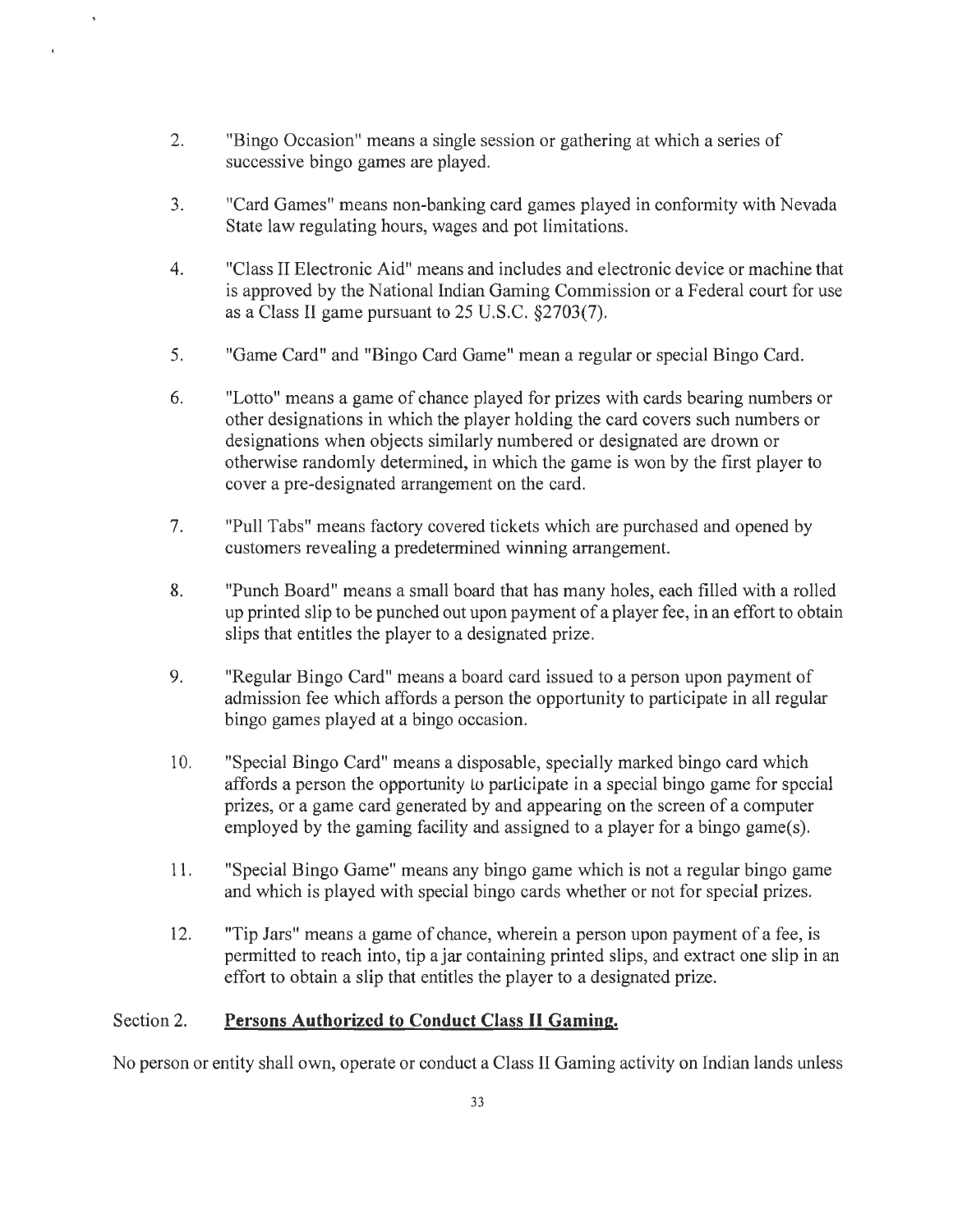2. "Bingo Occasion" means a single session or gathering at which a series of successive bingo games are played.

3. "Card Games" means non-banking card games played in conformity with Nevada State law regulating hours, wages and pot limitations.

4. "Class II Electronic Aid" means and includes and electronic device or machine that is approved by the National Indian Gaming Commission or a Federal court for use as a Class II game pursuant to 25 U.S.C. §2703(7).

5. "Game Card" and "Bingo Card Game" mean a regular or special Bingo Card.

6. "Lotto" means a game of chance played for prizes with cards bearing numbers or other designations in which the player holding the card covers such numbers or designations when objects similarly numbered or designated are drawn or otherwise randomly determined, in which the game is won by the first player to cover a pre-designated arrangement on the card.

7. "Pull Tabs" means factory covered tickets which are purchased and opened by customers revealing a predetermined winning arrangement.

8. "Punch Board" means a small board that has many holes, each filled with a rolled up printed slip to be punched out upon payment of a player fee, in an effort to obtain slips that entitles the player to a designated prize.

9. "Regular Bingo Card" means a board card issued to a person upon payment of admission fee which affords a person the opportunity to participate in all regular bingo games played at a bingo occasion.

10. "Special Bingo Card" means a disposable, specially marked bingo card which affords a person the opportunity to participate in a special bingo game for special prizes, or a game card generated by and appearing on the screen of a computer employed by the gaming facility and assigned to a player for a bingo game(s).

11. "Special Bingo Game" means any bingo game which is not a regular bingo game and which is played with special bingo cards whether or not for special prizes.

12. "Tip Jars" means a game of chance, wherein a person upon payment of a fee, is permitted to reach into, tip a jar containing printed slips, and extract one slip in an effort to obtain a slip that entitles the player to a designated prize.

Section 2. **Persons Authorized to Conduct Class II Gaming.**

No person or entity shall own, operate or conduct a Class II Gaming activity on Indian lands unless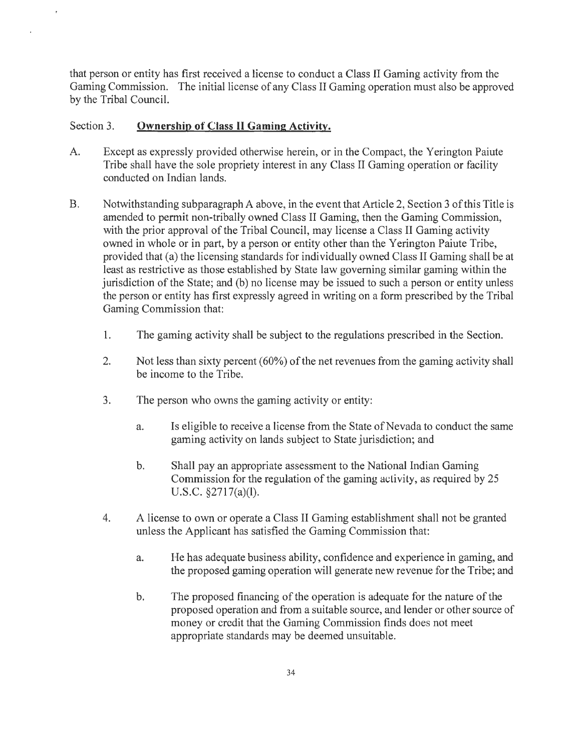that person or entity has first received a license to conduct a Class II Gaming activity from the Gaming Commission. The initial license of any Class II Gaming operation must also be approved by the Tribal Council.

Section 3. **Ownership of Class II Gaming Activity.**

A. Except as expressly provided otherwise herein, or in the Compact, the Yerington Paiute Tribe shall have the sole propriety interest in any Class II Gaming operation or facility conducted on Indian lands.

B. Notwithstanding subparagraph A above, in the event that Article 2, Section 3 of this Title is amended to permit non-tribally owned Class II Gaming, then the Gaming Commission, with the prior approval of the Tribal Council, may license a Class II Gaming activity owned in whole or in part, by a person or entity other than the Yerington Paiute Tribe, provided that (a) the licensing standards for individually owned Class II Gaming shall be at least as restrictive as those established by State law governing similar gaming within the jurisdiction of the State; and (b) no license may be issued to such a person or entity unless the person or entity has first expressly agreed in writing on a form prescribed by the Tribal Gaming Commission that:

1. The gaming activity shall be subject to the regulations prescribed in the Section.

2. Not less than sixty percent (60%) of the net revenues from the gaming activity shall be income to the Tribe.

3. The person who owns the gaming activity or entity:

   a. Is eligible to receive a license from the State of Nevada to conduct the same gaming activity on lands subject to State jurisdiction; and

   b. Shall pay an appropriate assessment to the National Indian Gaming Commission for the regulation of the gaming activity, as required by 25 U.S.C. §2717(a)(l).

4. A license to own or operate a Class II Gaming establishment shall not be granted unless the Applicant has satisfied the Gaming Commission that:

   a. He has adequate business ability, confidence and experience in gaming, and the proposed gaming operation will generate new revenue for the Tribe; and

   b. The proposed financing of the operation is adequate for the nature of the proposed operation and from a suitable source, and lender or other source of money or credit that the Gaming Commission finds does not meet appropriate standards may be deemed unsuitable.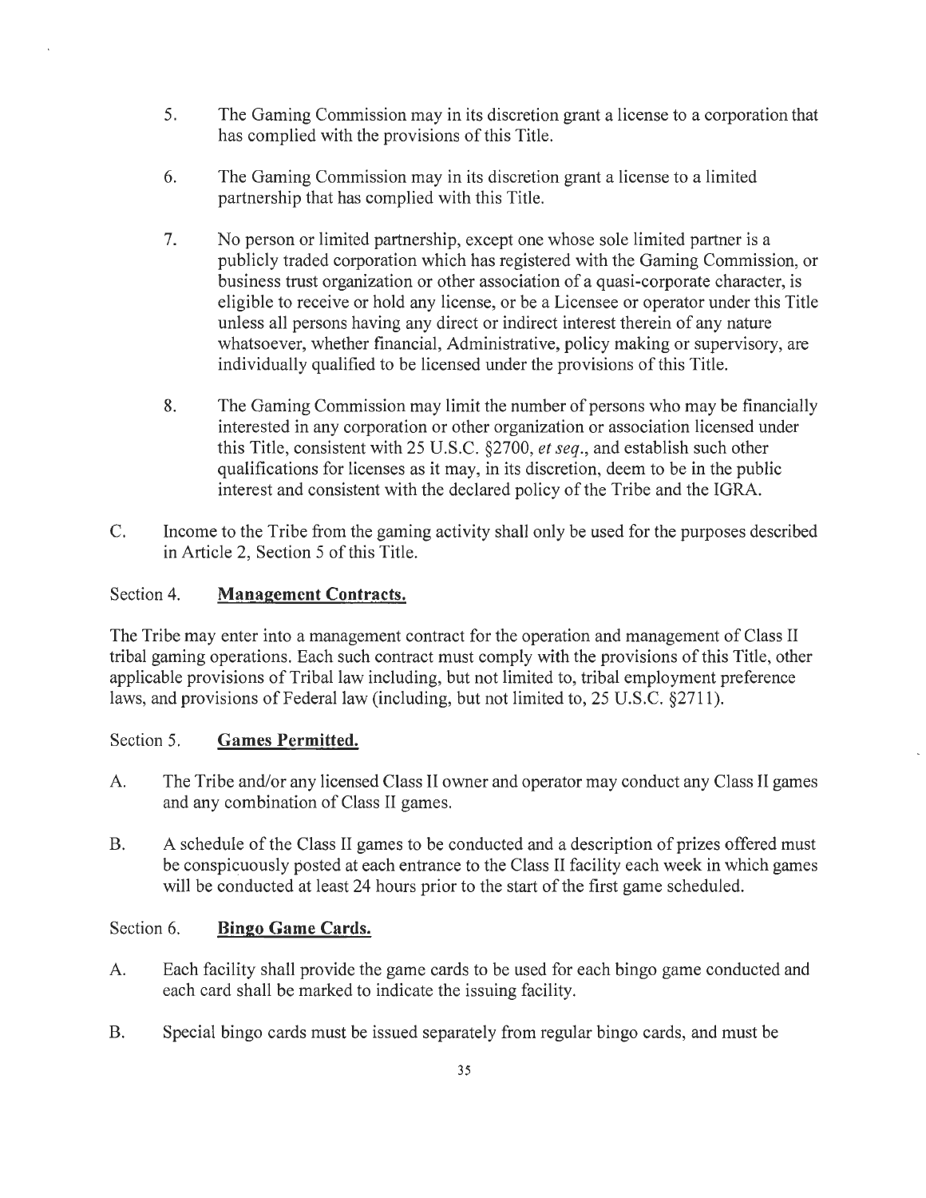5. The Gaming Commission may in its discretion grant a license to a corporation that has complied with the provisions of this Title.

6. The Gaming Commission may in its discretion grant a license to a limited partnership that has complied with this Title.

7. No person or limited partnership, except one whose sole limited partner is a publicly traded corporation which has registered with the Gaming Commission, or business trust organization or other association of a quasi-corporate character, is eligible to receive or hold any license, or be a Licensee or operator under this Title unless all persons having any direct or indirect interest therein of any nature whatsoever, whether financial, Administrative, policy making or supervisory, are individually qualified to be licensed under the provisions of this Title.

8. The Gaming Commission may limit the number of persons who may be financially interested in any corporation or other organization or association licensed under this Title, consistent with 25 U.S.C. §2700, *et seq*., and establish such other qualifications for licenses as it may, in its discretion, deem to be in the public interest and consistent with the declared policy of the Tribe and the IGRA.

C. Income to the Tribe from the gaming activity shall only be used for the purposes described in Article 2, Section 5 of this Title.

Section 4. **Management Contracts.**

The Tribe may enter into a management contract for the operation and management of Class II tribal gaming operations. Each such contract must comply with the provisions of this Title, other applicable provisions of Tribal law including, but not limited to, tribal employment preference laws, and provisions of Federal law (including, but not limited to, 25 U.S.C. §2711).

Section 5. **Games Permitted.**

A. The Tribe and/or any licensed Class II owner and operator may conduct any Class II games and any combination of Class II games.

B. A schedule of the Class II games to be conducted and a description of prizes offered must be conspicuously posted at each entrance to the Class II facility each week in which games will be conducted at least 24 hours prior to the start of the first game scheduled.

Section 6. **Bingo Game Cards.**

A. Each facility shall provide the game cards to be used for each bingo game conducted and each card shall be marked to indicate the issuing facility.

B. Special bingo cards must be issued separately from regular bingo cards, and must be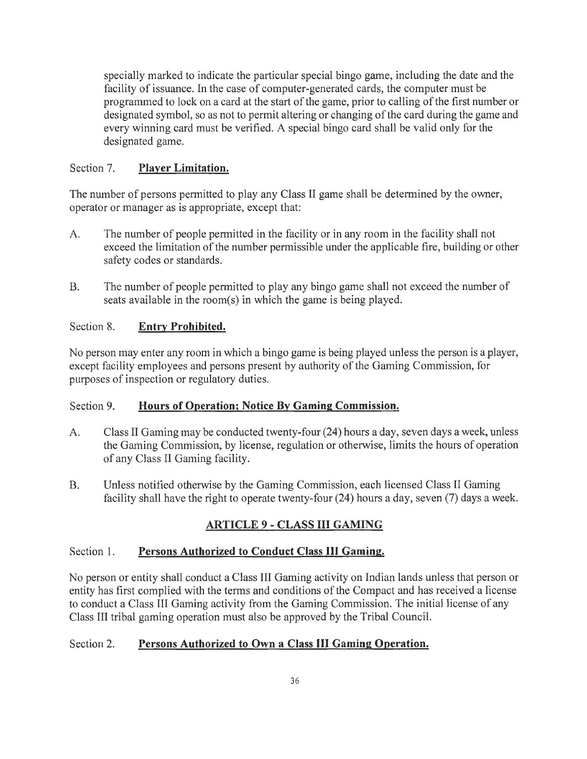specially marked to indicate the particular special bingo game, including the date and the facility of issuance. In the case of computer-generated cards, the computer must be programmed to lock on a card at the start of the game, prior to calling of the first number or designated symbol, so as not to permit altering or changing of the card during the game and every winning card must be verified. A special bingo card shall be valid only for the designated game.

Section 7. **Player Limitation.**

The number of persons permitted to play any Class II game shall be determined by the owner, operator or manager as is appropriate, except that:

A. The number of people permitted in the facility or in any room in the facility shall not exceed the limitation of the number permissible under the applicable fire, building or other safety codes or standards.

B. The number of people permitted to play any bingo game shall not exceed the number of seats available in the room(s) in which the game is being played.

Section 8. **Entry Prohibited.**

No person may enter any room in which a bingo game is being played unless the person is a player, except facility employees and persons present by authority of the Gaming Commission, for purposes of inspection or regulatory duties.

Section 9. **Hours of Operation; Notice By Gaming Commission.**

A. Class II Gaming may be conducted twenty-four (24) hours a day, seven days a week, unless the Gaming Commission, by license, regulation or otherwise, limits the hours of operation of any Class II Gaming facility.

B. Unless notified otherwise by the Gaming Commission, each licensed Class II Gaming facility shall have the right to operate twenty-four (24) hours a day, seven (7) days a week.

## ARTICLE 9 - CLASS III GAMING

Section 1. **Persons Authorized to Conduct Class III Gaming.**

No person or entity shall conduct a Class III Gaming activity on Indian lands unless that person or entity has first complied with the terms and conditions of the Compact and has received a license to conduct a Class III Gaming activity from the Gaming Commission. The initial license of any Class III tribal gaming operation must also be approved by the Tribal Council.

Section 2. **Persons Authorized to Own a Class III Gaming Operation.**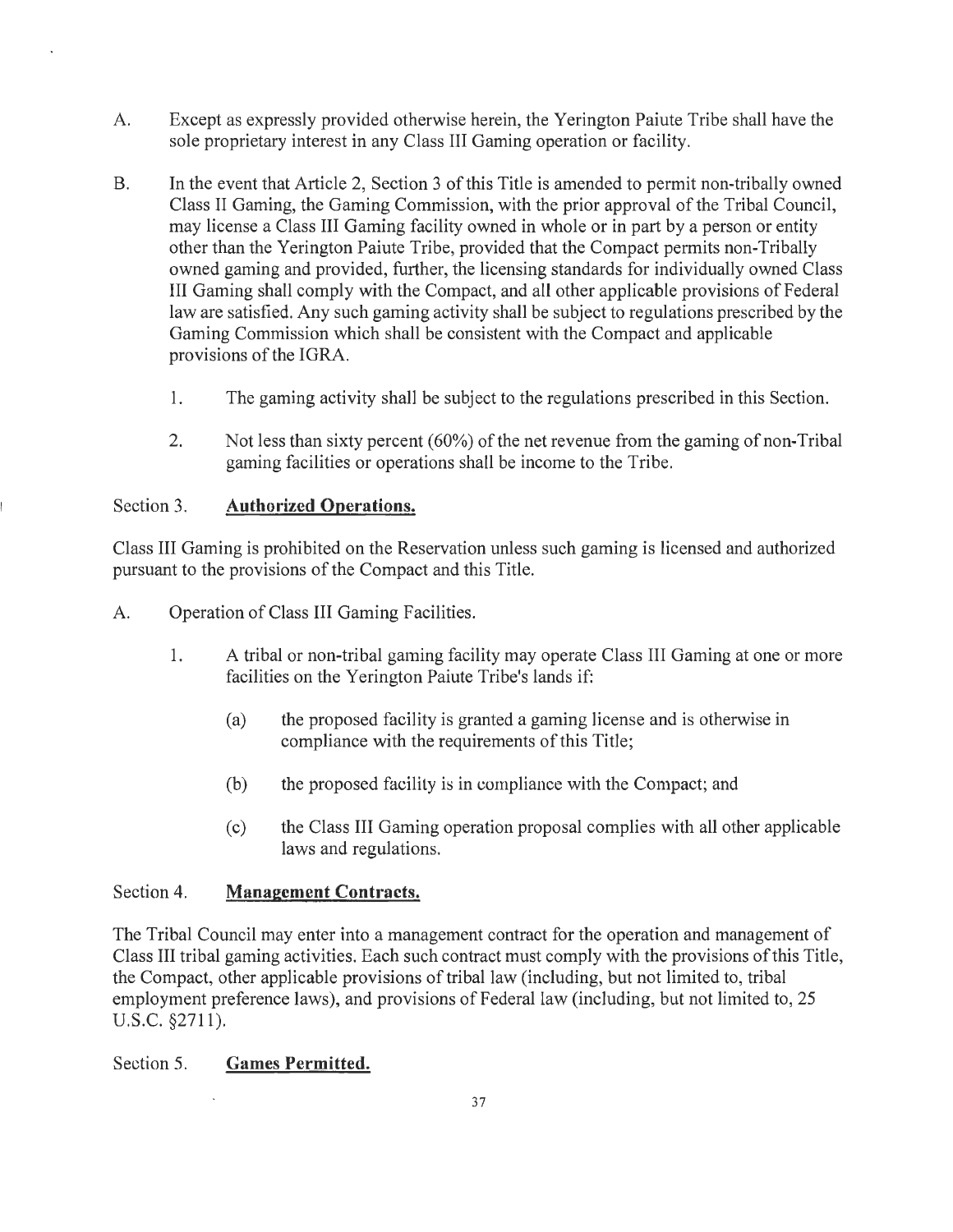A. Except as expressly provided otherwise herein, the Yerington Paiute Tribe shall have the sole proprietary interest in any Class III Gaming operation or facility.

B. In the event that Article 2, Section 3 of this Title is amended to permit non-tribally owned Class II Gaming, the Gaming Commission, with the prior approval of the Tribal Council, may license a Class III Gaming facility owned in whole or in part by a person or entity other than the Yerington Paiute Tribe, provided that the Compact permits non-Tribally owned gaming and provided, further, the licensing standards for individually owned Class III Gaming shall comply with the Compact, and all other applicable provisions of Federal law are satisfied. Any such gaming activity shall be subject to regulations prescribed by the Gaming Commission which shall be consistent with the Compact and applicable provisions of the IGRA.

   1. The gaming activity shall be subject to the regulations prescribed in this Section.

   2. Not less than sixty percent (60%) of the net revenue from the gaming of non-Tribal gaming facilities or operations shall be income to the Tribe.

Section 3. **Authorized Operations.**

Class III Gaming is prohibited on the Reservation unless such gaming is licensed and authorized pursuant to the provisions of the Compact and this Title.

A. Operation of Class III Gaming Facilities.

   1. A tribal or non-tribal gaming facility may operate Class III Gaming at one or more facilities on the Yerington Paiute Tribe's lands if:

      (a) the proposed facility is granted a gaming license and is otherwise in compliance with the requirements of this Title;

      (b) the proposed facility is in compliance with the Compact; and

      (c) the Class III Gaming operation proposal complies with all other applicable laws and regulations.

Section 4. **Management Contracts.**

The Tribal Council may enter into a management contract for the operation and management of Class III tribal gaming activities. Each such contract must comply with the provisions of this Title, the Compact, other applicable provisions of tribal law (including, but not limited to, tribal employment preference laws), and provisions of Federal law (including, but not limited to, 25 U.S.C. §2711).

Section 5. **Games Permitted.**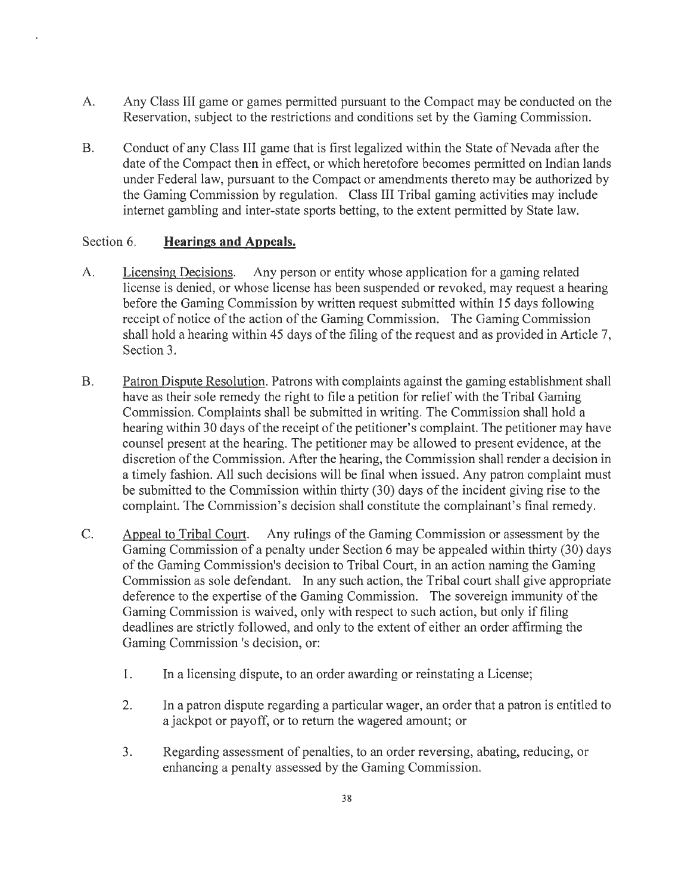A. Any Class III game or games permitted pursuant to the Compact may be conducted on the Reservation, subject to the restrictions and conditions set by the Gaming Commission.

B. Conduct of any Class III game that is first legalized within the State of Nevada after the date of the Compact then in effect, or which heretofore becomes permitted on Indian lands under Federal law, pursuant to the Compact or amendments thereto may be authorized by the Gaming Commission by regulation. Class III Tribal gaming activities may include internet gambling and inter-state sports betting, to the extent permitted by State law.

## Section 6. **Hearings and Appeals.**

A. Licensing Decisions. Any person or entity whose application for a gaming related license is denied, or whose license has been suspended or revoked, may request a hearing before the Gaming Commission by written request submitted within 15 days following receipt of notice of the action of the Gaming Commission. The Gaming Commission shall hold a hearing within 45 days of the filing of the request and as provided in Article 7, Section 3.

B. Patron Dispute Resolution. Patrons with complaints against the gaming establishment shall have as their sole remedy the right to file a petition for relief with the Tribal Gaming Commission. Complaints shall be submitted in writing. The Commission shall hold a hearing within 30 days of the receipt of the petitioner's complaint. The petitioner may have counsel present at the hearing. The petitioner may be allowed to present evidence, at the discretion of the Commission. After the hearing, the Commission shall render a decision in a timely fashion. All such decisions will be final when issued. Any patron complaint must be submitted to the Commission within thirty (30) days of the incident giving rise to the complaint. The Commission's decision shall constitute the complainant's final remedy.

C. Appeal to Tribal Court. Any rulings of the Gaming Commission or assessment by the Gaming Commission of a penalty under Section 6 may be appealed within thirty (30) days of the Gaming Commission's decision to Tribal Court, in an action naming the Gaming Commission as sole defendant. In any such action, the Tribal court shall give appropriate deference to the expertise of the Gaming Commission. The sovereign immunity of the Gaming Commission is waived, only with respect to such action, but only if filing deadlines are strictly followed, and only to the extent of either an order affirming the Gaming Commission 's decision, or:

1. In a licensing dispute, to an order awarding or reinstating a License;

2. In a patron dispute regarding a particular wager, an order that a patron is entitled to a jackpot or payoff, or to return the wagered amount; or

3. Regarding assessment of penalties, to an order reversing, abating, reducing, or enhancing a penalty assessed by the Gaming Commission.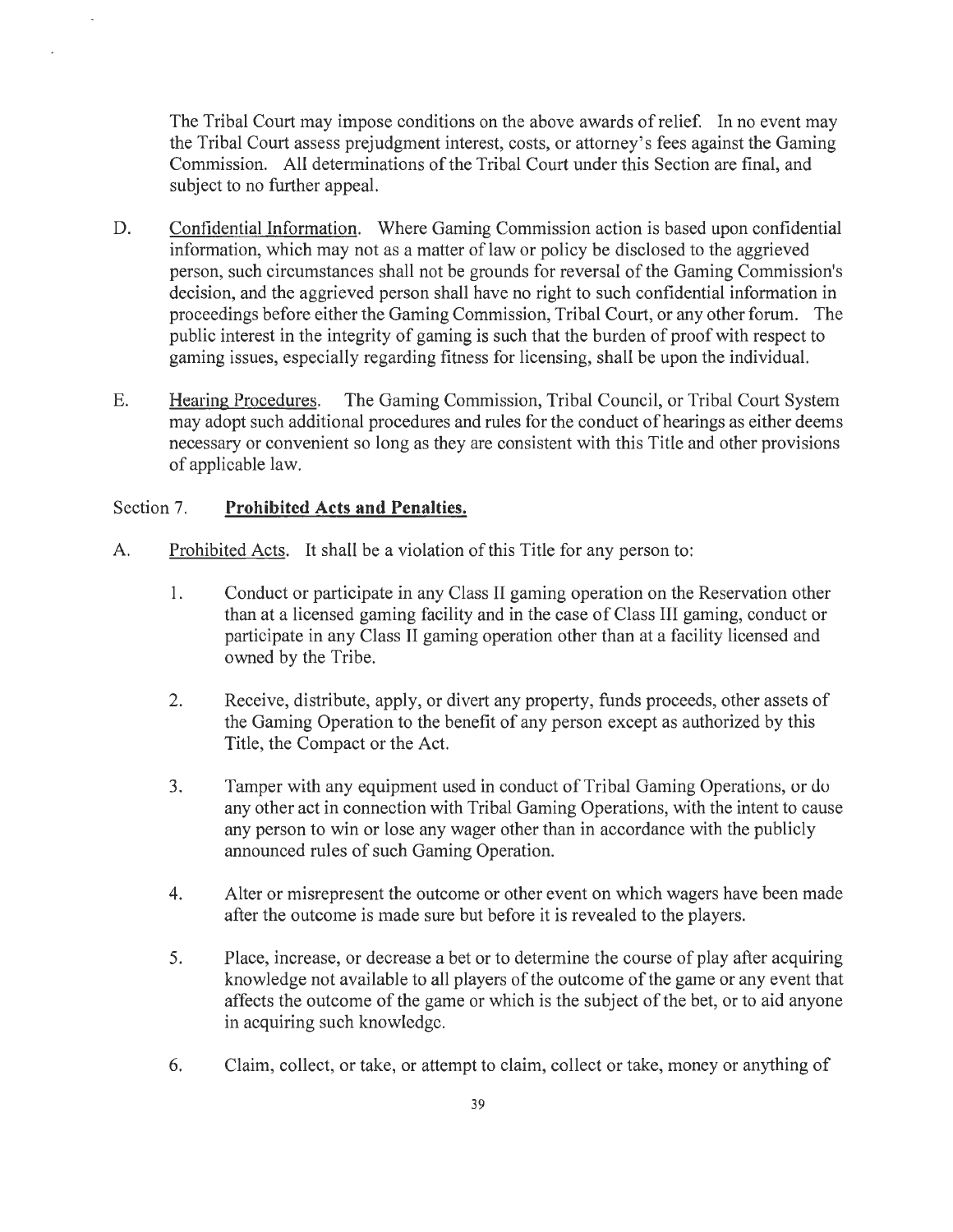The Tribal Court may impose conditions on the above awards of relief. In no event may the Tribal Court assess prejudgment interest, costs, or attorney's fees against the Gaming Commission. All determinations of the Tribal Court under this Section are final, and subject to no further appeal.

D. Confidential Information. Where Gaming Commission action is based upon confidential information, which may not as a matter of law or policy be disclosed to the aggrieved person, such circumstances shall not be grounds for reversal of the Gaming Commission's decision, and the aggrieved person shall have no right to such confidential information in proceedings before either the Gaming Commission, Tribal Court, or any other forum. The public interest in the integrity of gaming is such that the burden of proof with respect to gaming issues, especially regarding fitness for licensing, shall be upon the individual.

E. Hearing Procedures. The Gaming Commission, Tribal Council, or Tribal Court System may adopt such additional procedures and rules for the conduct of hearings as either deems necessary or convenient so long as they are consistent with this Title and other provisions of applicable law.

## Section 7. **Prohibited Acts and Penalties.**

A. Prohibited Acts. It shall be a violation of this Title for any person to:

1. Conduct or participate in any Class II gaming operation on the Reservation other than at a licensed gaming facility and in the case of Class III gaming, conduct or participate in any Class II gaming operation other than at a facility licensed and owned by the Tribe.

2. Receive, distribute, apply, or divert any property, funds proceeds, other assets of the Gaming Operation to the benefit of any person except as authorized by this Title, the Compact or the Act.

3. Tamper with any equipment used in conduct of Tribal Gaming Operations, or do any other act in connection with Tribal Gaming Operations, with the intent to cause any person to win or lose any wager other than in accordance with the publicly announced rules of such Gaming Operation.

4. Alter or misrepresent the outcome or other event on which wagers have been made after the outcome is made sure but before it is revealed to the players.

5. Place, increase, or decrease a bet or to determine the course of play after acquiring knowledge not available to all players of the outcome of the game or any event that affects the outcome of the game or which is the subject of the bet, or to aid anyone in acquiring such knowledge.

6. Claim, collect, or take, or attempt to claim, collect or take, money or anything of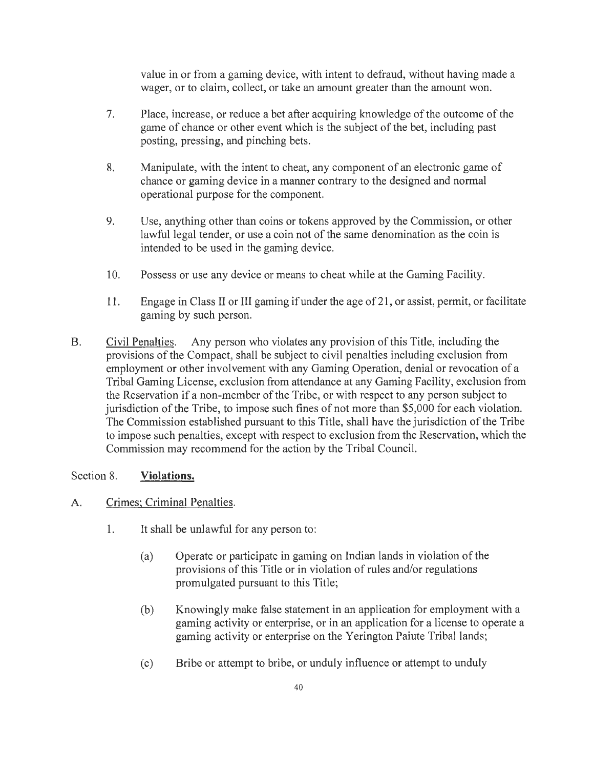value in or from a gaming device, with intent to defraud, without having made a wager, or to claim, collect, or take an amount greater than the amount won.

7. Place, increase, or reduce a bet after acquiring knowledge of the outcome of the game of chance or other event which is the subject of the bet, including past posting, pressing, and pinching bets.

8. Manipulate, with the intent to cheat, any component of an electronic game of chance or gaming device in a manner contrary to the designed and normal operational purpose for the component.

9. Use, anything other than coins or tokens approved by the Commission, or other lawful legal tender, or use a coin not of the same denomination as the coin is intended to be used in the gaming device.

10. Possess or use any device or means to cheat while at the Gaming Facility.

11. Engage in Class II or III gaming if under the age of 21, or assist, permit, or facilitate gaming by such person.

B. Civil Penalties. Any person who violates any provision of this Title, including the provisions of the Compact, shall be subject to civil penalties including exclusion from employment or other involvement with any Gaming Operation, denial or revocation of a Tribal Gaming License, exclusion from attendance at any Gaming Facility, exclusion from the Reservation if a non-member of the Tribe, or with respect to any person subject to jurisdiction of the Tribe, to impose such fines of not more than $5,000 for each violation. The Commission established pursuant to this Title, shall have the jurisdiction of the Tribe to impose such penalties, except with respect to exclusion from the Reservation, which the Commission may recommend for the action by the Tribal Council.

## Section 8. **Violations.**

A. Crimes; Criminal Penalties.

1. It shall be unlawful for any person to:

   (a) Operate or participate in gaming on Indian lands in violation of the provisions of this Title or in violation of rules and/or regulations promulgated pursuant to this Title;

   (b) Knowingly make false statement in an application for employment with a gaming activity or enterprise, or in an application for a license to operate a gaming activity or enterprise on the Yerington Paiute Tribal lands;

   (c) Bribe or attempt to bribe, or unduly influence or attempt to unduly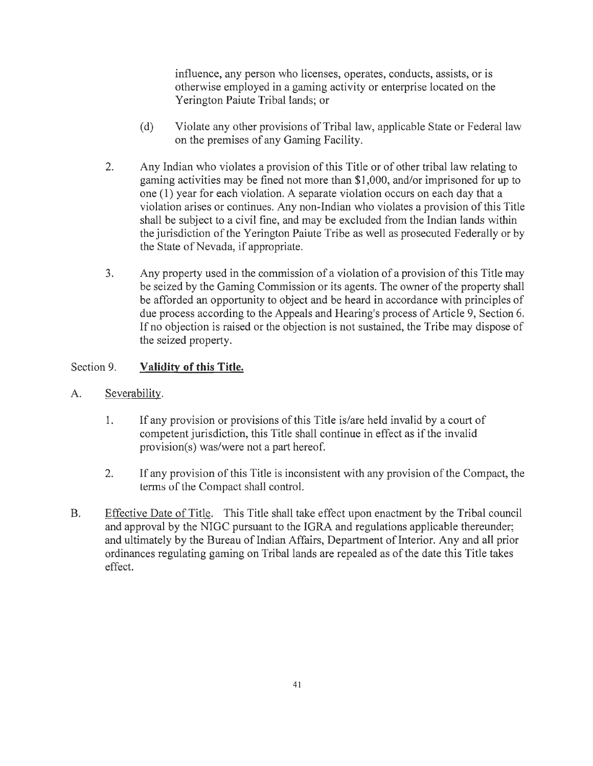influence, any person who licenses, operates, conducts, assists, or is otherwise employed in a gaming activity or enterprise located on the Yerington Paiute Tribal lands; or

(d) Violate any other provisions of Tribal law, applicable State or Federal law on the premises of any Gaming Facility.

2. Any Indian who violates a provision of this Title or of other tribal law relating to gaming activities may be fined not more than $1,000, and/or imprisoned for up to one (1) year for each violation. A separate violation occurs on each day that a violation arises or continues. Any non-Indian who violates a provision of this Title shall be subject to a civil fine, and may be excluded from the Indian lands within the jurisdiction of the Yerington Paiute Tribe as well as prosecuted Federally or by the State of Nevada, if appropriate.

3. Any property used in the commission of a violation of a provision of this Title may be seized by the Gaming Commission or its agents. The owner of the property shall be afforded an opportunity to object and be heard in accordance with principles of due process according to the Appeals and Hearing's process of Article 9, Section 6. If no objection is raised or the objection is not sustained, the Tribe may dispose of the seized property.

## Section 9. **Validity of this Title.**

A. Severability.

1. If any provision or provisions of this Title is/are held invalid by a court of competent jurisdiction, this Title shall continue in effect as if the invalid provision(s) was/were not a part hereof.

2. If any provision of this Title is inconsistent with any provision of the Compact, the terms of the Compact shall control.

B. Effective Date of Title. This Title shall take effect upon enactment by the Tribal council and approval by the NIGC pursuant to the IGRA and regulations applicable thereunder; and ultimately by the Bureau of Indian Affairs, Department of Interior. Any and all prior ordinances regulating gaming on Tribal lands are repealed as of the date this Title takes effect.